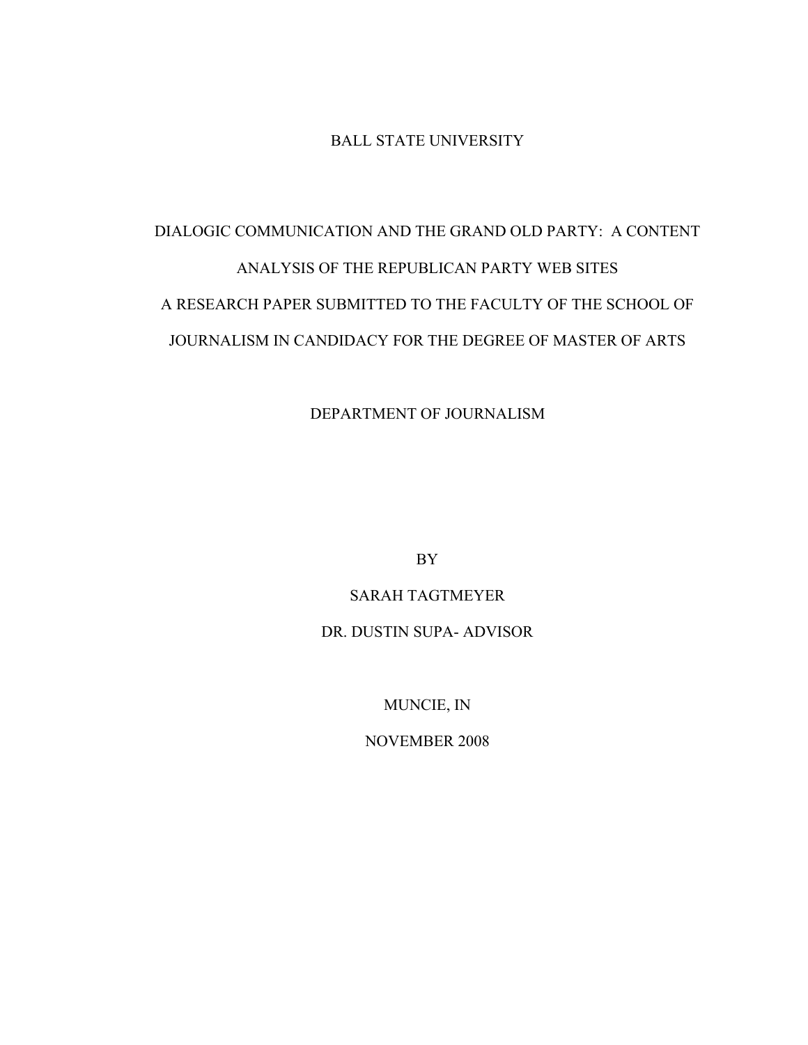BALL STATE UNIVERSITY

# DIALOGIC COMMUNICATION AND THE GRAND OLD PARTY: A CONTENT ANALYSIS OF THE REPUBLICAN PARTY WEB SITES

A RESEARCH PAPER SUBMITTED TO THE FACULTY OF THE SCHOOL OF JOURNALISM IN CANDIDACY FOR THE DEGREE OF MASTER OF ARTS

DEPARTMENT OF JOURNALISM

BY

SARAH TAGTMEYER

DR. DUSTIN SUPA- ADVISOR

MUNCIE, IN

NOVEMBER 2008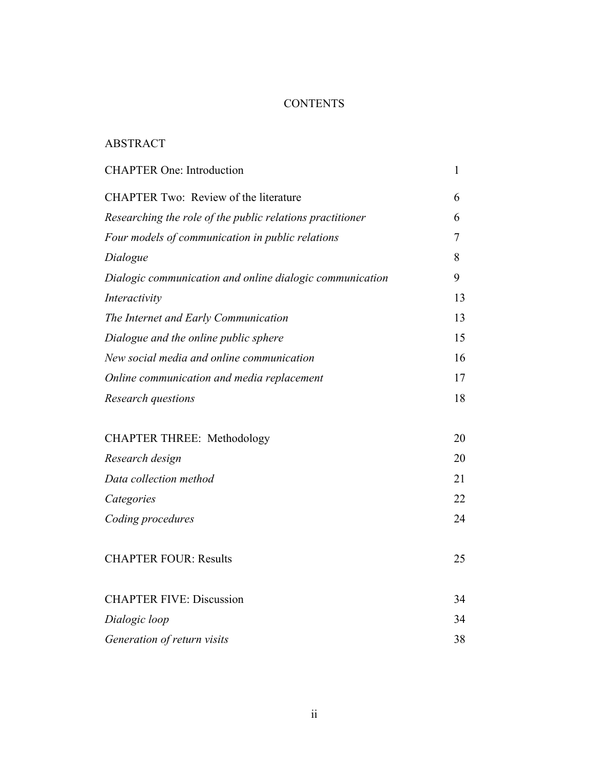# CONTENTS

| | |
|---|---|
| ABSTRACT | |
| CHAPTER One: Introduction | 1 |
| CHAPTER Two: Review of the literature | 6 |
| *Researching the role of the public relations practitioner* | 6 |
| *Four models of communication in public relations* | 7 |
| *Dialogue* | 8 |
| *Dialogic communication and online dialogic communication* | 9 |
| *Interactivity* | 13 |
| *The Internet and Early Communication* | 13 |
| *Dialogue and the online public sphere* | 15 |
| *New social media and online communication* | 16 |
| *Online communication and media replacement* | 17 |
| *Research questions* | 18 |
| CHAPTER THREE: Methodology | 20 |
| *Research design* | 20 |
| *Data collection method* | 21 |
| *Categories* | 22 |
| *Coding procedures* | 24 |
| CHAPTER FOUR: Results | 25 |
| CHAPTER FIVE: Discussion | 34 |
| *Dialogic loop* | 34 |
| *Generation of return visits* | 38 |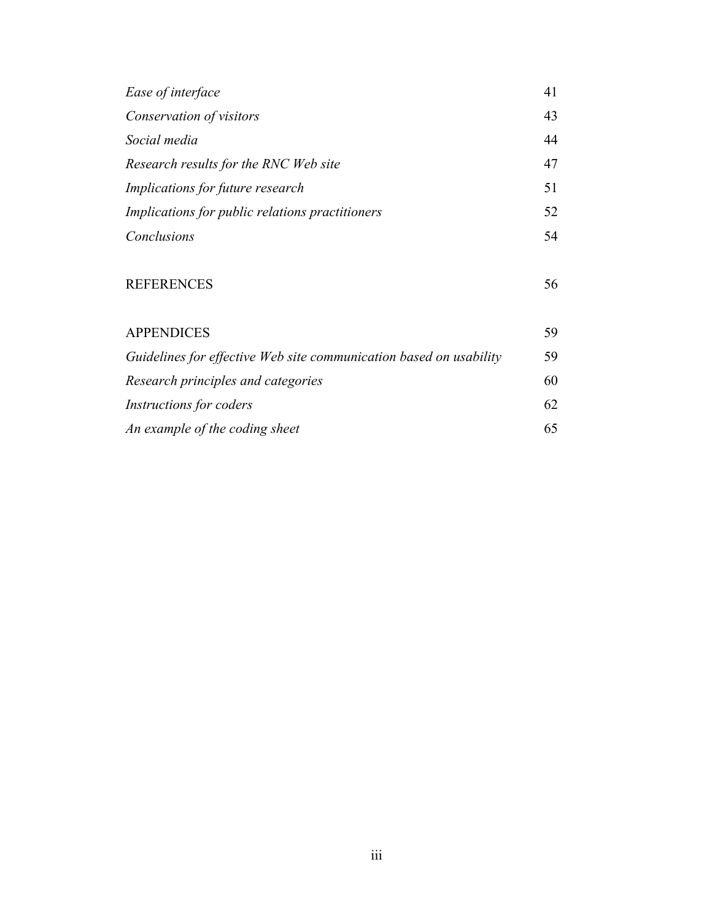| | |
|---|---|
| *Ease of interface* | 41 |
| *Conservation of visitors* | 43 |
| *Social media* | 44 |
| *Research results for the RNC Web site* | 47 |
| *Implications for future research* | 51 |
| *Implications for public relations practitioners* | 52 |
| *Conclusions* | 54 |
| REFERENCES | 56 |
| APPENDICES | 59 |
| *Guidelines for effective Web site communication based on usability* | 59 |
| *Research principles and categories* | 60 |
| *Instructions for coders* | 62 |
| *An example of the coding sheet* | 65 |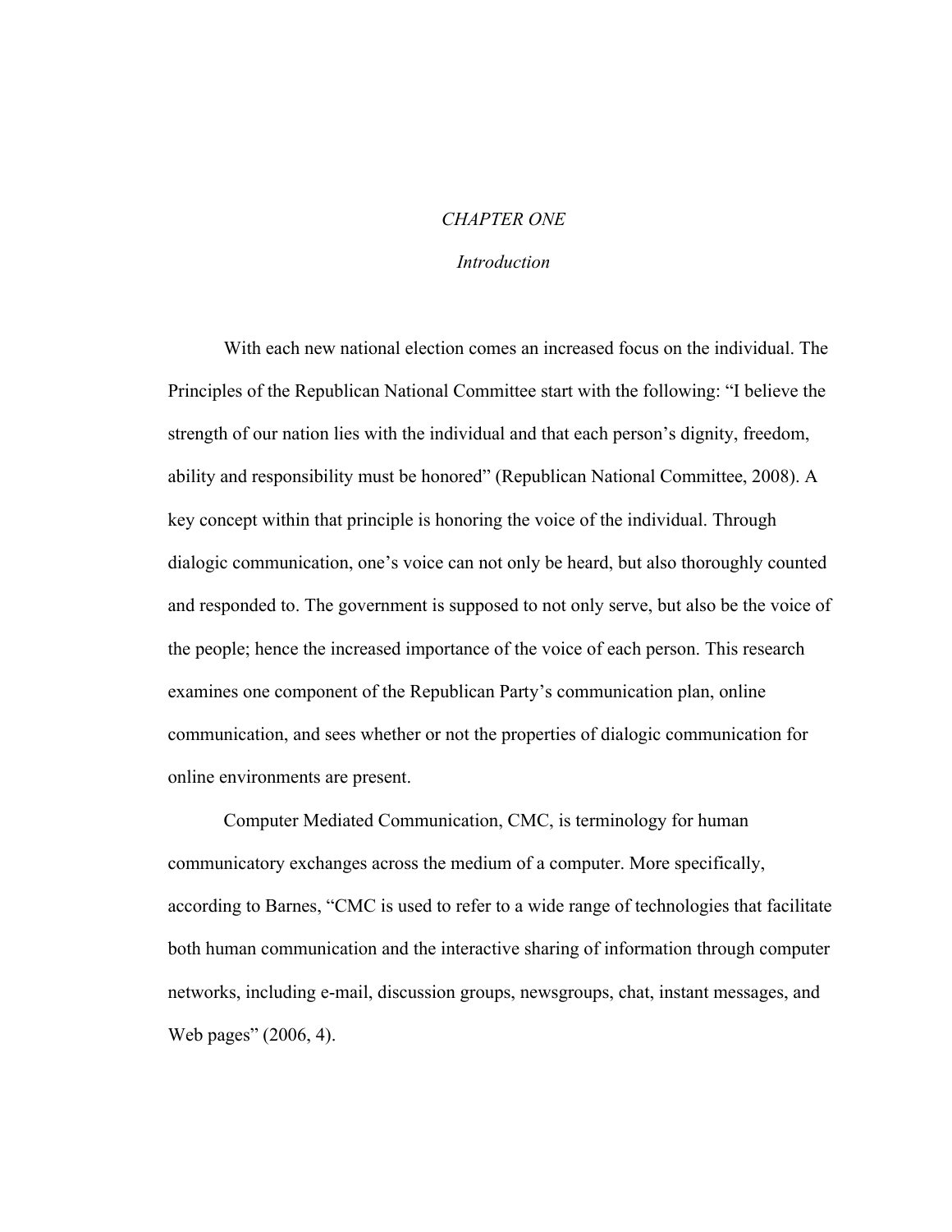# *CHAPTER ONE*

## *Introduction*

With each new national election comes an increased focus on the individual. The Principles of the Republican National Committee start with the following: "I believe the strength of our nation lies with the individual and that each person's dignity, freedom, ability and responsibility must be honored" (Republican National Committee, 2008). A key concept within that principle is honoring the voice of the individual. Through dialogic communication, one's voice can not only be heard, but also thoroughly counted and responded to. The government is supposed to not only serve, but also be the voice of the people; hence the increased importance of the voice of each person. This research examines one component of the Republican Party's communication plan, online communication, and sees whether or not the properties of dialogic communication for online environments are present.

Computer Mediated Communication, CMC, is terminology for human communicatory exchanges across the medium of a computer. More specifically, according to Barnes, "CMC is used to refer to a wide range of technologies that facilitate both human communication and the interactive sharing of information through computer networks, including e-mail, discussion groups, newsgroups, chat, instant messages, and Web pages" (2006, 4).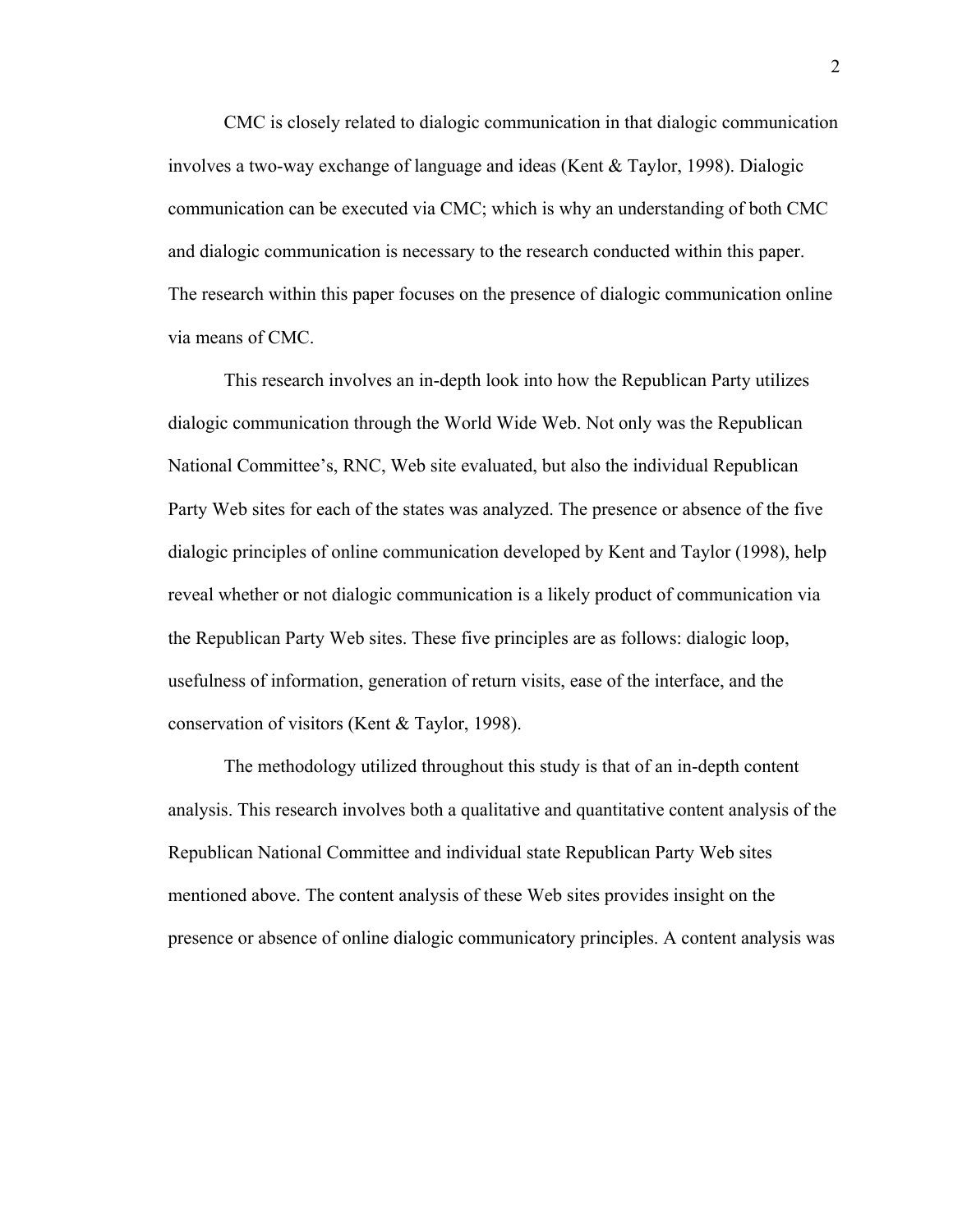CMC is closely related to dialogic communication in that dialogic communication involves a two-way exchange of language and ideas (Kent & Taylor, 1998). Dialogic communication can be executed via CMC; which is why an understanding of both CMC and dialogic communication is necessary to the research conducted within this paper. The research within this paper focuses on the presence of dialogic communication online via means of CMC.

This research involves an in-depth look into how the Republican Party utilizes dialogic communication through the World Wide Web. Not only was the Republican National Committee's, RNC, Web site evaluated, but also the individual Republican Party Web sites for each of the states was analyzed. The presence or absence of the five dialogic principles of online communication developed by Kent and Taylor (1998), help reveal whether or not dialogic communication is a likely product of communication via the Republican Party Web sites. These five principles are as follows: dialogic loop, usefulness of information, generation of return visits, ease of the interface, and the conservation of visitors (Kent & Taylor, 1998).

The methodology utilized throughout this study is that of an in-depth content analysis. This research involves both a qualitative and quantitative content analysis of the Republican National Committee and individual state Republican Party Web sites mentioned above. The content analysis of these Web sites provides insight on the presence or absence of online dialogic communicatory principles. A content analysis was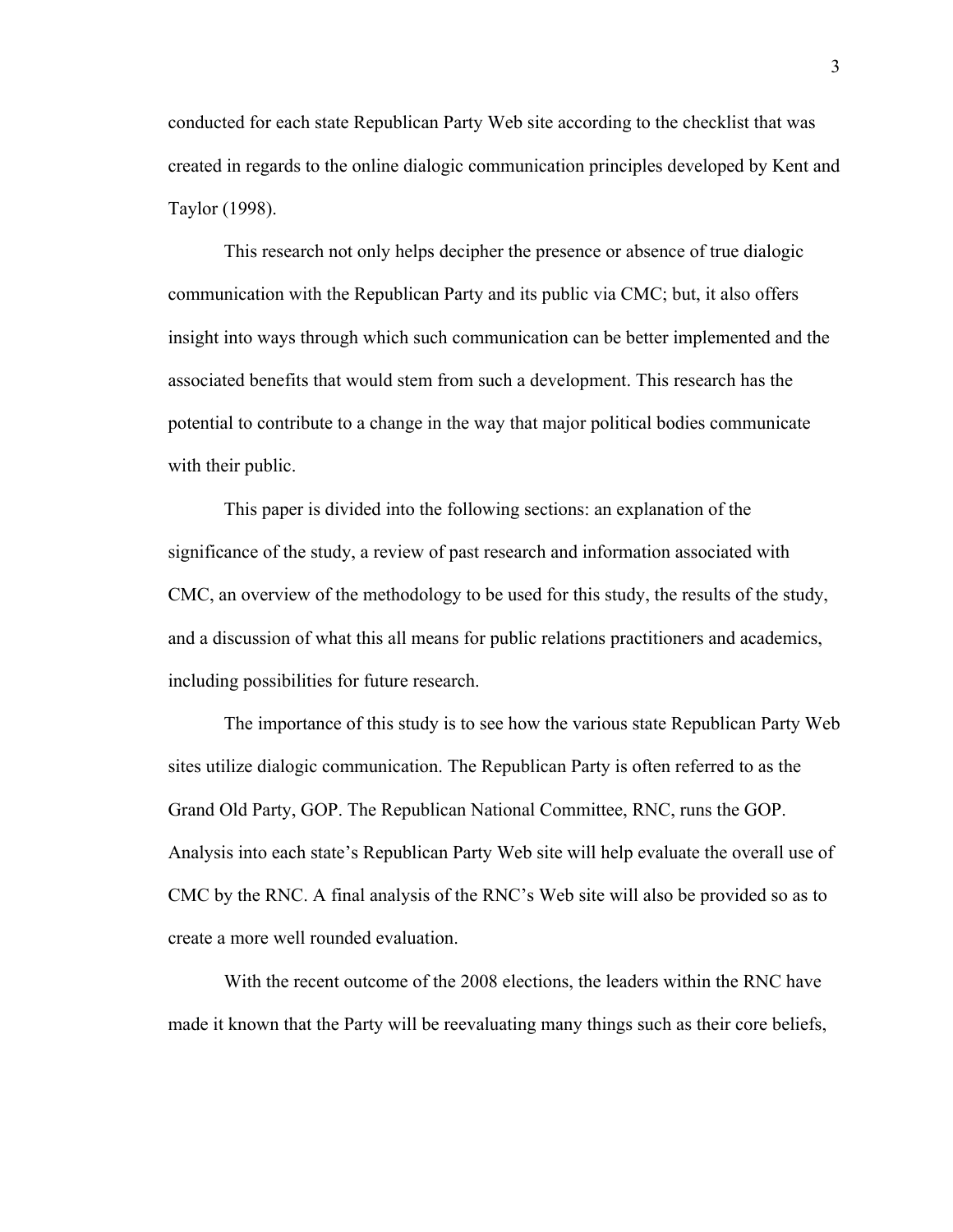conducted for each state Republican Party Web site according to the checklist that was created in regards to the online dialogic communication principles developed by Kent and Taylor (1998).

This research not only helps decipher the presence or absence of true dialogic communication with the Republican Party and its public via CMC; but, it also offers insight into ways through which such communication can be better implemented and the associated benefits that would stem from such a development. This research has the potential to contribute to a change in the way that major political bodies communicate with their public.

This paper is divided into the following sections: an explanation of the significance of the study, a review of past research and information associated with CMC, an overview of the methodology to be used for this study, the results of the study, and a discussion of what this all means for public relations practitioners and academics, including possibilities for future research.

The importance of this study is to see how the various state Republican Party Web sites utilize dialogic communication. The Republican Party is often referred to as the Grand Old Party, GOP. The Republican National Committee, RNC, runs the GOP. Analysis into each state's Republican Party Web site will help evaluate the overall use of CMC by the RNC. A final analysis of the RNC's Web site will also be provided so as to create a more well rounded evaluation.

With the recent outcome of the 2008 elections, the leaders within the RNC have made it known that the Party will be reevaluating many things such as their core beliefs,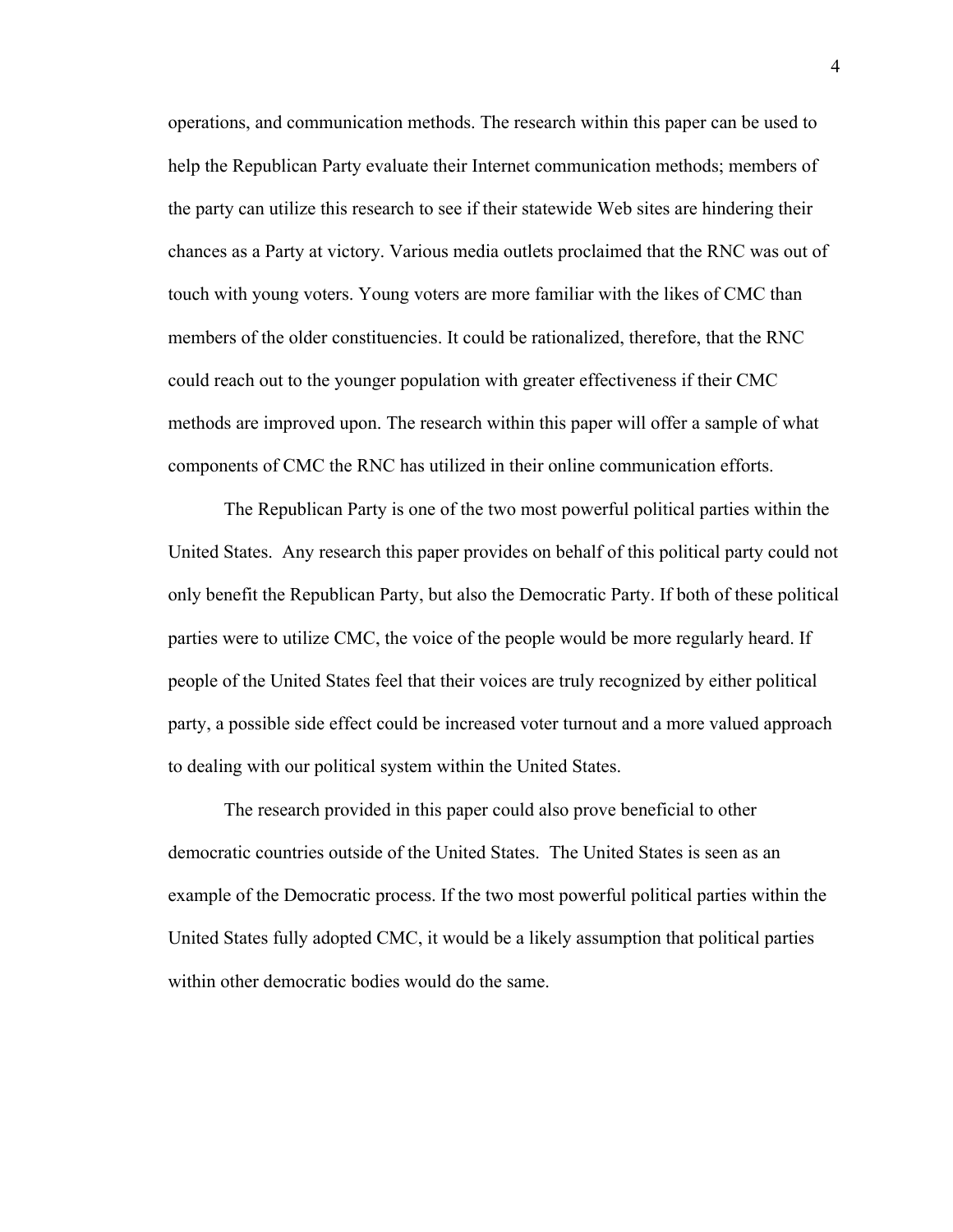operations, and communication methods. The research within this paper can be used to help the Republican Party evaluate their Internet communication methods; members of the party can utilize this research to see if their statewide Web sites are hindering their chances as a Party at victory. Various media outlets proclaimed that the RNC was out of touch with young voters. Young voters are more familiar with the likes of CMC than members of the older constituencies. It could be rationalized, therefore, that the RNC could reach out to the younger population with greater effectiveness if their CMC methods are improved upon. The research within this paper will offer a sample of what components of CMC the RNC has utilized in their online communication efforts.

The Republican Party is one of the two most powerful political parties within the United States. Any research this paper provides on behalf of this political party could not only benefit the Republican Party, but also the Democratic Party. If both of these political parties were to utilize CMC, the voice of the people would be more regularly heard. If people of the United States feel that their voices are truly recognized by either political party, a possible side effect could be increased voter turnout and a more valued approach to dealing with our political system within the United States.

The research provided in this paper could also prove beneficial to other democratic countries outside of the United States. The United States is seen as an example of the Democratic process. If the two most powerful political parties within the United States fully adopted CMC, it would be a likely assumption that political parties within other democratic bodies would do the same.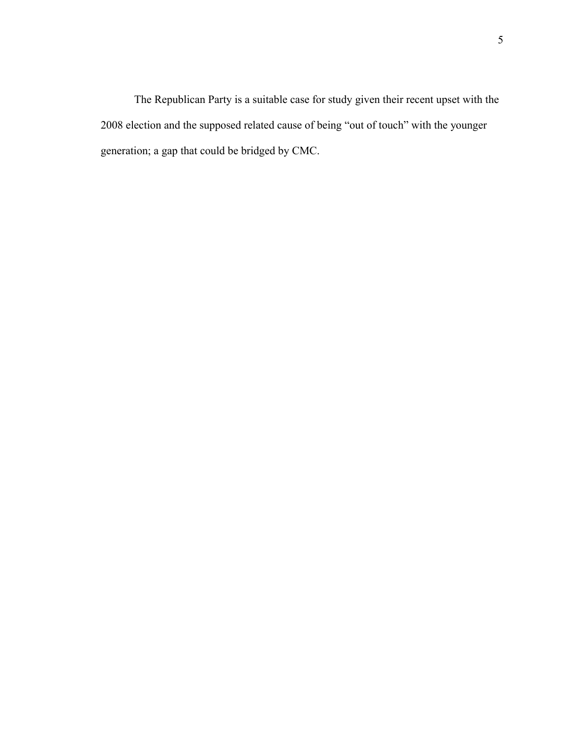The Republican Party is a suitable case for study given their recent upset with the 2008 election and the supposed related cause of being “out of touch” with the younger generation; a gap that could be bridged by CMC.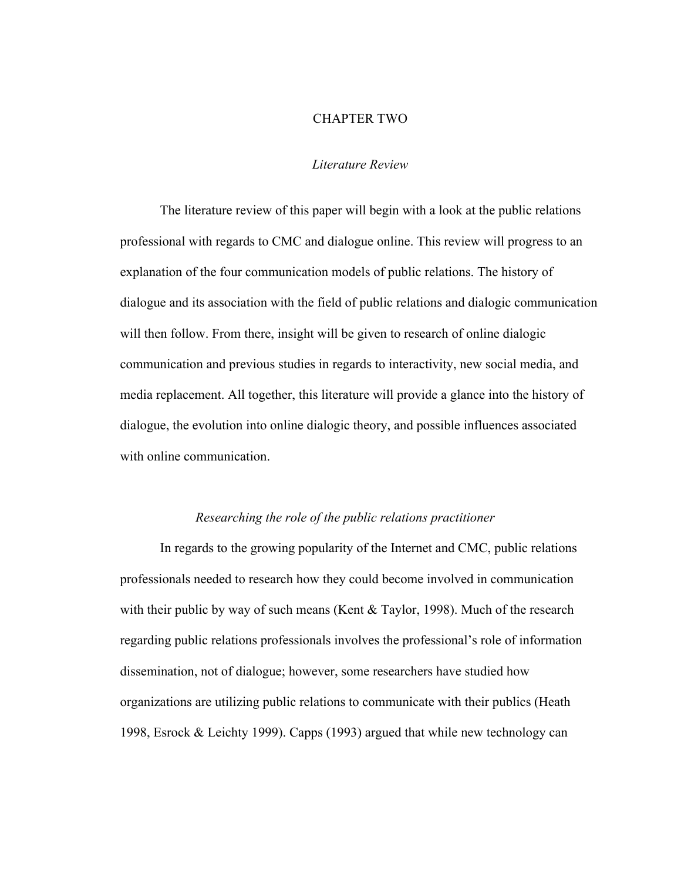# CHAPTER TWO

## *Literature Review*

The literature review of this paper will begin with a look at the public relations professional with regards to CMC and dialogue online. This review will progress to an explanation of the four communication models of public relations. The history of dialogue and its association with the field of public relations and dialogic communication will then follow. From there, insight will be given to research of online dialogic communication and previous studies in regards to interactivity, new social media, and media replacement. All together, this literature will provide a glance into the history of dialogue, the evolution into online dialogic theory, and possible influences associated with online communication.

### *Researching the role of the public relations practitioner*

In regards to the growing popularity of the Internet and CMC, public relations professionals needed to research how they could become involved in communication with their public by way of such means (Kent & Taylor, 1998). Much of the research regarding public relations professionals involves the professional's role of information dissemination, not of dialogue; however, some researchers have studied how organizations are utilizing public relations to communicate with their publics (Heath 1998, Esrock & Leichty 1999). Capps (1993) argued that while new technology can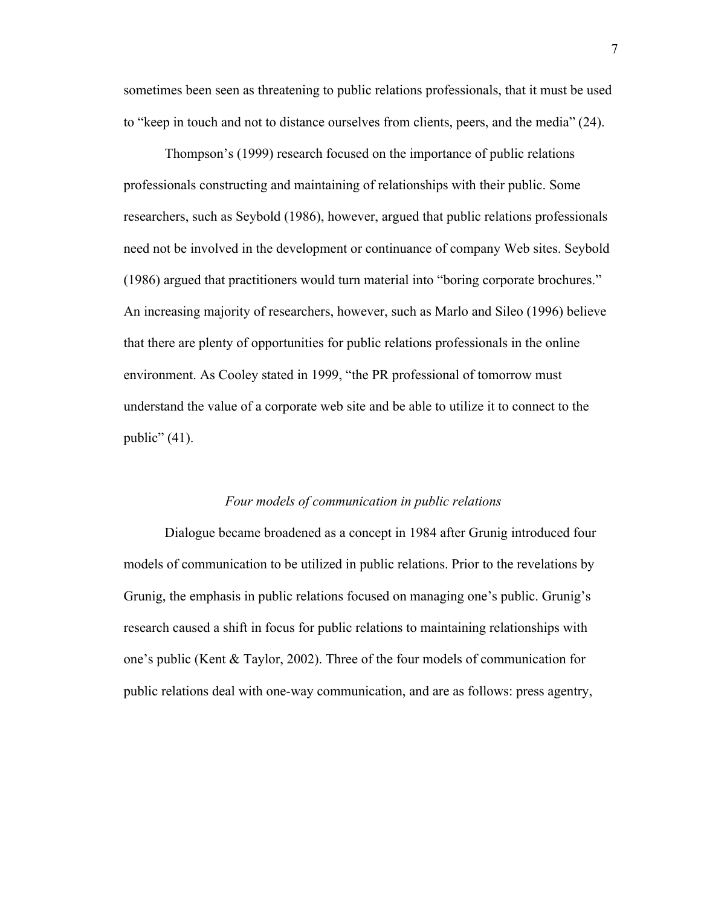sometimes been seen as threatening to public relations professionals, that it must be used to "keep in touch and not to distance ourselves from clients, peers, and the media" (24).

Thompson's (1999) research focused on the importance of public relations professionals constructing and maintaining of relationships with their public. Some researchers, such as Seybold (1986), however, argued that public relations professionals need not be involved in the development or continuance of company Web sites. Seybold (1986) argued that practitioners would turn material into "boring corporate brochures." An increasing majority of researchers, however, such as Marlo and Sileo (1996) believe that there are plenty of opportunities for public relations professionals in the online environment. As Cooley stated in 1999, "the PR professional of tomorrow must understand the value of a corporate web site and be able to utilize it to connect to the public" (41).

### *Four models of communication in public relations*

Dialogue became broadened as a concept in 1984 after Grunig introduced four models of communication to be utilized in public relations. Prior to the revelations by Grunig, the emphasis in public relations focused on managing one's public. Grunig's research caused a shift in focus for public relations to maintaining relationships with one's public (Kent & Taylor, 2002). Three of the four models of communication for public relations deal with one-way communication, and are as follows: press agentry,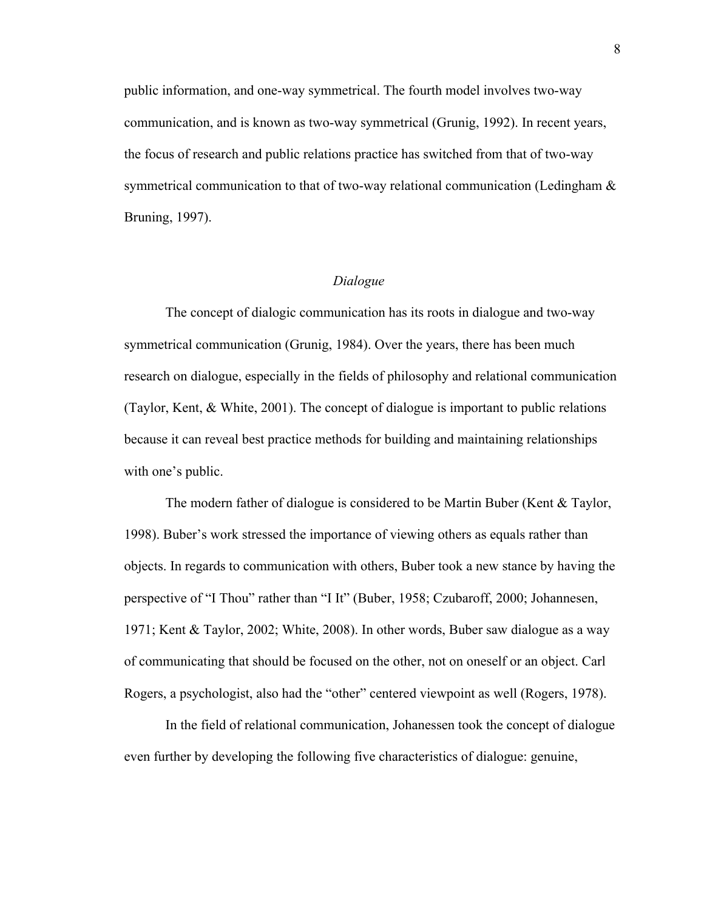public information, and one-way symmetrical. The fourth model involves two-way communication, and is known as two-way symmetrical (Grunig, 1992). In recent years, the focus of research and public relations practice has switched from that of two-way symmetrical communication to that of two-way relational communication (Ledingham & Bruning, 1997).

### *Dialogue*

The concept of dialogic communication has its roots in dialogue and two-way symmetrical communication (Grunig, 1984). Over the years, there has been much research on dialogue, especially in the fields of philosophy and relational communication (Taylor, Kent, & White, 2001). The concept of dialogue is important to public relations because it can reveal best practice methods for building and maintaining relationships with one's public.

The modern father of dialogue is considered to be Martin Buber (Kent & Taylor, 1998). Buber's work stressed the importance of viewing others as equals rather than objects. In regards to communication with others, Buber took a new stance by having the perspective of "I Thou" rather than "I It" (Buber, 1958; Czubaroff, 2000; Johannesen, 1971; Kent & Taylor, 2002; White, 2008). In other words, Buber saw dialogue as a way of communicating that should be focused on the other, not on oneself or an object. Carl Rogers, a psychologist, also had the "other" centered viewpoint as well (Rogers, 1978).

In the field of relational communication, Johanessen took the concept of dialogue even further by developing the following five characteristics of dialogue: genuine,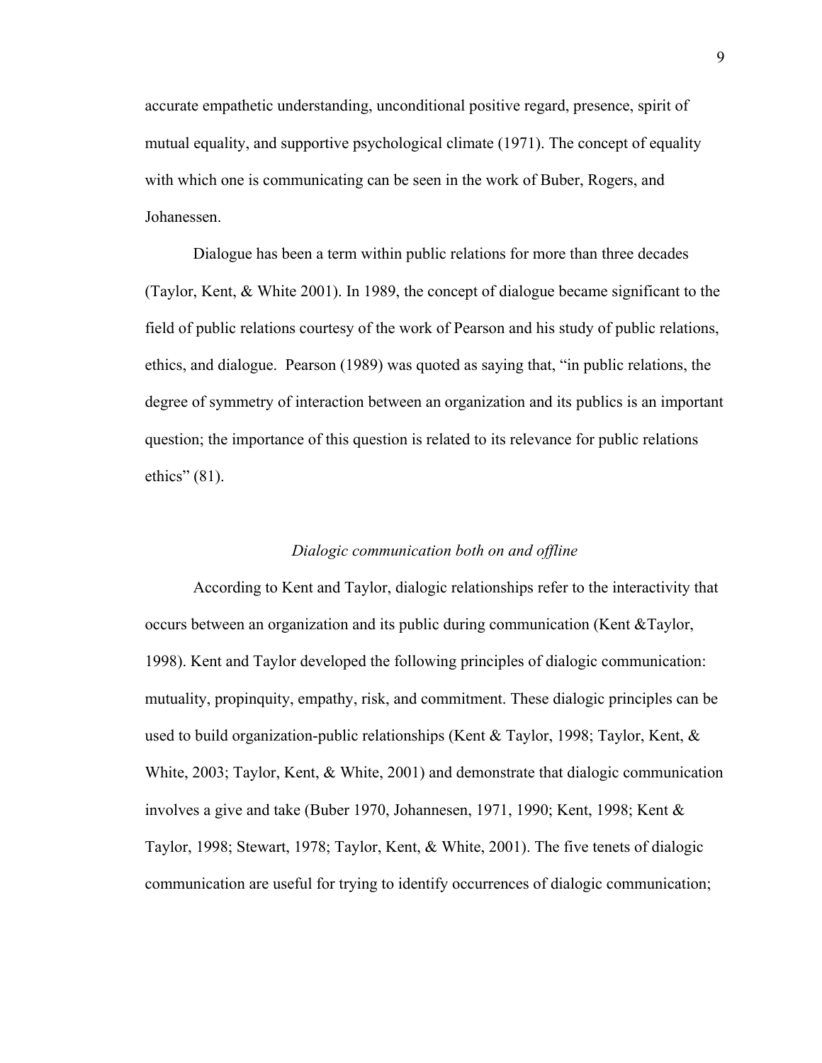accurate empathetic understanding, unconditional positive regard, presence, spirit of mutual equality, and supportive psychological climate (1971). The concept of equality with which one is communicating can be seen in the work of Buber, Rogers, and Johanessen.

Dialogue has been a term within public relations for more than three decades (Taylor, Kent, & White 2001). In 1989, the concept of dialogue became significant to the field of public relations courtesy of the work of Pearson and his study of public relations, ethics, and dialogue. Pearson (1989) was quoted as saying that, "in public relations, the degree of symmetry of interaction between an organization and its publics is an important question; the importance of this question is related to its relevance for public relations ethics" (81).

### *Dialogic communication both on and offline*

According to Kent and Taylor, dialogic relationships refer to the interactivity that occurs between an organization and its public during communication (Kent &Taylor, 1998). Kent and Taylor developed the following principles of dialogic communication: mutuality, propinquity, empathy, risk, and commitment. These dialogic principles can be used to build organization-public relationships (Kent & Taylor, 1998; Taylor, Kent, & White, 2003; Taylor, Kent, & White, 2001) and demonstrate that dialogic communication involves a give and take (Buber 1970, Johannesen, 1971, 1990; Kent, 1998; Kent & Taylor, 1998; Stewart, 1978; Taylor, Kent, & White, 2001). The five tenets of dialogic communication are useful for trying to identify occurrences of dialogic communication;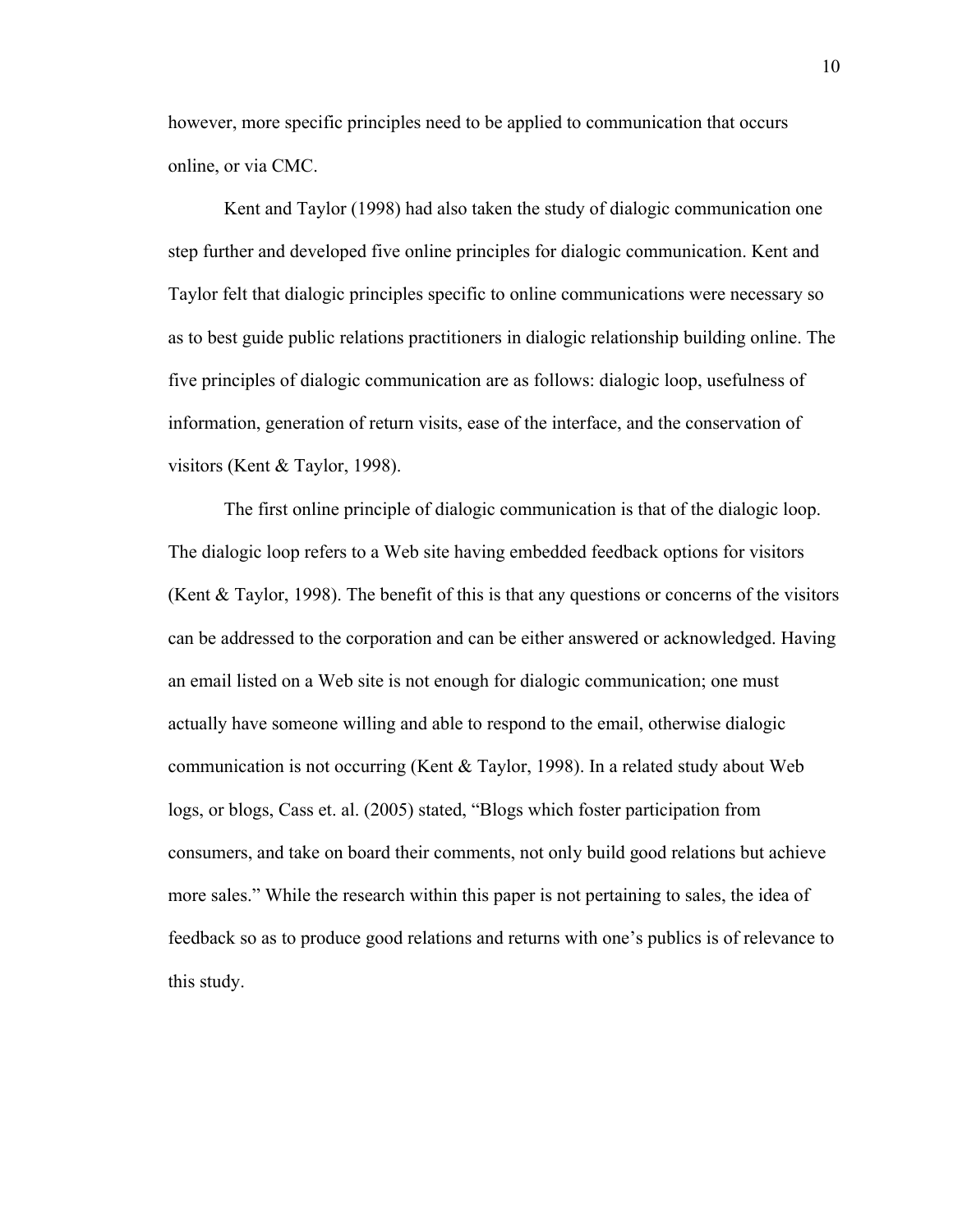however, more specific principles need to be applied to communication that occurs online, or via CMC.

Kent and Taylor (1998) had also taken the study of dialogic communication one step further and developed five online principles for dialogic communication. Kent and Taylor felt that dialogic principles specific to online communications were necessary so as to best guide public relations practitioners in dialogic relationship building online. The five principles of dialogic communication are as follows: dialogic loop, usefulness of information, generation of return visits, ease of the interface, and the conservation of visitors (Kent & Taylor, 1998).

The first online principle of dialogic communication is that of the dialogic loop. The dialogic loop refers to a Web site having embedded feedback options for visitors (Kent & Taylor, 1998). The benefit of this is that any questions or concerns of the visitors can be addressed to the corporation and can be either answered or acknowledged. Having an email listed on a Web site is not enough for dialogic communication; one must actually have someone willing and able to respond to the email, otherwise dialogic communication is not occurring (Kent & Taylor, 1998). In a related study about Web logs, or blogs, Cass et. al. (2005) stated, "Blogs which foster participation from consumers, and take on board their comments, not only build good relations but achieve more sales." While the research within this paper is not pertaining to sales, the idea of feedback so as to produce good relations and returns with one's publics is of relevance to this study.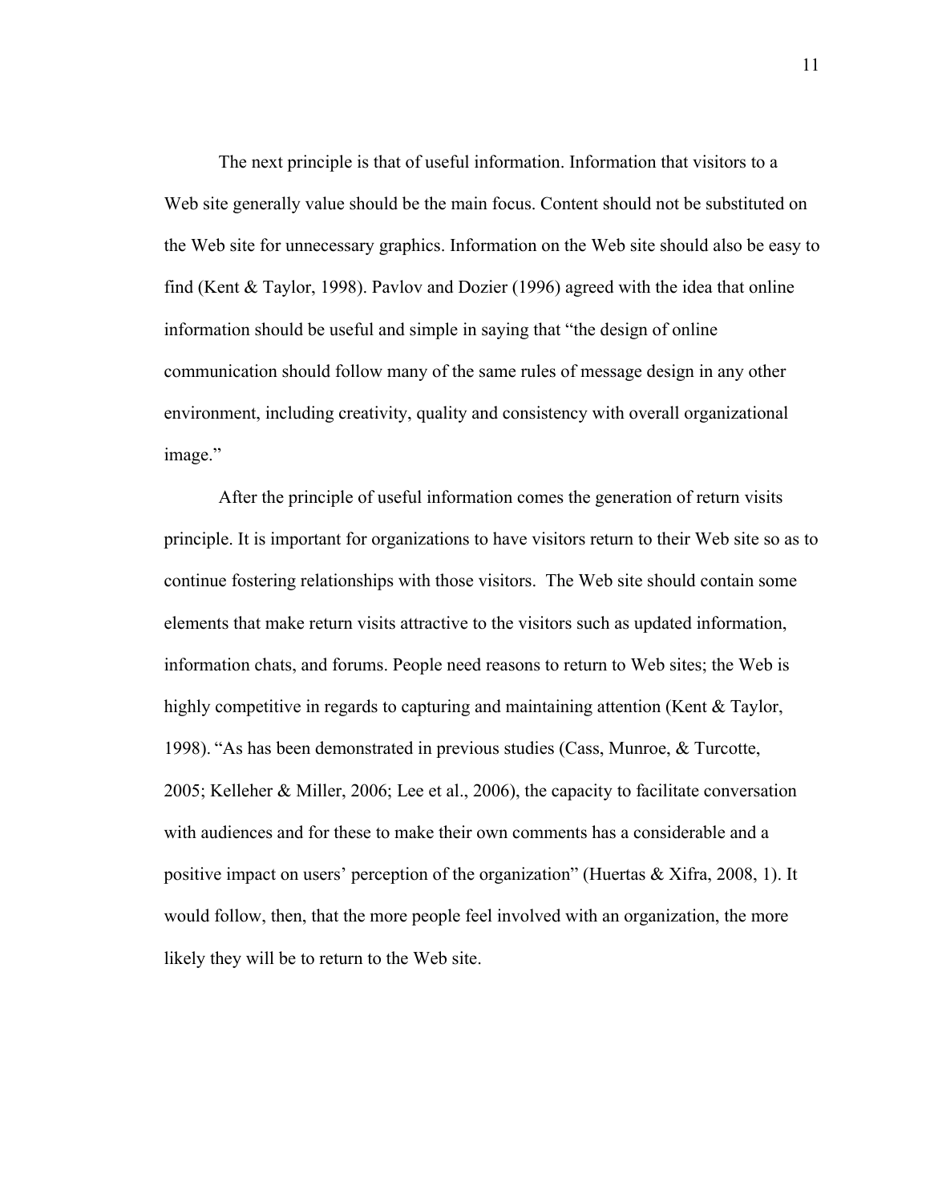The next principle is that of useful information. Information that visitors to a Web site generally value should be the main focus. Content should not be substituted on the Web site for unnecessary graphics. Information on the Web site should also be easy to find (Kent & Taylor, 1998). Pavlov and Dozier (1996) agreed with the idea that online information should be useful and simple in saying that "the design of online communication should follow many of the same rules of message design in any other environment, including creativity, quality and consistency with overall organizational image."

After the principle of useful information comes the generation of return visits principle. It is important for organizations to have visitors return to their Web site so as to continue fostering relationships with those visitors. The Web site should contain some elements that make return visits attractive to the visitors such as updated information, information chats, and forums. People need reasons to return to Web sites; the Web is highly competitive in regards to capturing and maintaining attention (Kent & Taylor, 1998). "As has been demonstrated in previous studies (Cass, Munroe, & Turcotte, 2005; Kelleher & Miller, 2006; Lee et al., 2006), the capacity to facilitate conversation with audiences and for these to make their own comments has a considerable and a positive impact on users' perception of the organization" (Huertas & Xifra, 2008, 1). It would follow, then, that the more people feel involved with an organization, the more likely they will be to return to the Web site.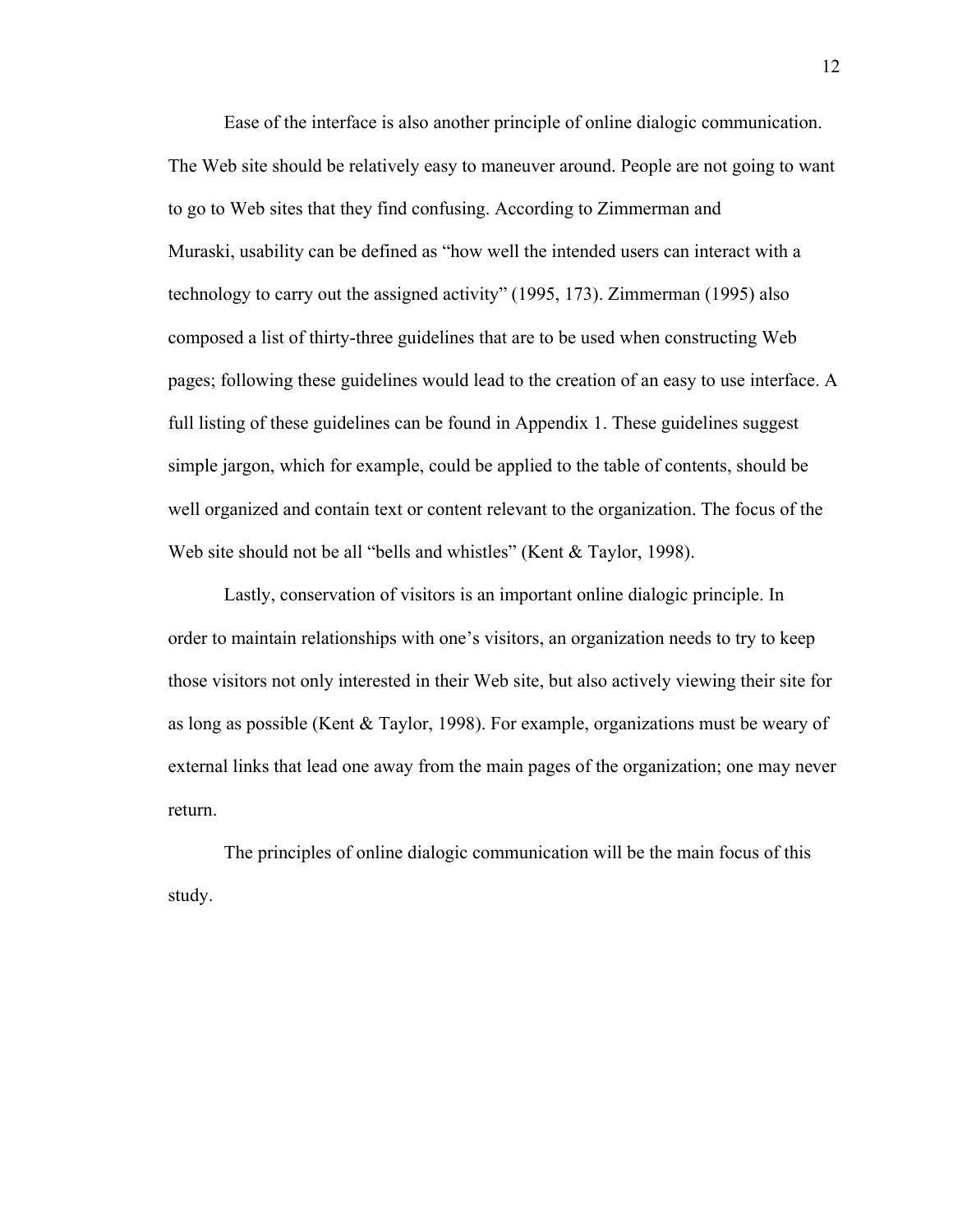Ease of the interface is also another principle of online dialogic communication. The Web site should be relatively easy to maneuver around. People are not going to want to go to Web sites that they find confusing. According to Zimmerman and Muraski, usability can be defined as "how well the intended users can interact with a technology to carry out the assigned activity" (1995, 173). Zimmerman (1995) also composed a list of thirty-three guidelines that are to be used when constructing Web pages; following these guidelines would lead to the creation of an easy to use interface. A full listing of these guidelines can be found in Appendix 1. These guidelines suggest simple jargon, which for example, could be applied to the table of contents, should be well organized and contain text or content relevant to the organization. The focus of the Web site should not be all "bells and whistles" (Kent & Taylor, 1998).

Lastly, conservation of visitors is an important online dialogic principle. In order to maintain relationships with one's visitors, an organization needs to try to keep those visitors not only interested in their Web site, but also actively viewing their site for as long as possible (Kent & Taylor, 1998). For example, organizations must be weary of external links that lead one away from the main pages of the organization; one may never return.

The principles of online dialogic communication will be the main focus of this study.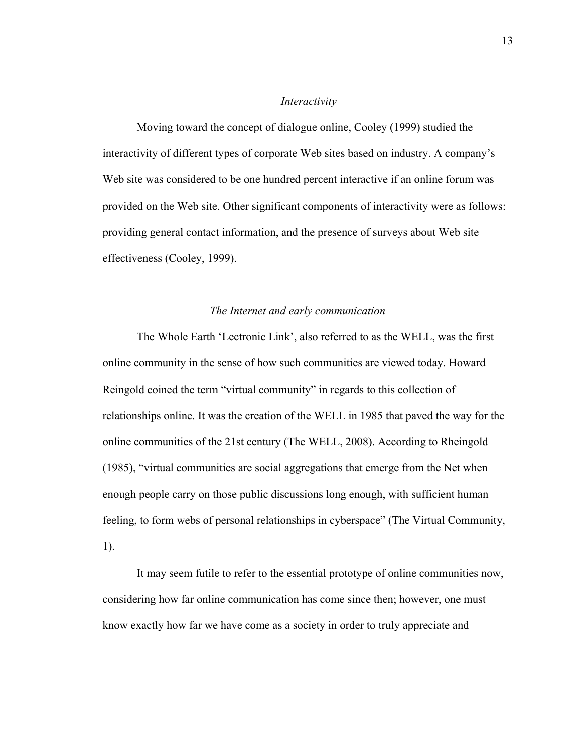### *Interactivity*

Moving toward the concept of dialogue online, Cooley (1999) studied the interactivity of different types of corporate Web sites based on industry. A company's Web site was considered to be one hundred percent interactive if an online forum was provided on the Web site. Other significant components of interactivity were as follows: providing general contact information, and the presence of surveys about Web site effectiveness (Cooley, 1999).

### *The Internet and early communication*

The Whole Earth 'Lectronic Link', also referred to as the WELL, was the first online community in the sense of how such communities are viewed today. Howard Reingold coined the term "virtual community" in regards to this collection of relationships online. It was the creation of the WELL in 1985 that paved the way for the online communities of the 21st century (The WELL, 2008). According to Rheingold (1985), "virtual communities are social aggregations that emerge from the Net when enough people carry on those public discussions long enough, with sufficient human feeling, to form webs of personal relationships in cyberspace" (The Virtual Community, 1).

It may seem futile to refer to the essential prototype of online communities now, considering how far online communication has come since then; however, one must know exactly how far we have come as a society in order to truly appreciate and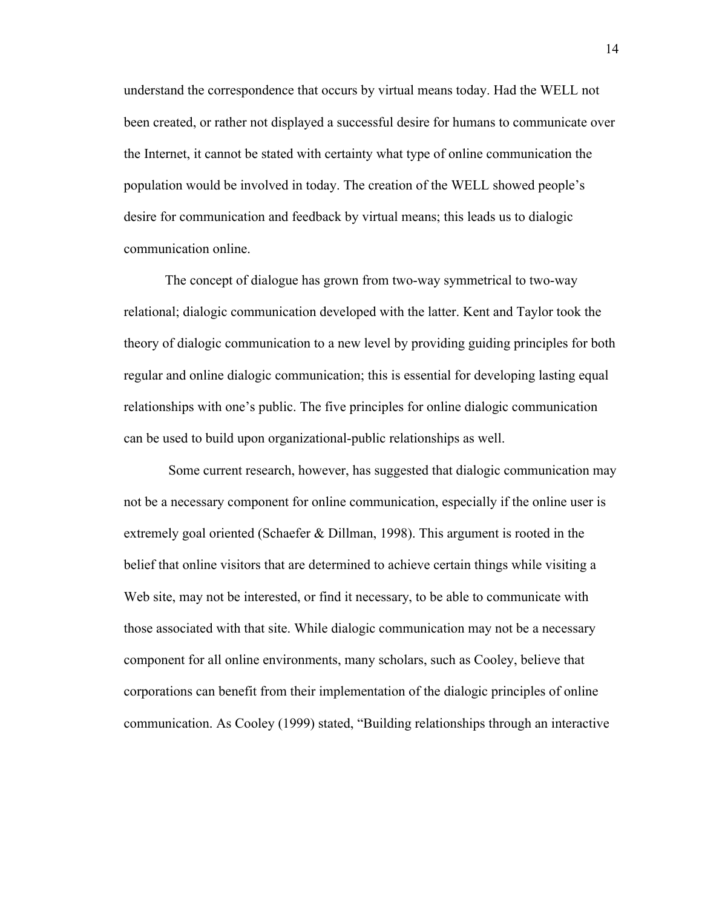understand the correspondence that occurs by virtual means today. Had the WELL not been created, or rather not displayed a successful desire for humans to communicate over the Internet, it cannot be stated with certainty what type of online communication the population would be involved in today. The creation of the WELL showed people's desire for communication and feedback by virtual means; this leads us to dialogic communication online.

The concept of dialogue has grown from two-way symmetrical to two-way relational; dialogic communication developed with the latter. Kent and Taylor took the theory of dialogic communication to a new level by providing guiding principles for both regular and online dialogic communication; this is essential for developing lasting equal relationships with one's public. The five principles for online dialogic communication can be used to build upon organizational-public relationships as well.

Some current research, however, has suggested that dialogic communication may not be a necessary component for online communication, especially if the online user is extremely goal oriented (Schaefer & Dillman, 1998). This argument is rooted in the belief that online visitors that are determined to achieve certain things while visiting a Web site, may not be interested, or find it necessary, to be able to communicate with those associated with that site. While dialogic communication may not be a necessary component for all online environments, many scholars, such as Cooley, believe that corporations can benefit from their implementation of the dialogic principles of online communication. As Cooley (1999) stated, "Building relationships through an interactive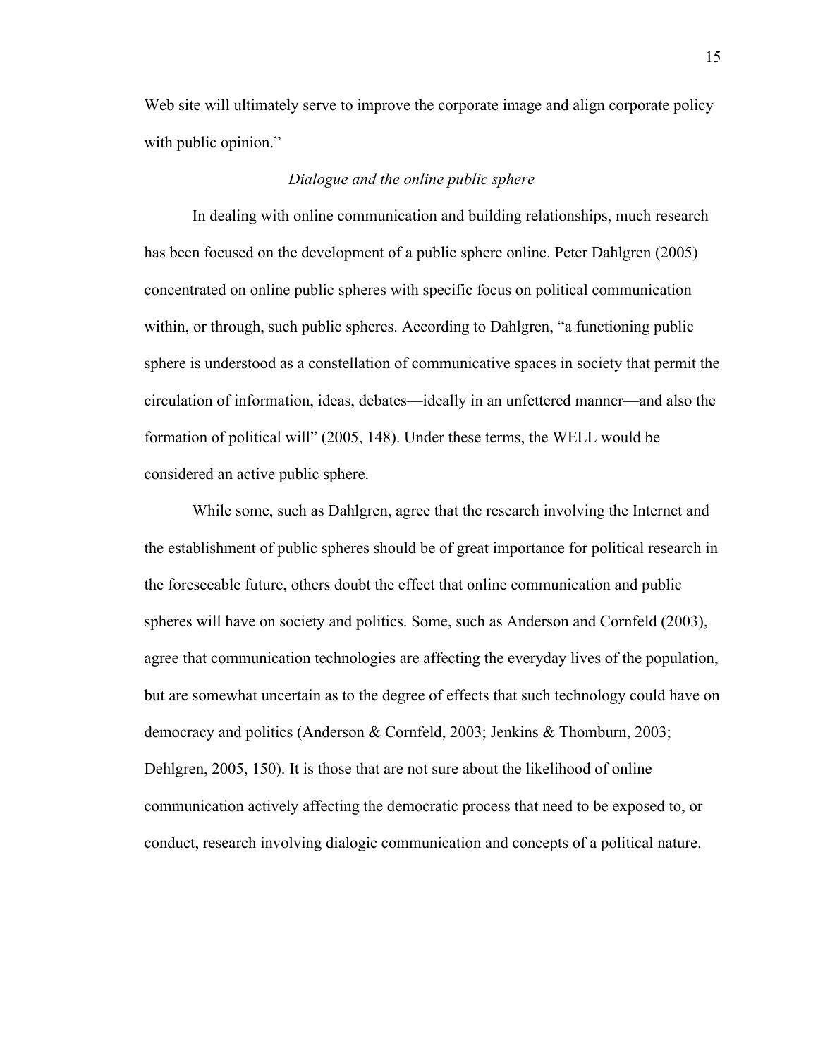Web site will ultimately serve to improve the corporate image and align corporate policy with public opinion."

### *Dialogue and the online public sphere*

In dealing with online communication and building relationships, much research has been focused on the development of a public sphere online. Peter Dahlgren (2005) concentrated on online public spheres with specific focus on political communication within, or through, such public spheres. According to Dahlgren, "a functioning public sphere is understood as a constellation of communicative spaces in society that permit the circulation of information, ideas, debates—ideally in an unfettered manner—and also the formation of political will" (2005, 148). Under these terms, the WELL would be considered an active public sphere.

While some, such as Dahlgren, agree that the research involving the Internet and the establishment of public spheres should be of great importance for political research in the foreseeable future, others doubt the effect that online communication and public spheres will have on society and politics. Some, such as Anderson and Cornfeld (2003), agree that communication technologies are affecting the everyday lives of the population, but are somewhat uncertain as to the degree of effects that such technology could have on democracy and politics (Anderson & Cornfeld, 2003; Jenkins & Thomburn, 2003; Dehlgren, 2005, 150). It is those that are not sure about the likelihood of online communication actively affecting the democratic process that need to be exposed to, or conduct, research involving dialogic communication and concepts of a political nature.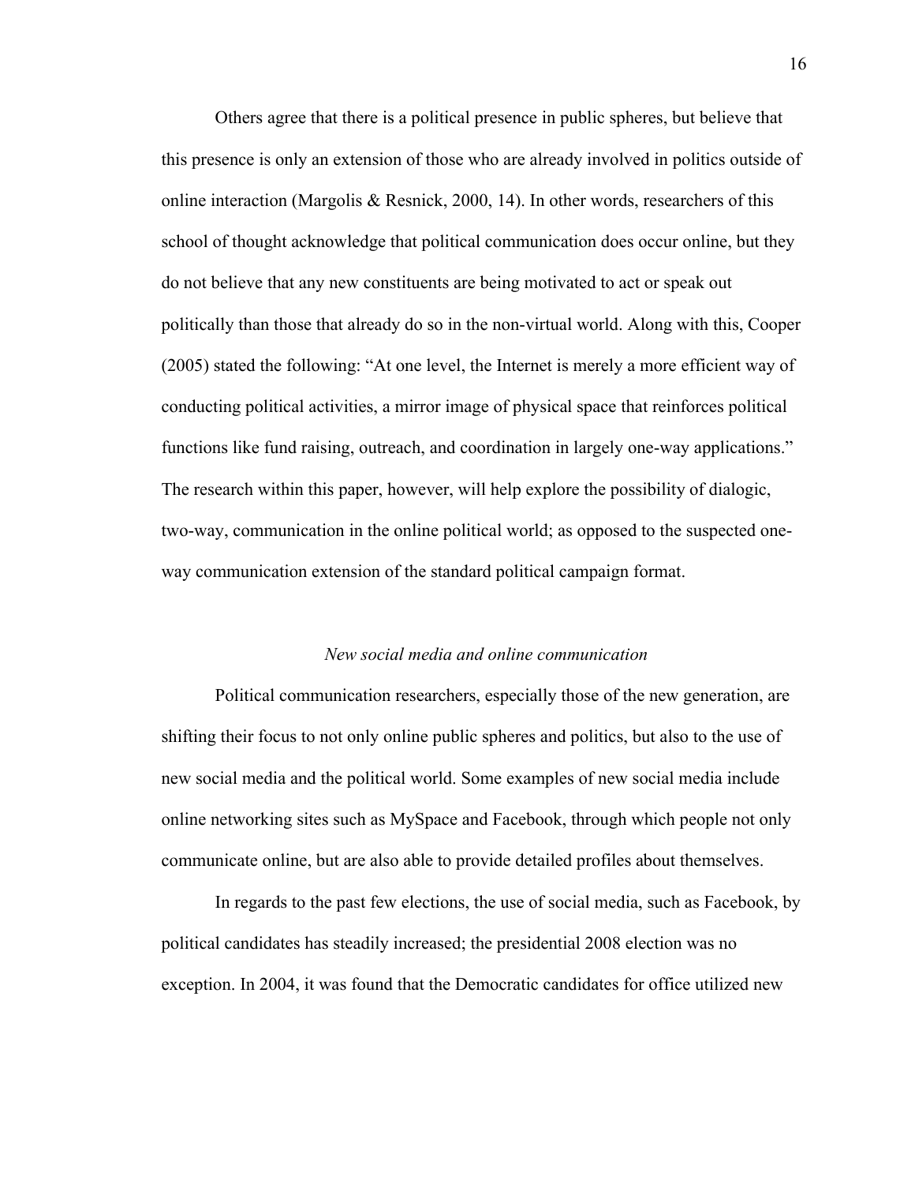Others agree that there is a political presence in public spheres, but believe that this presence is only an extension of those who are already involved in politics outside of online interaction (Margolis & Resnick, 2000, 14). In other words, researchers of this school of thought acknowledge that political communication does occur online, but they do not believe that any new constituents are being motivated to act or speak out politically than those that already do so in the non-virtual world. Along with this, Cooper (2005) stated the following: "At one level, the Internet is merely a more efficient way of conducting political activities, a mirror image of physical space that reinforces political functions like fund raising, outreach, and coordination in largely one-way applications." The research within this paper, however, will help explore the possibility of dialogic, two-way, communication in the online political world; as opposed to the suspected one-way communication extension of the standard political campaign format.

### *New social media and online communication*

Political communication researchers, especially those of the new generation, are shifting their focus to not only online public spheres and politics, but also to the use of new social media and the political world. Some examples of new social media include online networking sites such as MySpace and Facebook, through which people not only communicate online, but are also able to provide detailed profiles about themselves.

In regards to the past few elections, the use of social media, such as Facebook, by political candidates has steadily increased; the presidential 2008 election was no exception. In 2004, it was found that the Democratic candidates for office utilized new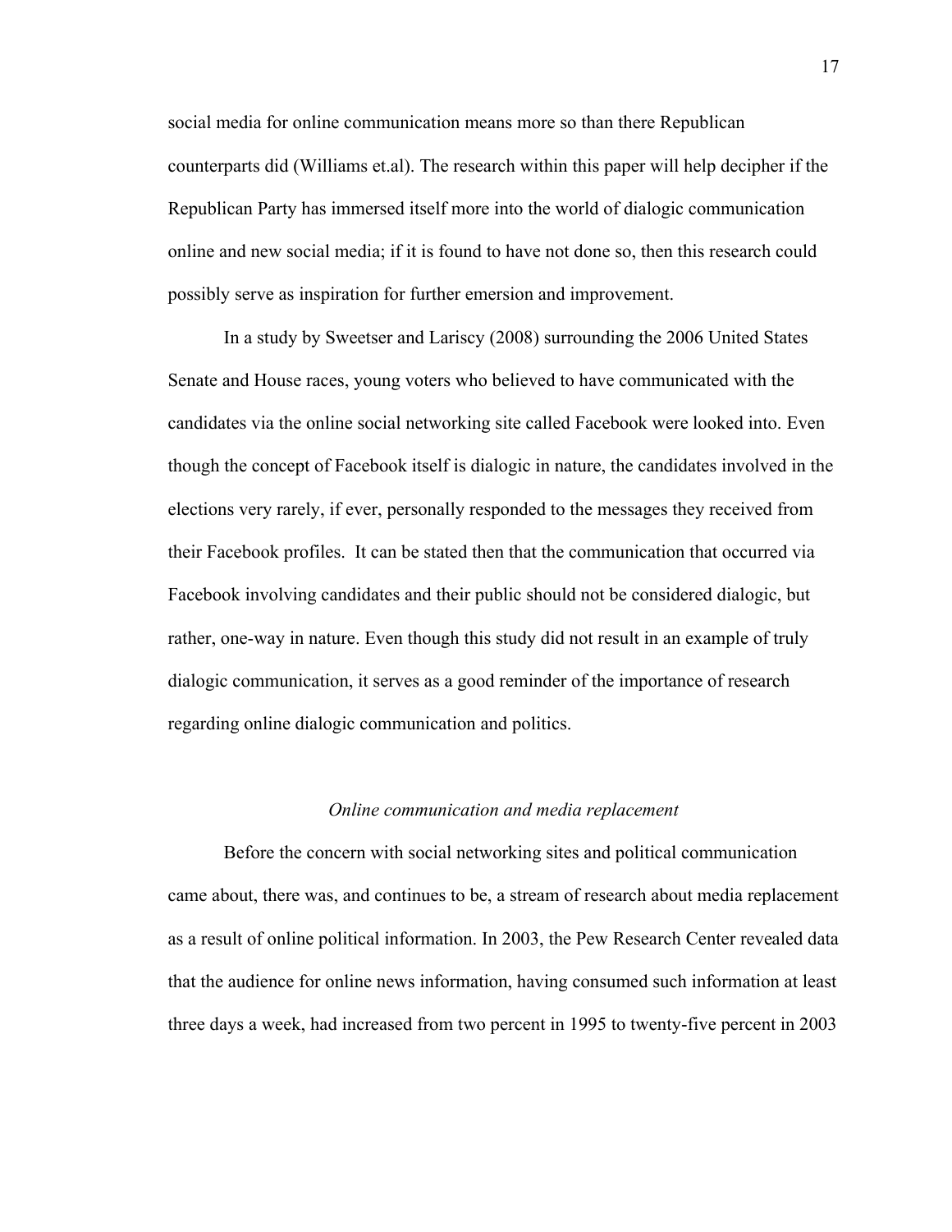social media for online communication means more so than there Republican counterparts did (Williams et.al). The research within this paper will help decipher if the Republican Party has immersed itself more into the world of dialogic communication online and new social media; if it is found to have not done so, then this research could possibly serve as inspiration for further emersion and improvement.

In a study by Sweetser and Lariscy (2008) surrounding the 2006 United States Senate and House races, young voters who believed to have communicated with the candidates via the online social networking site called Facebook were looked into. Even though the concept of Facebook itself is dialogic in nature, the candidates involved in the elections very rarely, if ever, personally responded to the messages they received from their Facebook profiles. It can be stated then that the communication that occurred via Facebook involving candidates and their public should not be considered dialogic, but rather, one-way in nature. Even though this study did not result in an example of truly dialogic communication, it serves as a good reminder of the importance of research regarding online dialogic communication and politics.

*Online communication and media replacement*

Before the concern with social networking sites and political communication came about, there was, and continues to be, a stream of research about media replacement as a result of online political information. In 2003, the Pew Research Center revealed data that the audience for online news information, having consumed such information at least three days a week, had increased from two percent in 1995 to twenty-five percent in 2003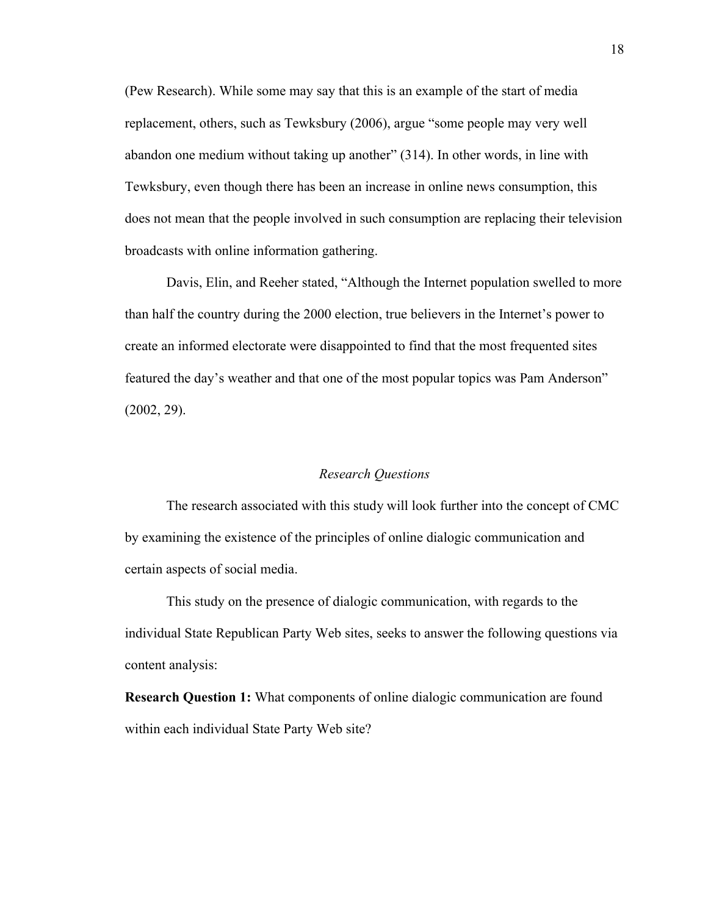(Pew Research). While some may say that this is an example of the start of media replacement, others, such as Tewksbury (2006), argue "some people may very well abandon one medium without taking up another" (314). In other words, in line with Tewksbury, even though there has been an increase in online news consumption, this does not mean that the people involved in such consumption are replacing their television broadcasts with online information gathering.

Davis, Elin, and Reeher stated, "Although the Internet population swelled to more than half the country during the 2000 election, true believers in the Internet's power to create an informed electorate were disappointed to find that the most frequented sites featured the day's weather and that one of the most popular topics was Pam Anderson" (2002, 29).

## *Research Questions*

The research associated with this study will look further into the concept of CMC by examining the existence of the principles of online dialogic communication and certain aspects of social media.

This study on the presence of dialogic communication, with regards to the individual State Republican Party Web sites, seeks to answer the following questions via content analysis:

**Research Question 1:** What components of online dialogic communication are found within each individual State Party Web site?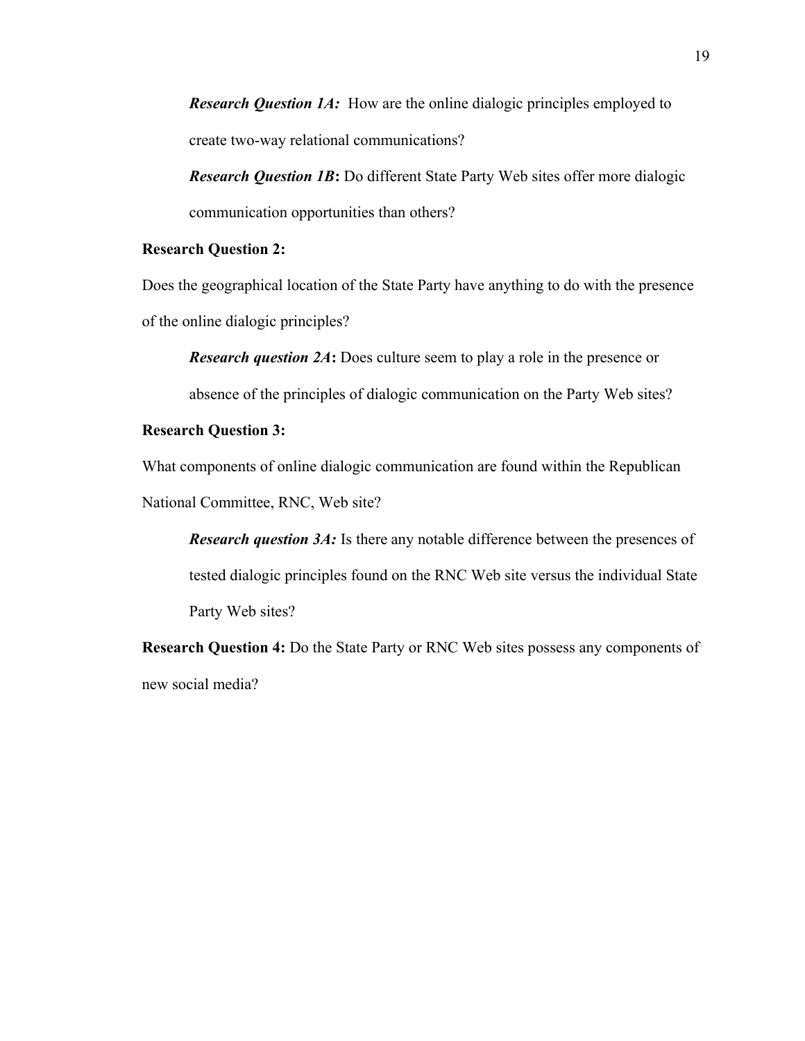***Research Question 1A:*** How are the online dialogic principles employed to create two-way relational communications?

***Research Question 1B*:** Do different State Party Web sites offer more dialogic communication opportunities than others?

**Research Question 2:**

Does the geographical location of the State Party have anything to do with the presence of the online dialogic principles?

***Research question 2A*:** Does culture seem to play a role in the presence or absence of the principles of dialogic communication on the Party Web sites?

**Research Question 3:**

What components of online dialogic communication are found within the Republican National Committee, RNC, Web site?

***Research question 3A:*** Is there any notable difference between the presences of tested dialogic principles found on the RNC Web site versus the individual State Party Web sites?

**Research Question 4:** Do the State Party or RNC Web sites possess any components of new social media?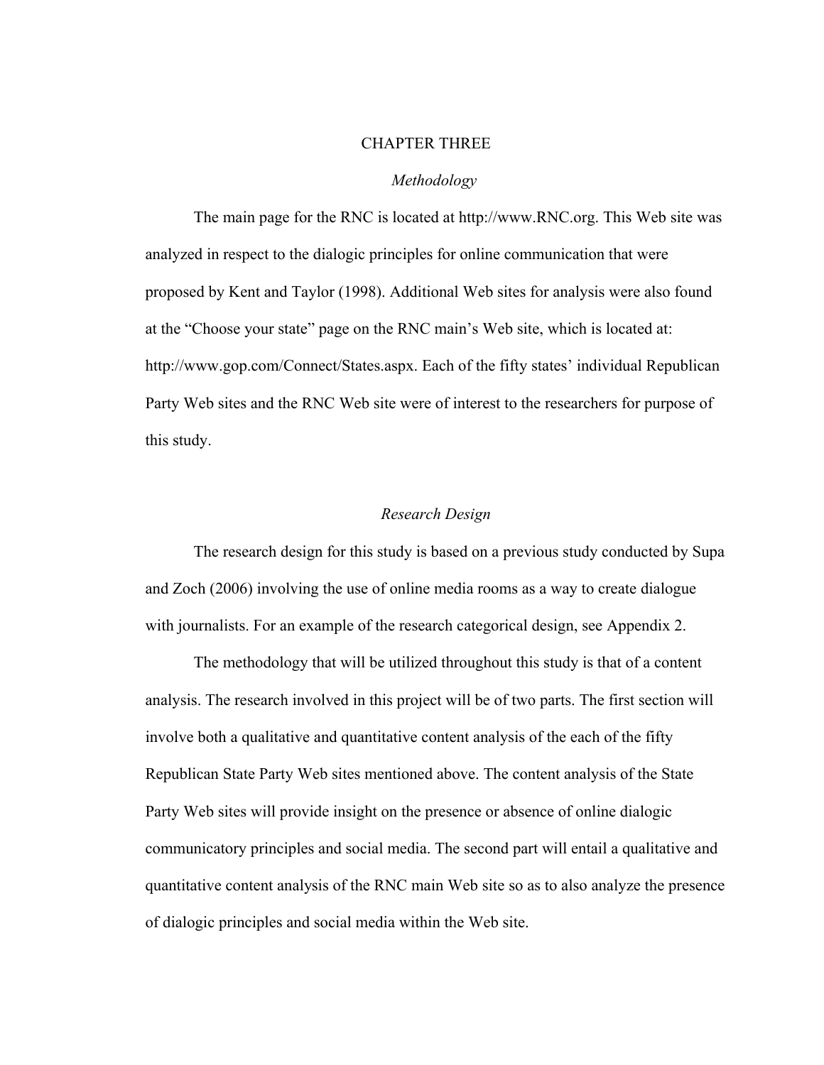# CHAPTER THREE

## *Methodology*

The main page for the RNC is located at http://www.RNC.org. This Web site was analyzed in respect to the dialogic principles for online communication that were proposed by Kent and Taylor (1998). Additional Web sites for analysis were also found at the "Choose your state" page on the RNC main's Web site, which is located at: http://www.gop.com/Connect/States.aspx. Each of the fifty states' individual Republican Party Web sites and the RNC Web site were of interest to the researchers for purpose of this study.

## *Research Design*

The research design for this study is based on a previous study conducted by Supa and Zoch (2006) involving the use of online media rooms as a way to create dialogue with journalists. For an example of the research categorical design, see Appendix 2.

The methodology that will be utilized throughout this study is that of a content analysis. The research involved in this project will be of two parts. The first section will involve both a qualitative and quantitative content analysis of the each of the fifty Republican State Party Web sites mentioned above. The content analysis of the State Party Web sites will provide insight on the presence or absence of online dialogic communicatory principles and social media. The second part will entail a qualitative and quantitative content analysis of the RNC main Web site so as to also analyze the presence of dialogic principles and social media within the Web site.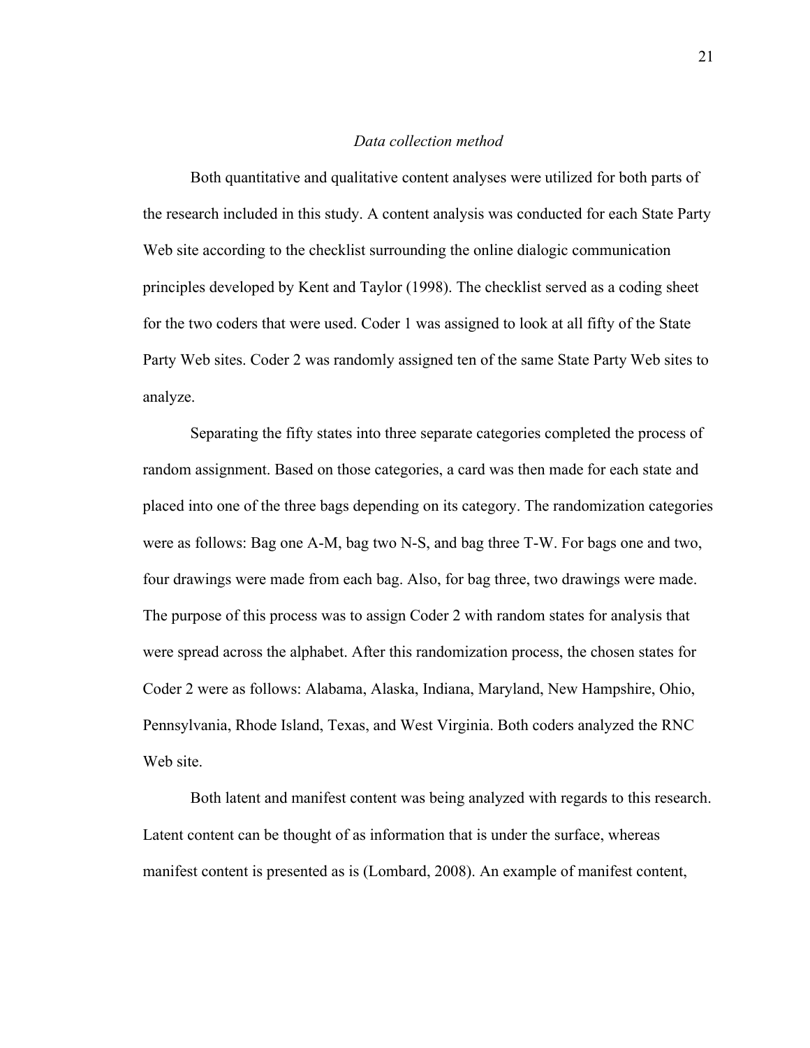*Data collection method*

Both quantitative and qualitative content analyses were utilized for both parts of the research included in this study. A content analysis was conducted for each State Party Web site according to the checklist surrounding the online dialogic communication principles developed by Kent and Taylor (1998). The checklist served as a coding sheet for the two coders that were used. Coder 1 was assigned to look at all fifty of the State Party Web sites. Coder 2 was randomly assigned ten of the same State Party Web sites to analyze.

Separating the fifty states into three separate categories completed the process of random assignment. Based on those categories, a card was then made for each state and placed into one of the three bags depending on its category. The randomization categories were as follows: Bag one A-M, bag two N-S, and bag three T-W. For bags one and two, four drawings were made from each bag. Also, for bag three, two drawings were made. The purpose of this process was to assign Coder 2 with random states for analysis that were spread across the alphabet. After this randomization process, the chosen states for Coder 2 were as follows: Alabama, Alaska, Indiana, Maryland, New Hampshire, Ohio, Pennsylvania, Rhode Island, Texas, and West Virginia. Both coders analyzed the RNC Web site.

Both latent and manifest content was being analyzed with regards to this research. Latent content can be thought of as information that is under the surface, whereas manifest content is presented as is (Lombard, 2008). An example of manifest content,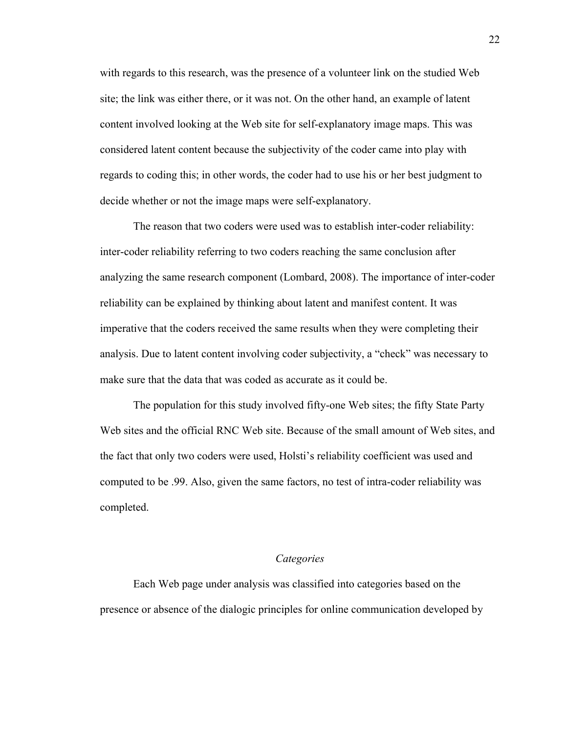with regards to this research, was the presence of a volunteer link on the studied Web site; the link was either there, or it was not. On the other hand, an example of latent content involved looking at the Web site for self-explanatory image maps. This was considered latent content because the subjectivity of the coder came into play with regards to coding this; in other words, the coder had to use his or her best judgment to decide whether or not the image maps were self-explanatory.

The reason that two coders were used was to establish inter-coder reliability: inter-coder reliability referring to two coders reaching the same conclusion after analyzing the same research component (Lombard, 2008). The importance of inter-coder reliability can be explained by thinking about latent and manifest content. It was imperative that the coders received the same results when they were completing their analysis. Due to latent content involving coder subjectivity, a "check" was necessary to make sure that the data that was coded as accurate as it could be.

The population for this study involved fifty-one Web sites; the fifty State Party Web sites and the official RNC Web site. Because of the small amount of Web sites, and the fact that only two coders were used, Holsti's reliability coefficient was used and computed to be .99. Also, given the same factors, no test of intra-coder reliability was completed.

## *Categories*

Each Web page under analysis was classified into categories based on the presence or absence of the dialogic principles for online communication developed by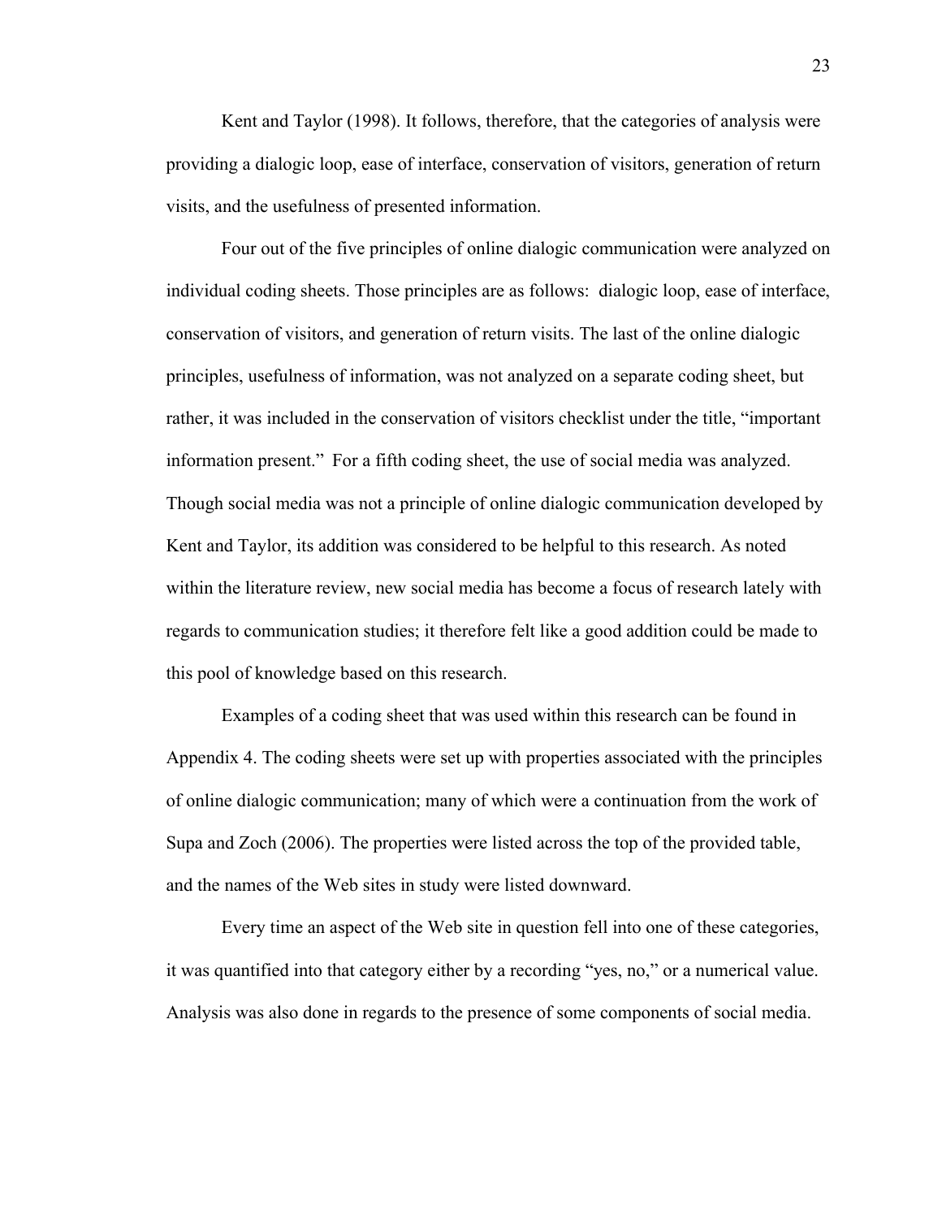Kent and Taylor (1998). It follows, therefore, that the categories of analysis were providing a dialogic loop, ease of interface, conservation of visitors, generation of return visits, and the usefulness of presented information.

Four out of the five principles of online dialogic communication were analyzed on individual coding sheets. Those principles are as follows: dialogic loop, ease of interface, conservation of visitors, and generation of return visits. The last of the online dialogic principles, usefulness of information, was not analyzed on a separate coding sheet, but rather, it was included in the conservation of visitors checklist under the title, "important information present." For a fifth coding sheet, the use of social media was analyzed. Though social media was not a principle of online dialogic communication developed by Kent and Taylor, its addition was considered to be helpful to this research. As noted within the literature review, new social media has become a focus of research lately with regards to communication studies; it therefore felt like a good addition could be made to this pool of knowledge based on this research.

Examples of a coding sheet that was used within this research can be found in Appendix 4. The coding sheets were set up with properties associated with the principles of online dialogic communication; many of which were a continuation from the work of Supa and Zoch (2006). The properties were listed across the top of the provided table, and the names of the Web sites in study were listed downward.

Every time an aspect of the Web site in question fell into one of these categories, it was quantified into that category either by a recording "yes, no," or a numerical value. Analysis was also done in regards to the presence of some components of social media.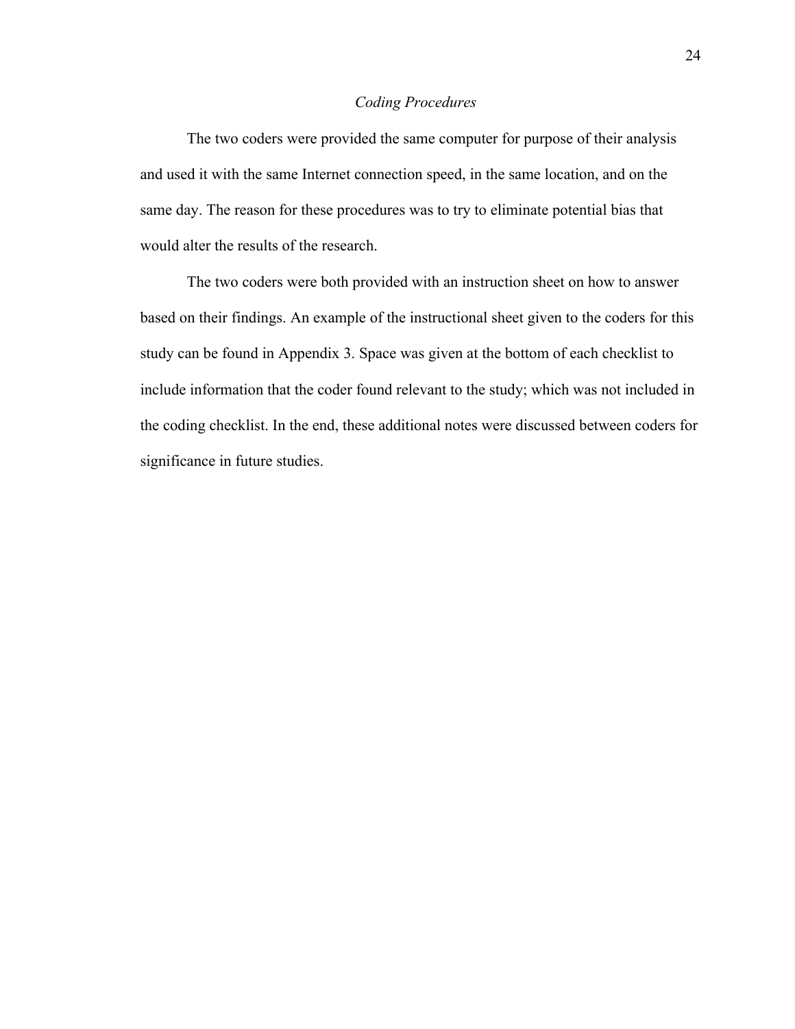### *Coding Procedures*

The two coders were provided the same computer for purpose of their analysis and used it with the same Internet connection speed, in the same location, and on the same day. The reason for these procedures was to try to eliminate potential bias that would alter the results of the research.

The two coders were both provided with an instruction sheet on how to answer based on their findings. An example of the instructional sheet given to the coders for this study can be found in Appendix 3. Space was given at the bottom of each checklist to include information that the coder found relevant to the study; which was not included in the coding checklist. In the end, these additional notes were discussed between coders for significance in future studies.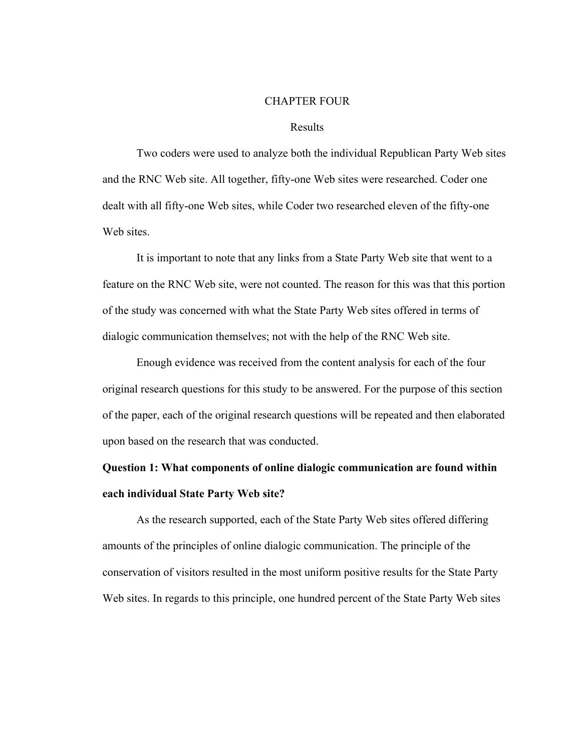# CHAPTER FOUR

## Results

Two coders were used to analyze both the individual Republican Party Web sites and the RNC Web site. All together, fifty-one Web sites were researched. Coder one dealt with all fifty-one Web sites, while Coder two researched eleven of the fifty-one Web sites.

It is important to note that any links from a State Party Web site that went to a feature on the RNC Web site, were not counted. The reason for this was that this portion of the study was concerned with what the State Party Web sites offered in terms of dialogic communication themselves; not with the help of the RNC Web site.

Enough evidence was received from the content analysis for each of the four original research questions for this study to be answered. For the purpose of this section of the paper, each of the original research questions will be repeated and then elaborated upon based on the research that was conducted.

**Question 1: What components of online dialogic communication are found within each individual State Party Web site?**

As the research supported, each of the State Party Web sites offered differing amounts of the principles of online dialogic communication. The principle of the conservation of visitors resulted in the most uniform positive results for the State Party Web sites. In regards to this principle, one hundred percent of the State Party Web sites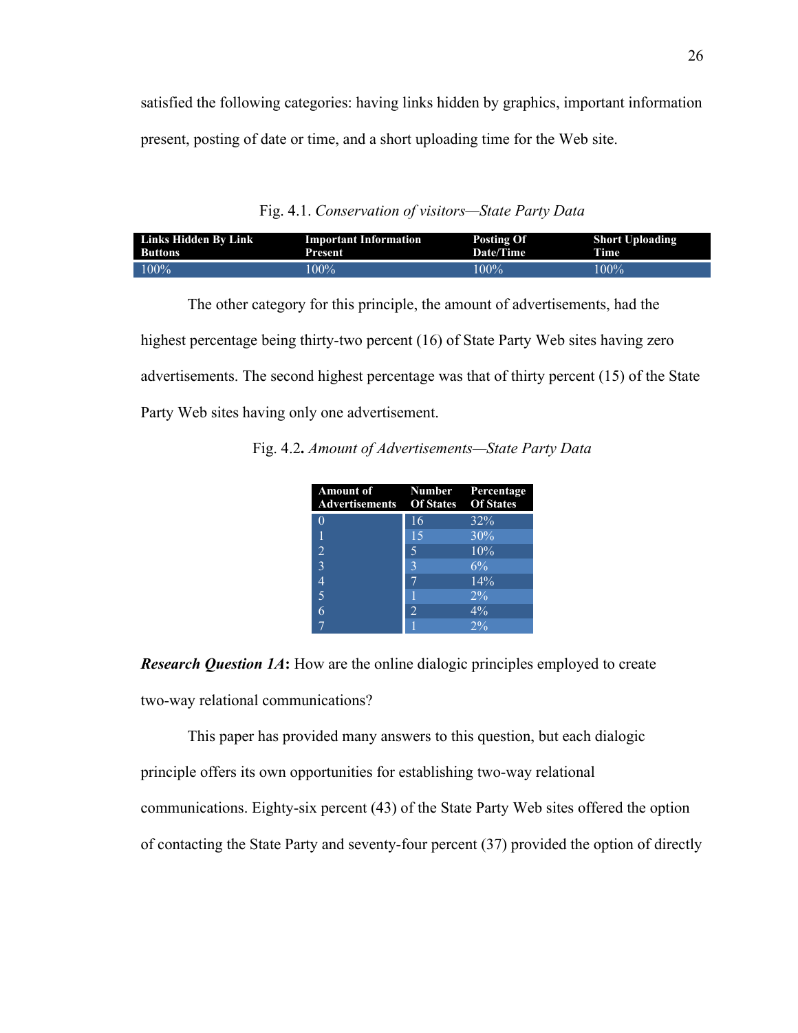satisfied the following categories: having links hidden by graphics, important information present, posting of date or time, and a short uploading time for the Web site.

Fig. 4.1. *Conservation of visitors—State Party Data*

| Links Hidden By Link Buttons | Important Information Present | Posting Of Date/Time | Short Uploading Time |
|---|---|---|---|
| 100% | 100% | 100% | 100% |

The other category for this principle, the amount of advertisements, had the highest percentage being thirty-two percent (16) of State Party Web sites having zero advertisements. The second highest percentage was that of thirty percent (15) of the State Party Web sites having only one advertisement.

Fig. 4.2**.** *Amount of Advertisements—State Party Data*

| Amount of Advertisements | Number Of States | Percentage Of States |
|---|---|---|
| 0 | 16 | 32% |
| 1 | 15 | 30% |
| 2 | 5 | 10% |
| 3 | 3 | 6% |
| 4 | 7 | 14% |
| 5 | 1 | 2% |
| 6 | 2 | 4% |
| 7 | 1 | 2% |

***Research Question 1A*****:** How are the online dialogic principles employed to create two-way relational communications?

This paper has provided many answers to this question, but each dialogic principle offers its own opportunities for establishing two-way relational communications. Eighty-six percent (43) of the State Party Web sites offered the option of contacting the State Party and seventy-four percent (37) provided the option of directly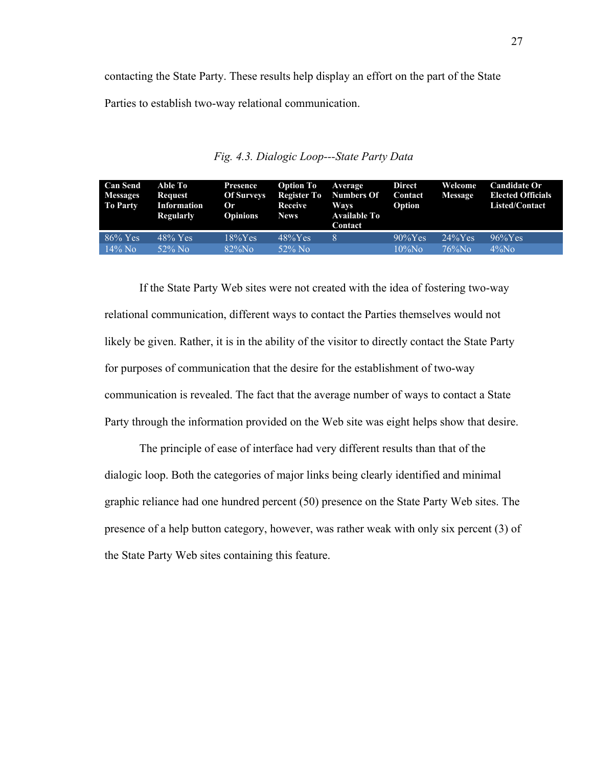contacting the State Party. These results help display an effort on the part of the State Parties to establish two-way relational communication.

*Fig. 4.3. Dialogic Loop---State Party Data*

| Can Send Messages To Party | Able To Request Information Regularly | Presence Of Surveys Or Opinions | Option To Register To Receive News | Average Numbers Of Ways Available To Contact | Direct Contact Option | Welcome Message | Candidate Or Elected Officials Listed/Contact |
|---|---|---|---|---|---|---|---|
| 86% Yes | 48% Yes | 18%Yes | 48%Yes | 8 | 90%Yes | 24%Yes | 96%Yes |
| 14% No | 52% No | 82%No | 52% No | | 10%No | 76%No | 4%No |

If the State Party Web sites were not created with the idea of fostering two-way relational communication, different ways to contact the Parties themselves would not likely be given. Rather, it is in the ability of the visitor to directly contact the State Party for purposes of communication that the desire for the establishment of two-way communication is revealed. The fact that the average number of ways to contact a State Party through the information provided on the Web site was eight helps show that desire.

The principle of ease of interface had very different results than that of the dialogic loop. Both the categories of major links being clearly identified and minimal graphic reliance had one hundred percent (50) presence on the State Party Web sites. The presence of a help button category, however, was rather weak with only six percent (3) of the State Party Web sites containing this feature.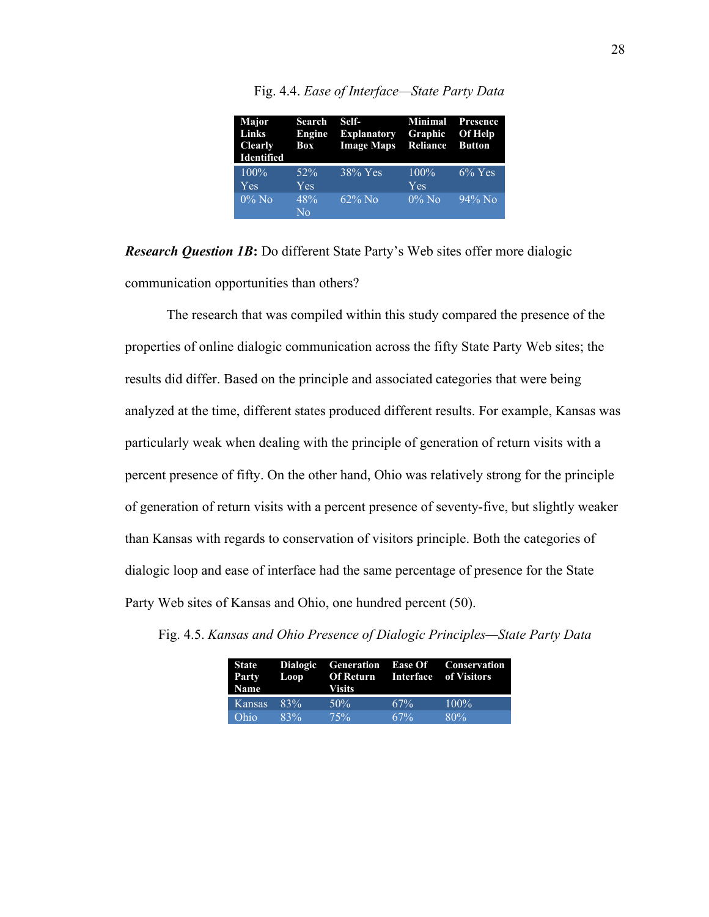Fig. 4.4. *Ease of Interface—State Party Data*

| Major Links Clearly Identified | Search Engine Box | Self-Explanatory Image Maps | Minimal Graphic Reliance | Presence Of Help Button |
|---|---|---|---|---|
| 100% Yes | 52% Yes | 38% Yes | 100% Yes | 6% Yes |
| 0% No | 48% No | 62% No | 0% No | 94% No |

***Research Question 1B*****:** Do different State Party's Web sites offer more dialogic communication opportunities than others?

The research that was compiled within this study compared the presence of the properties of online dialogic communication across the fifty State Party Web sites; the results did differ. Based on the principle and associated categories that were being analyzed at the time, different states produced different results. For example, Kansas was particularly weak when dealing with the principle of generation of return visits with a percent presence of fifty. On the other hand, Ohio was relatively strong for the principle of generation of return visits with a percent presence of seventy-five, but slightly weaker than Kansas with regards to conservation of visitors principle. Both the categories of dialogic loop and ease of interface had the same percentage of presence for the State Party Web sites of Kansas and Ohio, one hundred percent (50).

Fig. 4.5. *Kansas and Ohio Presence of Dialogic Principles—State Party Data*

| State Party Name | Dialogic Loop | Generation Of Return Visits | Ease Of Interface | Conservation of Visitors |
|---|---|---|---|---|
| Kansas | 83% | 50% | 67% | 100% |
| Ohio | 83% | 75% | 67% | 80% |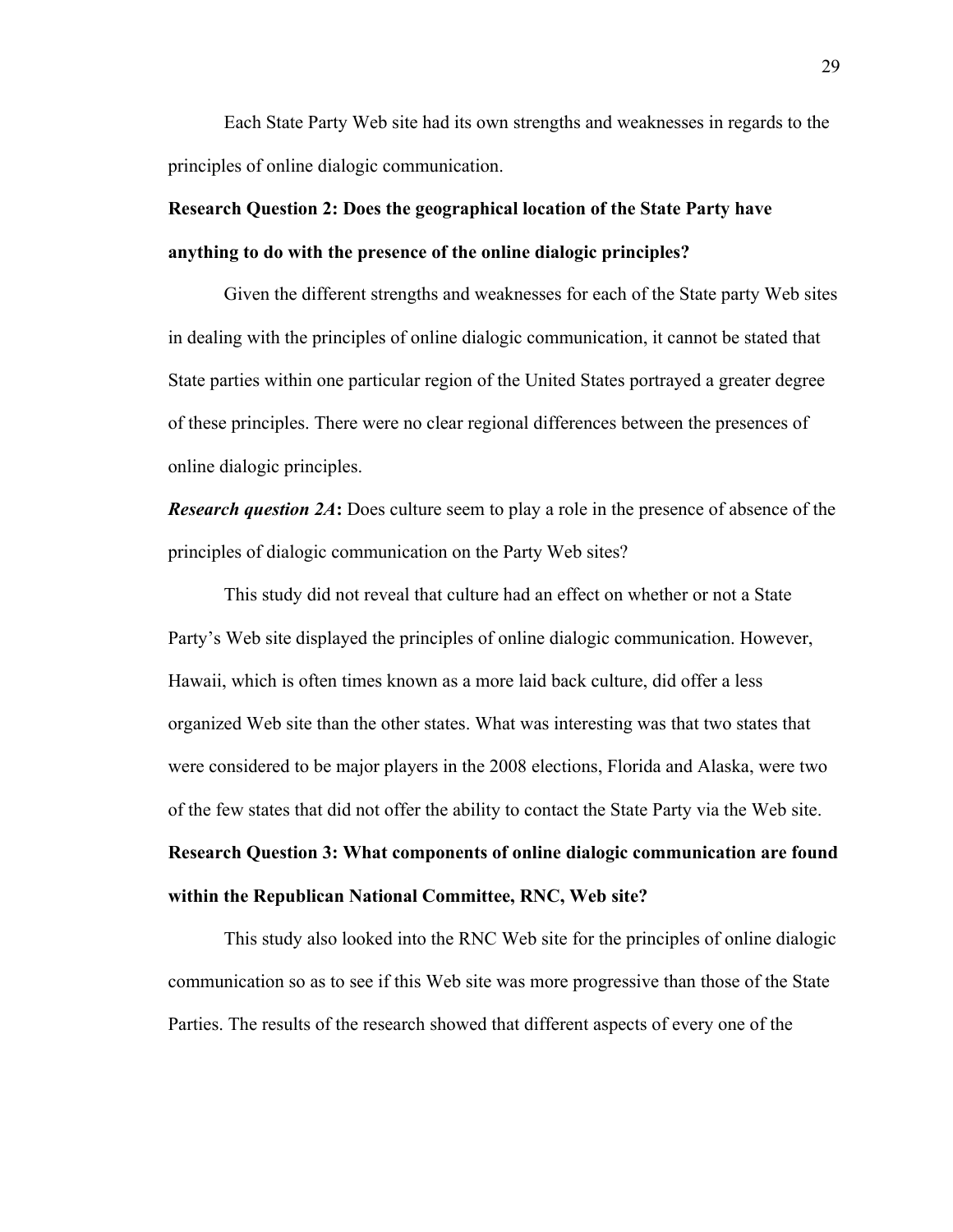Each State Party Web site had its own strengths and weaknesses in regards to the principles of online dialogic communication.

**Research Question 2: Does the geographical location of the State Party have anything to do with the presence of the online dialogic principles?**

Given the different strengths and weaknesses for each of the State party Web sites in dealing with the principles of online dialogic communication, it cannot be stated that State parties within one particular region of the United States portrayed a greater degree of these principles. There were no clear regional differences between the presences of online dialogic principles.

***Research question 2A*:** Does culture seem to play a role in the presence of absence of the principles of dialogic communication on the Party Web sites?

This study did not reveal that culture had an effect on whether or not a State Party's Web site displayed the principles of online dialogic communication. However, Hawaii, which is often times known as a more laid back culture, did offer a less organized Web site than the other states. What was interesting was that two states that were considered to be major players in the 2008 elections, Florida and Alaska, were two of the few states that did not offer the ability to contact the State Party via the Web site.

**Research Question 3: What components of online dialogic communication are found within the Republican National Committee, RNC, Web site?**

This study also looked into the RNC Web site for the principles of online dialogic communication so as to see if this Web site was more progressive than those of the State Parties. The results of the research showed that different aspects of every one of the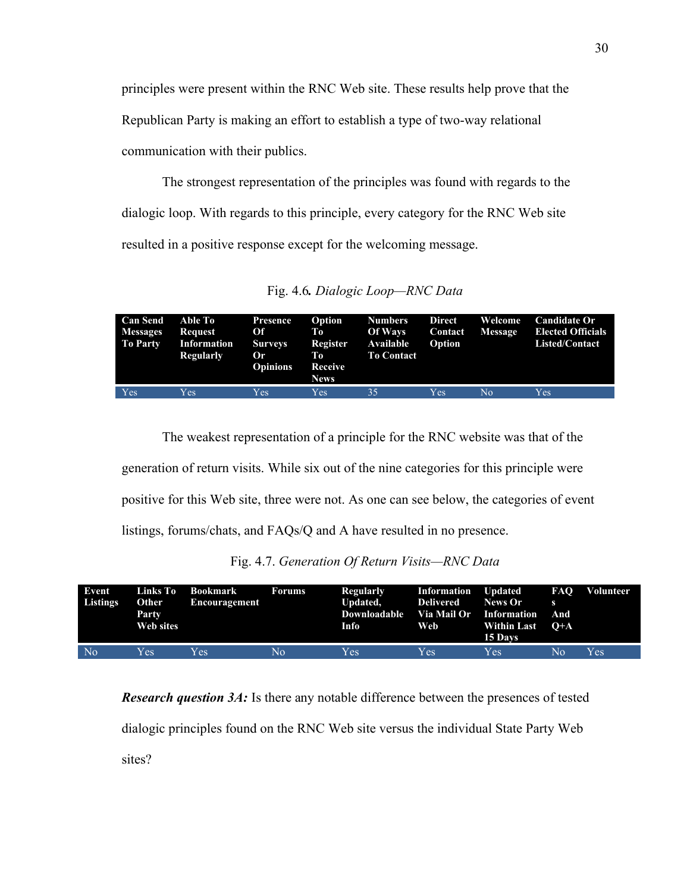principles were present within the RNC Web site. These results help prove that the Republican Party is making an effort to establish a type of two-way relational communication with their publics.

The strongest representation of the principles was found with regards to the dialogic loop. With regards to this principle, every category for the RNC Web site resulted in a positive response except for the welcoming message.

Fig. 4.6*. Dialogic Loop—RNC Data*

| Can Send Messages To Party | Able To Request Information Regularly | Presence Of Surveys Or Opinions | Option To Register To Receive News | Numbers Of Ways Available To Contact | Direct Contact Option | Welcome Message | Candidate Or Elected Officials Listed/Contact |
|---|---|---|---|---|---|---|---|
| Yes | Yes | Yes | Yes | 35 | Yes | No | Yes |

The weakest representation of a principle for the RNC website was that of the generation of return visits. While six out of the nine categories for this principle were positive for this Web site, three were not. As one can see below, the categories of event listings, forums/chats, and FAQs/Q and A have resulted in no presence.

Fig. 4.7. *Generation Of Return Visits—RNC Data*

| Event Listings | Links To Other Party Web sites | Bookmark Encouragement | Forums | Regularly Updated, Downloadable Info | Information Delivered Via Mail Or Web | Updated News Or Information Within Last 15 Days | FAQs And Q+A | Volunteer |
|---|---|---|---|---|---|---|---|---|
| No | Yes | Yes | No | Yes | Yes | Yes | No | Yes |

***Research question 3A:*** Is there any notable difference between the presences of tested dialogic principles found on the RNC Web site versus the individual State Party Web sites?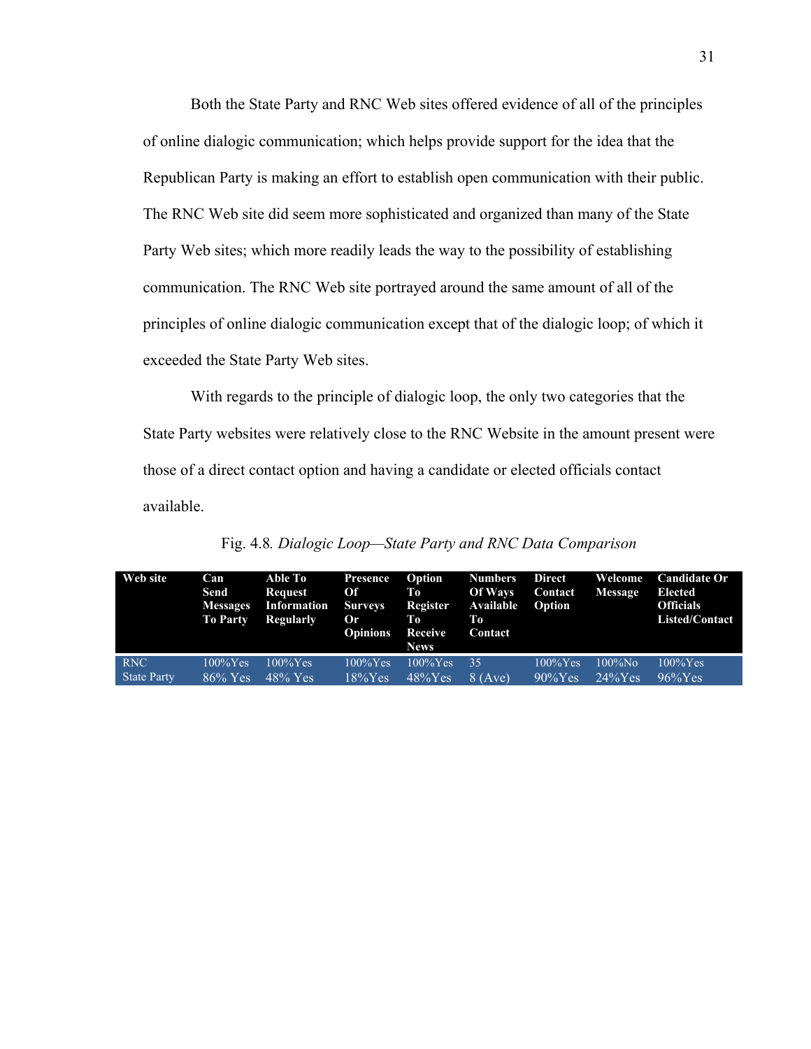Both the State Party and RNC Web sites offered evidence of all of the principles of online dialogic communication; which helps provide support for the idea that the Republican Party is making an effort to establish open communication with their public. The RNC Web site did seem more sophisticated and organized than many of the State Party Web sites; which more readily leads the way to the possibility of establishing communication. The RNC Web site portrayed around the same amount of all of the principles of online dialogic communication except that of the dialogic loop; of which it exceeded the State Party Web sites.

With regards to the principle of dialogic loop, the only two categories that the State Party websites were relatively close to the RNC Website in the amount present were those of a direct contact option and having a candidate or elected officials contact available.

Fig. 4.8. *Dialogic Loop—State Party and RNC Data Comparison*

| Web site | Can Send Messages To Party | Able To Request Information Regularly | Presence Of Surveys Or Opinions | Option To Register To Receive News | Numbers Of Ways Available To Contact | Direct Contact Option | Welcome Message | Candidate Or Elected Officials Listed/Contact |
|---|---|---|---|---|---|---|---|---|
| RNC | 100%Yes | 100%Yes | 100%Yes | 100%Yes | 35 | 100%Yes | 100%No | 100%Yes |
| State Party | 86% Yes | 48% Yes | 18%Yes | 48%Yes | 8 (Ave) | 90%Yes | 24%Yes | 96%Yes |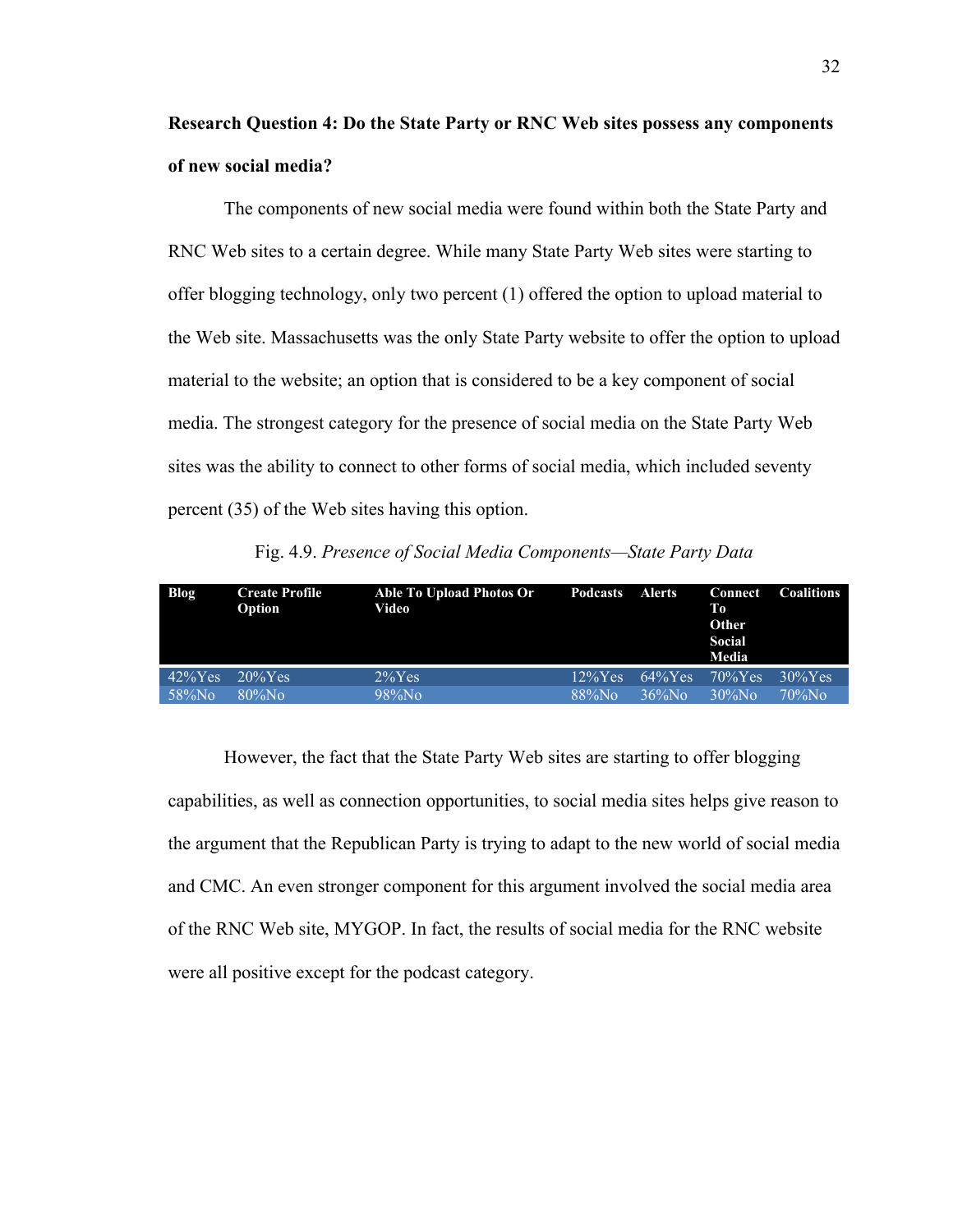**Research Question 4: Do the State Party or RNC Web sites possess any components of new social media?**

The components of new social media were found within both the State Party and RNC Web sites to a certain degree. While many State Party Web sites were starting to offer blogging technology, only two percent (1) offered the option to upload material to the Web site. Massachusetts was the only State Party website to offer the option to upload material to the website; an option that is considered to be a key component of social media. The strongest category for the presence of social media on the State Party Web sites was the ability to connect to other forms of social media, which included seventy percent (35) of the Web sites having this option.

Fig. 4.9. *Presence of Social Media Components—State Party Data*

| Blog | Create Profile Option | Able To Upload Photos Or Video | Podcasts | Alerts | Connect To Other Social Media | Coalitions |
|---|---|---|---|---|---|---|
| 42%Yes | 20%Yes | 2%Yes | 12%Yes | 64%Yes | 70%Yes | 30%Yes |
| 58%No | 80%No | 98%No | 88%No | 36%No | 30%No | 70%No |

However, the fact that the State Party Web sites are starting to offer blogging capabilities, as well as connection opportunities, to social media sites helps give reason to the argument that the Republican Party is trying to adapt to the new world of social media and CMC. An even stronger component for this argument involved the social media area of the RNC Web site, MYGOP. In fact, the results of social media for the RNC website were all positive except for the podcast category.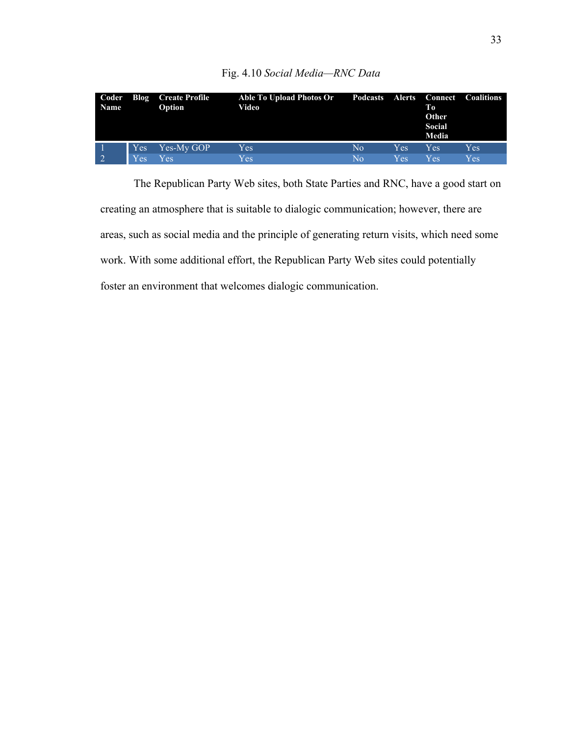Fig. 4.10 *Social Media—RNC Data*

| Coder Name | Blog | Create Profile Option | Able To Upload Photos Or Video | Podcasts | Alerts | Connect To Other Social Media | Coalitions |
|---|---|---|---|---|---|---|---|
| 1 | Yes | Yes-My GOP | Yes | No | Yes | Yes | Yes |
| 2 | Yes | Yes | Yes | No | Yes | Yes | Yes |

The Republican Party Web sites, both State Parties and RNC, have a good start on creating an atmosphere that is suitable to dialogic communication; however, there are areas, such as social media and the principle of generating return visits, which need some work. With some additional effort, the Republican Party Web sites could potentially foster an environment that welcomes dialogic communication.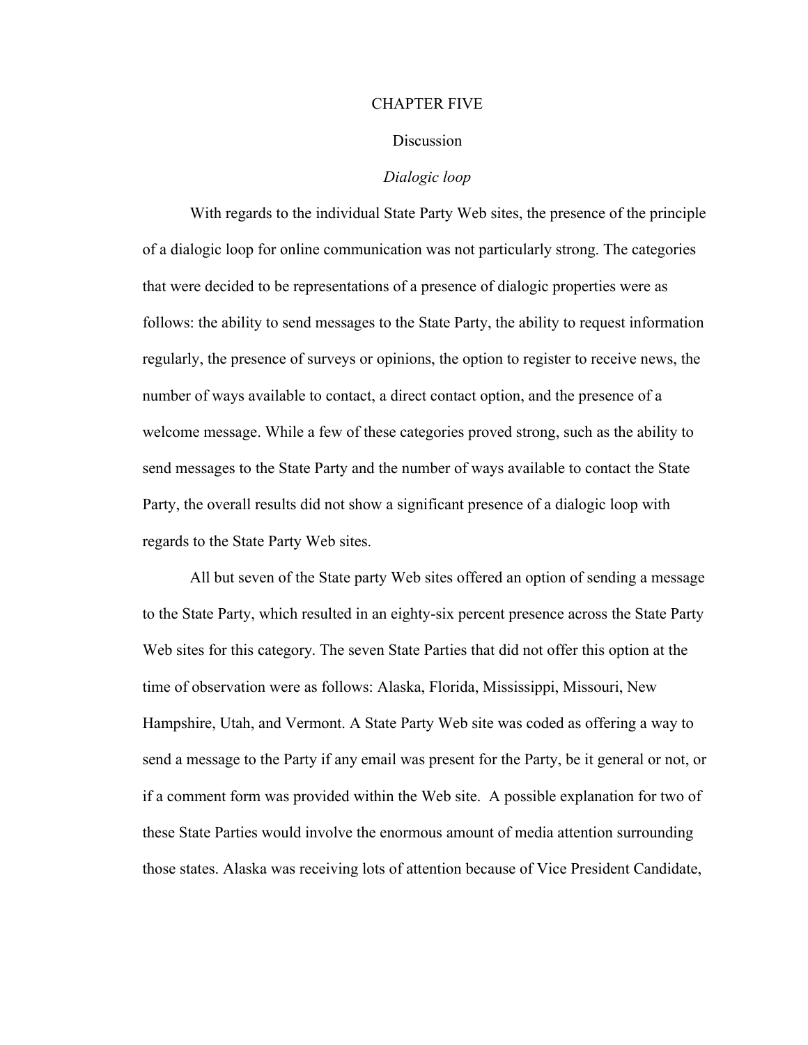# CHAPTER FIVE

## Discussion

### *Dialogic loop*

With regards to the individual State Party Web sites, the presence of the principle of a dialogic loop for online communication was not particularly strong. The categories that were decided to be representations of a presence of dialogic properties were as follows: the ability to send messages to the State Party, the ability to request information regularly, the presence of surveys or opinions, the option to register to receive news, the number of ways available to contact, a direct contact option, and the presence of a welcome message. While a few of these categories proved strong, such as the ability to send messages to the State Party and the number of ways available to contact the State Party, the overall results did not show a significant presence of a dialogic loop with regards to the State Party Web sites.

All but seven of the State party Web sites offered an option of sending a message to the State Party, which resulted in an eighty-six percent presence across the State Party Web sites for this category. The seven State Parties that did not offer this option at the time of observation were as follows: Alaska, Florida, Mississippi, Missouri, New Hampshire, Utah, and Vermont. A State Party Web site was coded as offering a way to send a message to the Party if any email was present for the Party, be it general or not, or if a comment form was provided within the Web site. A possible explanation for two of these State Parties would involve the enormous amount of media attention surrounding those states. Alaska was receiving lots of attention because of Vice President Candidate,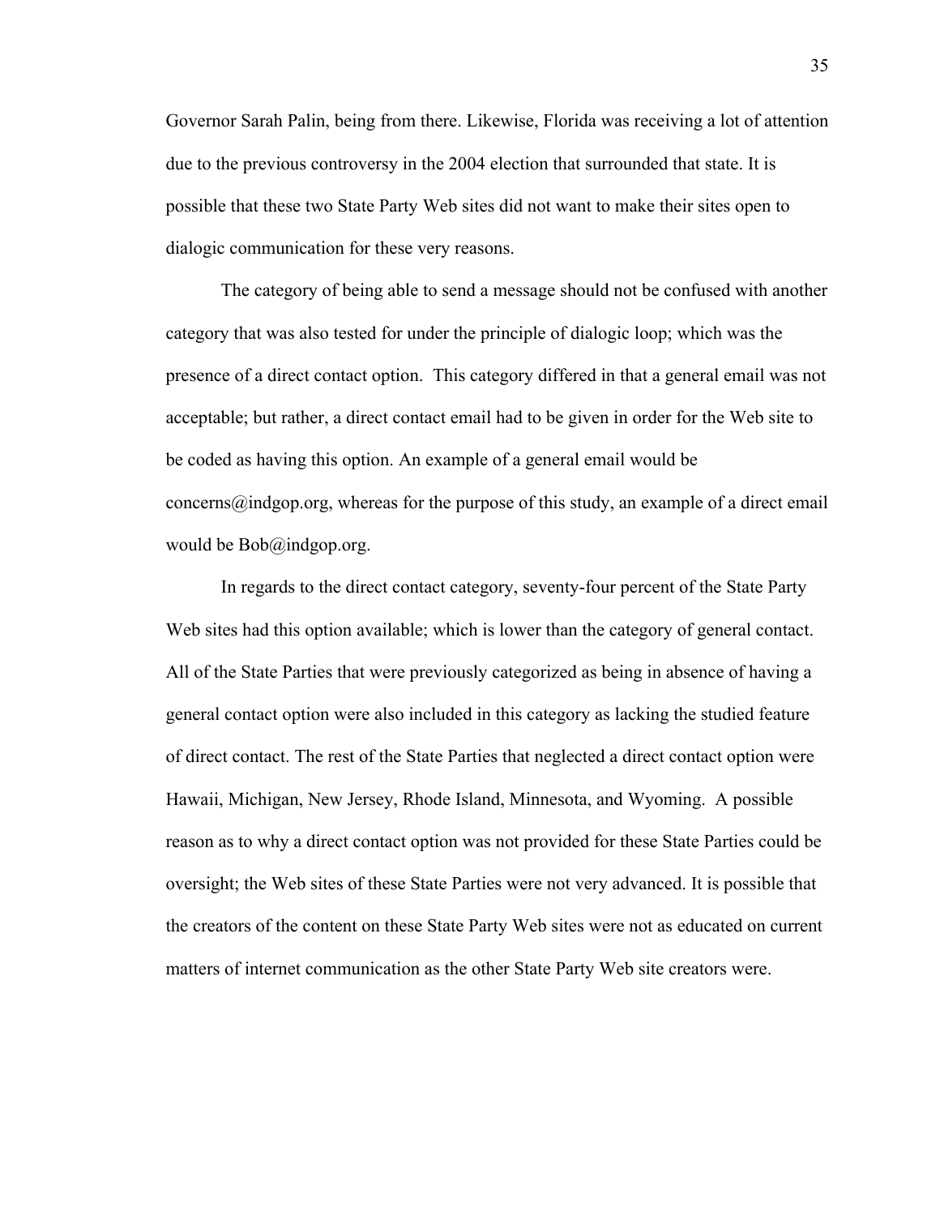Governor Sarah Palin, being from there. Likewise, Florida was receiving a lot of attention due to the previous controversy in the 2004 election that surrounded that state. It is possible that these two State Party Web sites did not want to make their sites open to dialogic communication for these very reasons.

The category of being able to send a message should not be confused with another category that was also tested for under the principle of dialogic loop; which was the presence of a direct contact option. This category differed in that a general email was not acceptable; but rather, a direct contact email had to be given in order for the Web site to be coded as having this option. An example of a general email would be concerns@indgop.org, whereas for the purpose of this study, an example of a direct email would be Bob@indgop.org.

In regards to the direct contact category, seventy-four percent of the State Party Web sites had this option available; which is lower than the category of general contact. All of the State Parties that were previously categorized as being in absence of having a general contact option were also included in this category as lacking the studied feature of direct contact. The rest of the State Parties that neglected a direct contact option were Hawaii, Michigan, New Jersey, Rhode Island, Minnesota, and Wyoming. A possible reason as to why a direct contact option was not provided for these State Parties could be oversight; the Web sites of these State Parties were not very advanced. It is possible that the creators of the content on these State Party Web sites were not as educated on current matters of internet communication as the other State Party Web site creators were.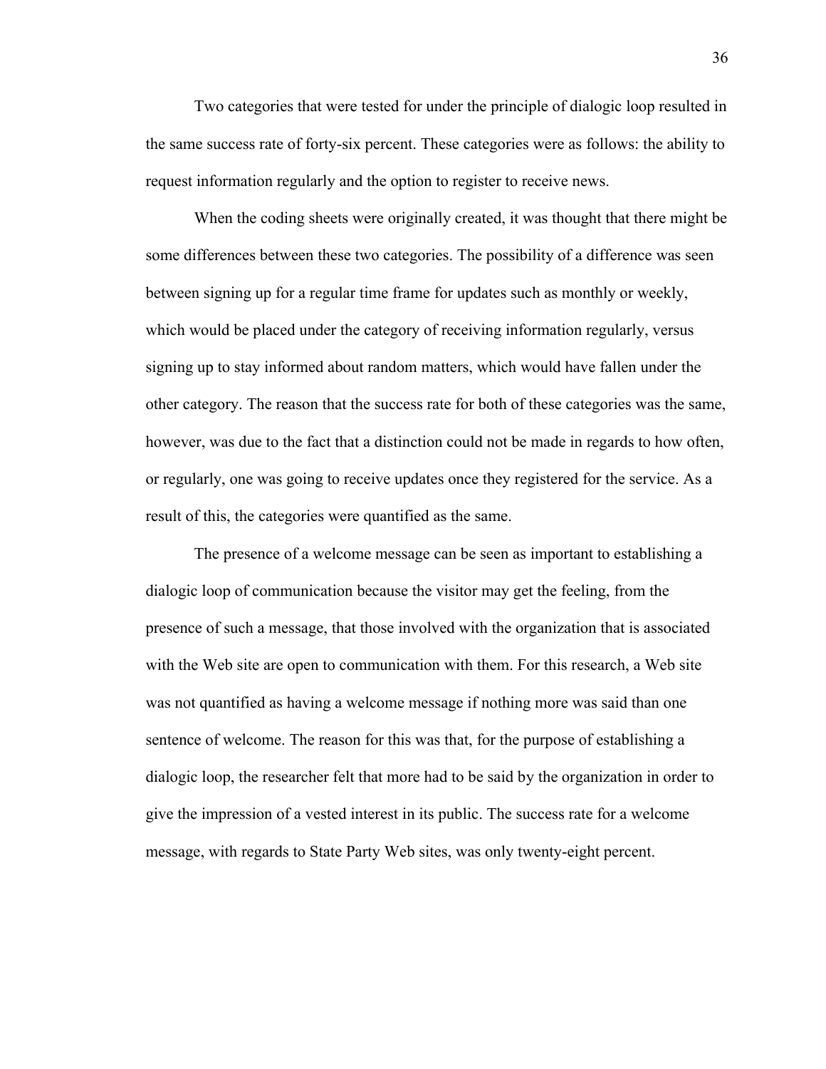Two categories that were tested for under the principle of dialogic loop resulted in the same success rate of forty-six percent. These categories were as follows: the ability to request information regularly and the option to register to receive news.

When the coding sheets were originally created, it was thought that there might be some differences between these two categories. The possibility of a difference was seen between signing up for a regular time frame for updates such as monthly or weekly, which would be placed under the category of receiving information regularly, versus signing up to stay informed about random matters, which would have fallen under the other category. The reason that the success rate for both of these categories was the same, however, was due to the fact that a distinction could not be made in regards to how often, or regularly, one was going to receive updates once they registered for the service. As a result of this, the categories were quantified as the same.

The presence of a welcome message can be seen as important to establishing a dialogic loop of communication because the visitor may get the feeling, from the presence of such a message, that those involved with the organization that is associated with the Web site are open to communication with them. For this research, a Web site was not quantified as having a welcome message if nothing more was said than one sentence of welcome. The reason for this was that, for the purpose of establishing a dialogic loop, the researcher felt that more had to be said by the organization in order to give the impression of a vested interest in its public. The success rate for a welcome message, with regards to State Party Web sites, was only twenty-eight percent.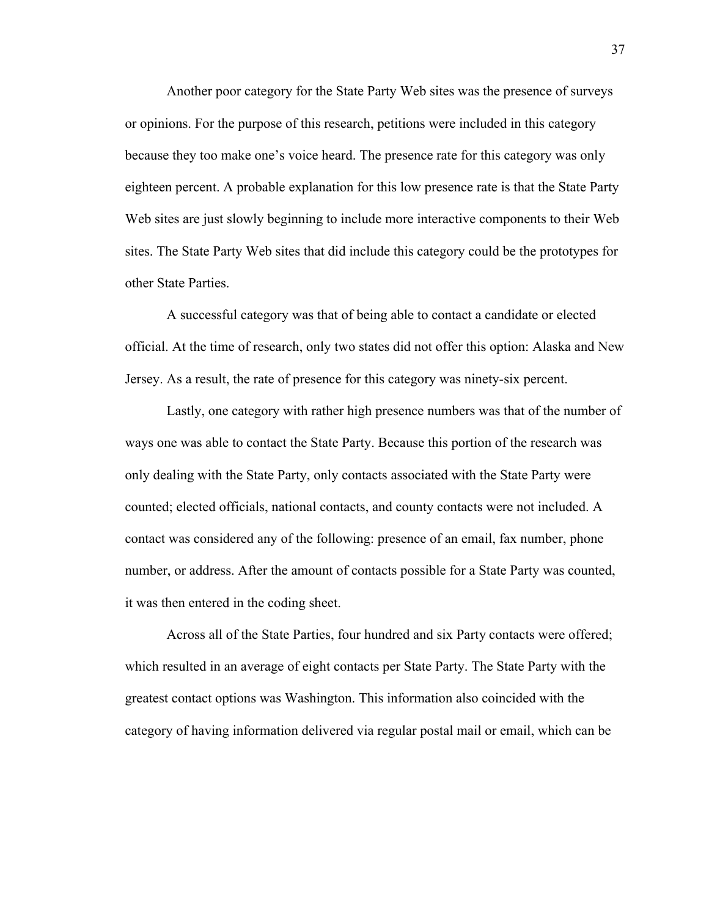Another poor category for the State Party Web sites was the presence of surveys or opinions. For the purpose of this research, petitions were included in this category because they too make one's voice heard. The presence rate for this category was only eighteen percent. A probable explanation for this low presence rate is that the State Party Web sites are just slowly beginning to include more interactive components to their Web sites. The State Party Web sites that did include this category could be the prototypes for other State Parties.

A successful category was that of being able to contact a candidate or elected official. At the time of research, only two states did not offer this option: Alaska and New Jersey. As a result, the rate of presence for this category was ninety-six percent.

Lastly, one category with rather high presence numbers was that of the number of ways one was able to contact the State Party. Because this portion of the research was only dealing with the State Party, only contacts associated with the State Party were counted; elected officials, national contacts, and county contacts were not included. A contact was considered any of the following: presence of an email, fax number, phone number, or address. After the amount of contacts possible for a State Party was counted, it was then entered in the coding sheet.

Across all of the State Parties, four hundred and six Party contacts were offered; which resulted in an average of eight contacts per State Party. The State Party with the greatest contact options was Washington. This information also coincided with the category of having information delivered via regular postal mail or email, which can be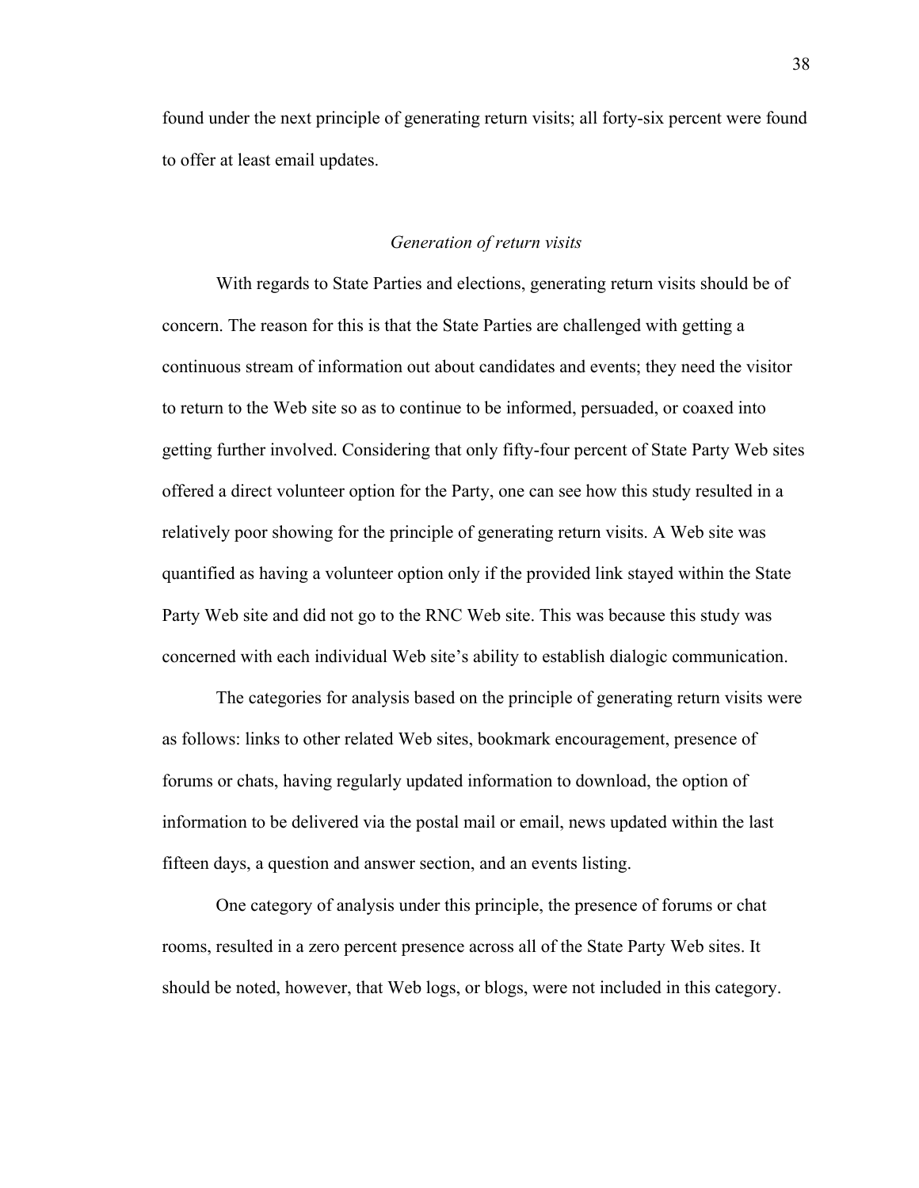found under the next principle of generating return visits; all forty-six percent were found to offer at least email updates.

### *Generation of return visits*

With regards to State Parties and elections, generating return visits should be of concern. The reason for this is that the State Parties are challenged with getting a continuous stream of information out about candidates and events; they need the visitor to return to the Web site so as to continue to be informed, persuaded, or coaxed into getting further involved. Considering that only fifty-four percent of State Party Web sites offered a direct volunteer option for the Party, one can see how this study resulted in a relatively poor showing for the principle of generating return visits. A Web site was quantified as having a volunteer option only if the provided link stayed within the State Party Web site and did not go to the RNC Web site. This was because this study was concerned with each individual Web site's ability to establish dialogic communication.

The categories for analysis based on the principle of generating return visits were as follows: links to other related Web sites, bookmark encouragement, presence of forums or chats, having regularly updated information to download, the option of information to be delivered via the postal mail or email, news updated within the last fifteen days, a question and answer section, and an events listing.

One category of analysis under this principle, the presence of forums or chat rooms, resulted in a zero percent presence across all of the State Party Web sites. It should be noted, however, that Web logs, or blogs, were not included in this category.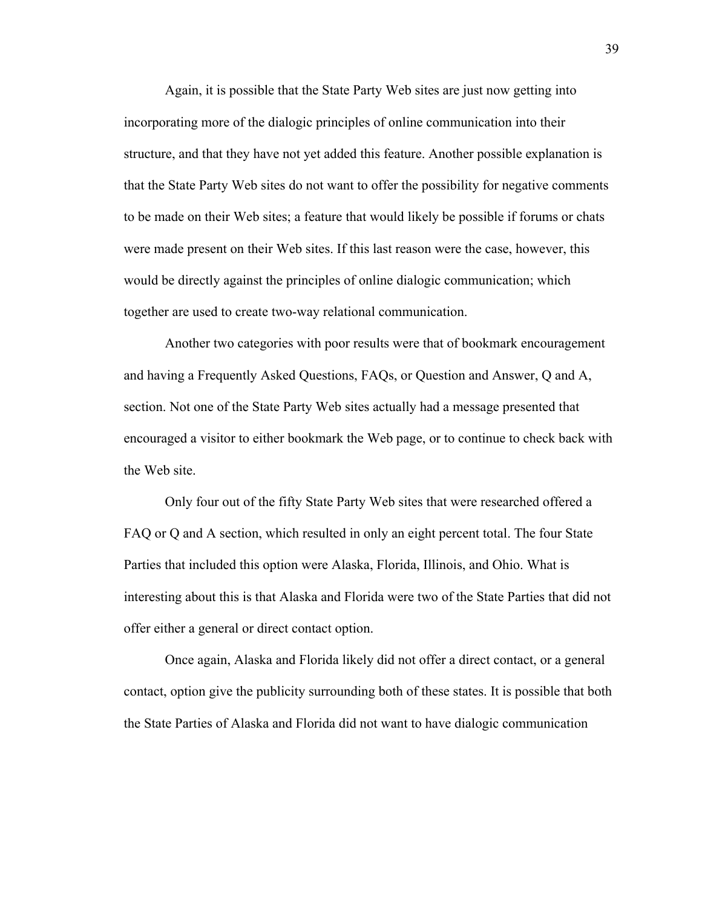Again, it is possible that the State Party Web sites are just now getting into incorporating more of the dialogic principles of online communication into their structure, and that they have not yet added this feature. Another possible explanation is that the State Party Web sites do not want to offer the possibility for negative comments to be made on their Web sites; a feature that would likely be possible if forums or chats were made present on their Web sites. If this last reason were the case, however, this would be directly against the principles of online dialogic communication; which together are used to create two-way relational communication.

Another two categories with poor results were that of bookmark encouragement and having a Frequently Asked Questions, FAQs, or Question and Answer, Q and A, section. Not one of the State Party Web sites actually had a message presented that encouraged a visitor to either bookmark the Web page, or to continue to check back with the Web site.

Only four out of the fifty State Party Web sites that were researched offered a FAQ or Q and A section, which resulted in only an eight percent total. The four State Parties that included this option were Alaska, Florida, Illinois, and Ohio. What is interesting about this is that Alaska and Florida were two of the State Parties that did not offer either a general or direct contact option.

Once again, Alaska and Florida likely did not offer a direct contact, or a general contact, option give the publicity surrounding both of these states. It is possible that both the State Parties of Alaska and Florida did not want to have dialogic communication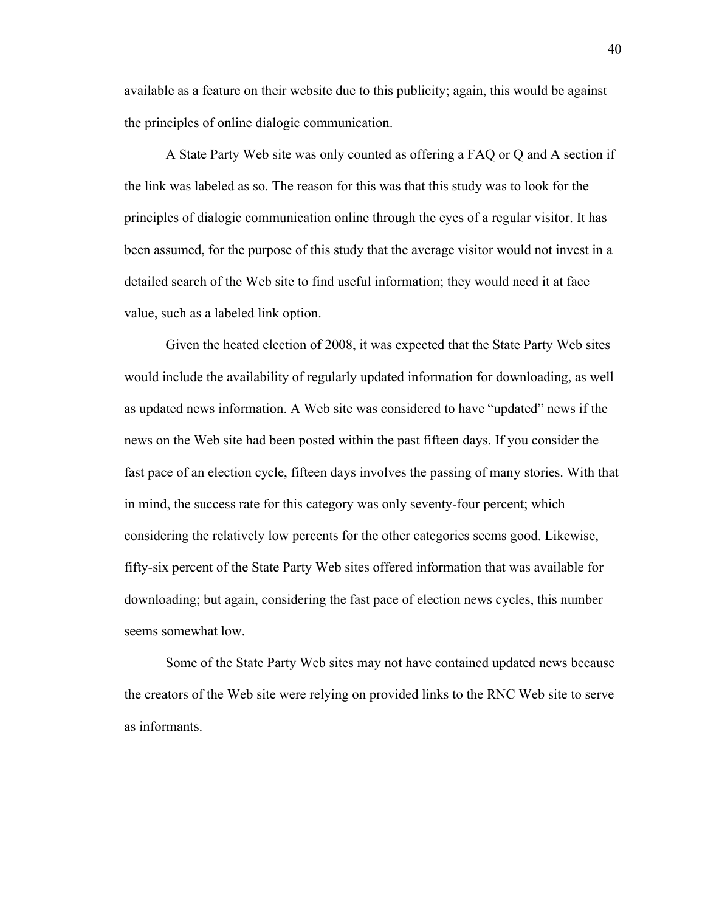available as a feature on their website due to this publicity; again, this would be against the principles of online dialogic communication.

A State Party Web site was only counted as offering a FAQ or Q and A section if the link was labeled as so. The reason for this was that this study was to look for the principles of dialogic communication online through the eyes of a regular visitor. It has been assumed, for the purpose of this study that the average visitor would not invest in a detailed search of the Web site to find useful information; they would need it at face value, such as a labeled link option.

Given the heated election of 2008, it was expected that the State Party Web sites would include the availability of regularly updated information for downloading, as well as updated news information. A Web site was considered to have "updated" news if the news on the Web site had been posted within the past fifteen days. If you consider the fast pace of an election cycle, fifteen days involves the passing of many stories. With that in mind, the success rate for this category was only seventy-four percent; which considering the relatively low percents for the other categories seems good. Likewise, fifty-six percent of the State Party Web sites offered information that was available for downloading; but again, considering the fast pace of election news cycles, this number seems somewhat low.

Some of the State Party Web sites may not have contained updated news because the creators of the Web site were relying on provided links to the RNC Web site to serve as informants.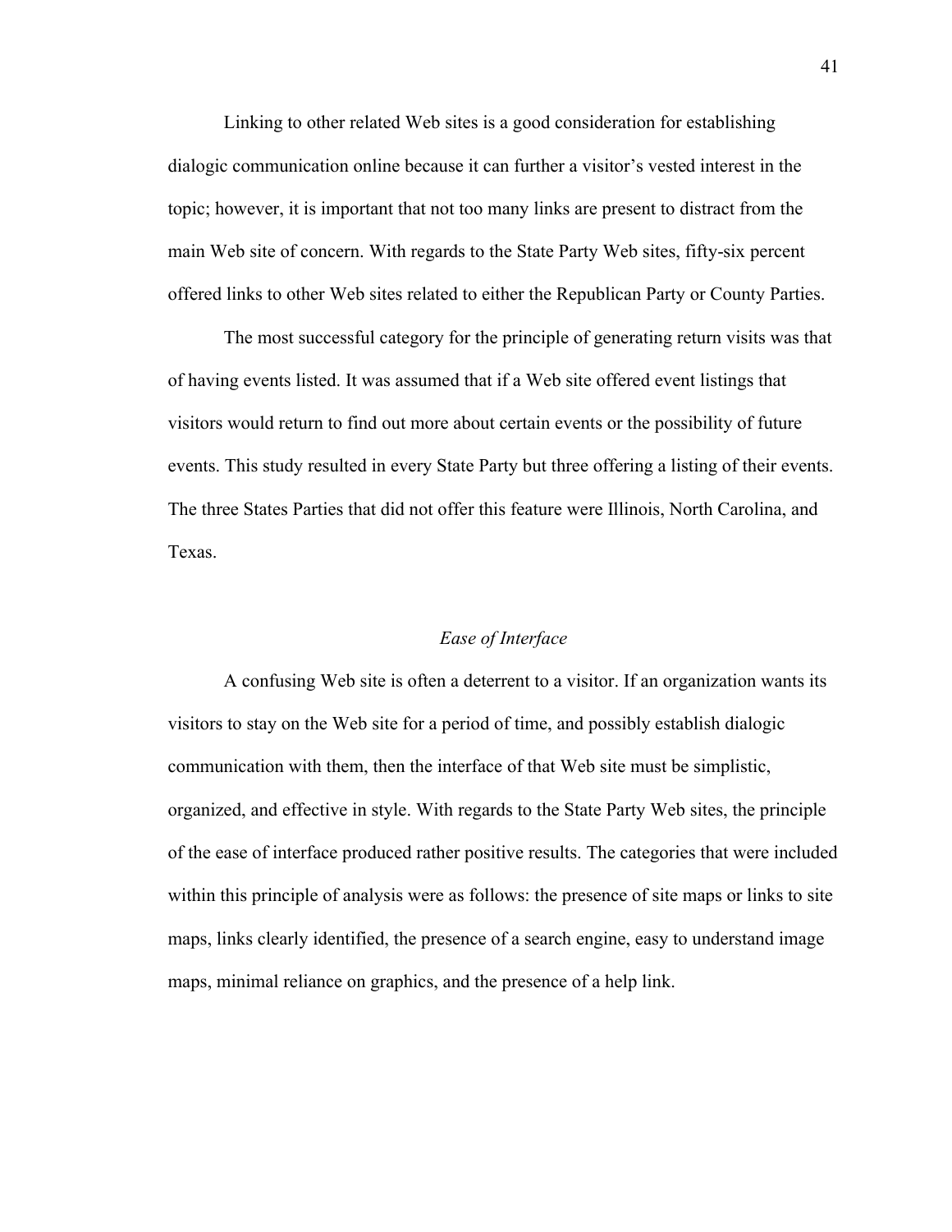Linking to other related Web sites is a good consideration for establishing dialogic communication online because it can further a visitor's vested interest in the topic; however, it is important that not too many links are present to distract from the main Web site of concern. With regards to the State Party Web sites, fifty-six percent offered links to other Web sites related to either the Republican Party or County Parties.

The most successful category for the principle of generating return visits was that of having events listed. It was assumed that if a Web site offered event listings that visitors would return to find out more about certain events or the possibility of future events. This study resulted in every State Party but three offering a listing of their events. The three States Parties that did not offer this feature were Illinois, North Carolina, and Texas.

### *Ease of Interface*

A confusing Web site is often a deterrent to a visitor. If an organization wants its visitors to stay on the Web site for a period of time, and possibly establish dialogic communication with them, then the interface of that Web site must be simplistic, organized, and effective in style. With regards to the State Party Web sites, the principle of the ease of interface produced rather positive results. The categories that were included within this principle of analysis were as follows: the presence of site maps or links to site maps, links clearly identified, the presence of a search engine, easy to understand image maps, minimal reliance on graphics, and the presence of a help link.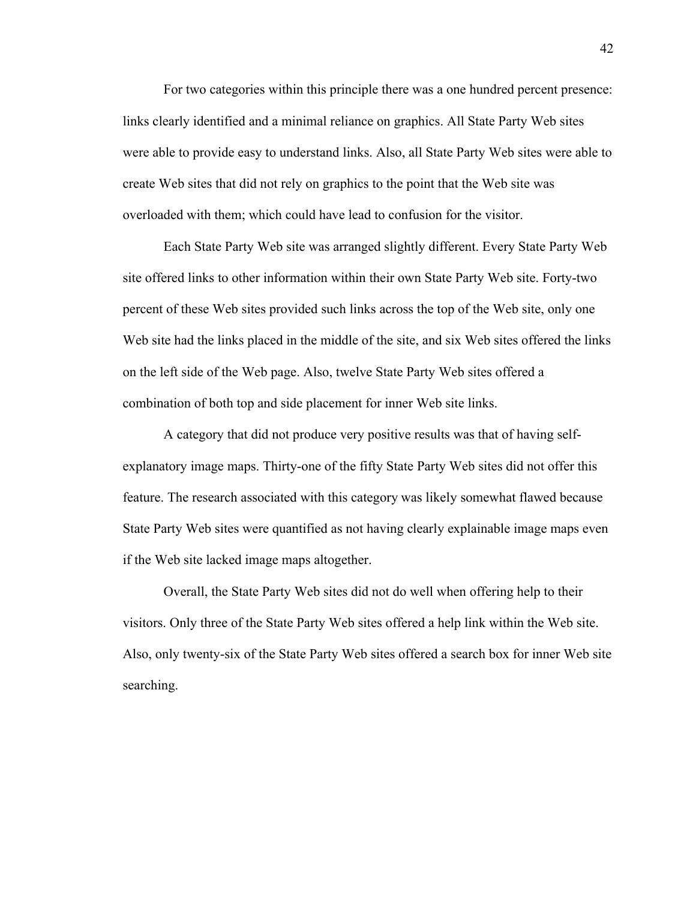For two categories within this principle there was a one hundred percent presence: links clearly identified and a minimal reliance on graphics. All State Party Web sites were able to provide easy to understand links. Also, all State Party Web sites were able to create Web sites that did not rely on graphics to the point that the Web site was overloaded with them; which could have lead to confusion for the visitor.

Each State Party Web site was arranged slightly different. Every State Party Web site offered links to other information within their own State Party Web site. Forty-two percent of these Web sites provided such links across the top of the Web site, only one Web site had the links placed in the middle of the site, and six Web sites offered the links on the left side of the Web page. Also, twelve State Party Web sites offered a combination of both top and side placement for inner Web site links.

A category that did not produce very positive results was that of having self-explanatory image maps. Thirty-one of the fifty State Party Web sites did not offer this feature. The research associated with this category was likely somewhat flawed because State Party Web sites were quantified as not having clearly explainable image maps even if the Web site lacked image maps altogether.

Overall, the State Party Web sites did not do well when offering help to their visitors. Only three of the State Party Web sites offered a help link within the Web site. Also, only twenty-six of the State Party Web sites offered a search box for inner Web site searching.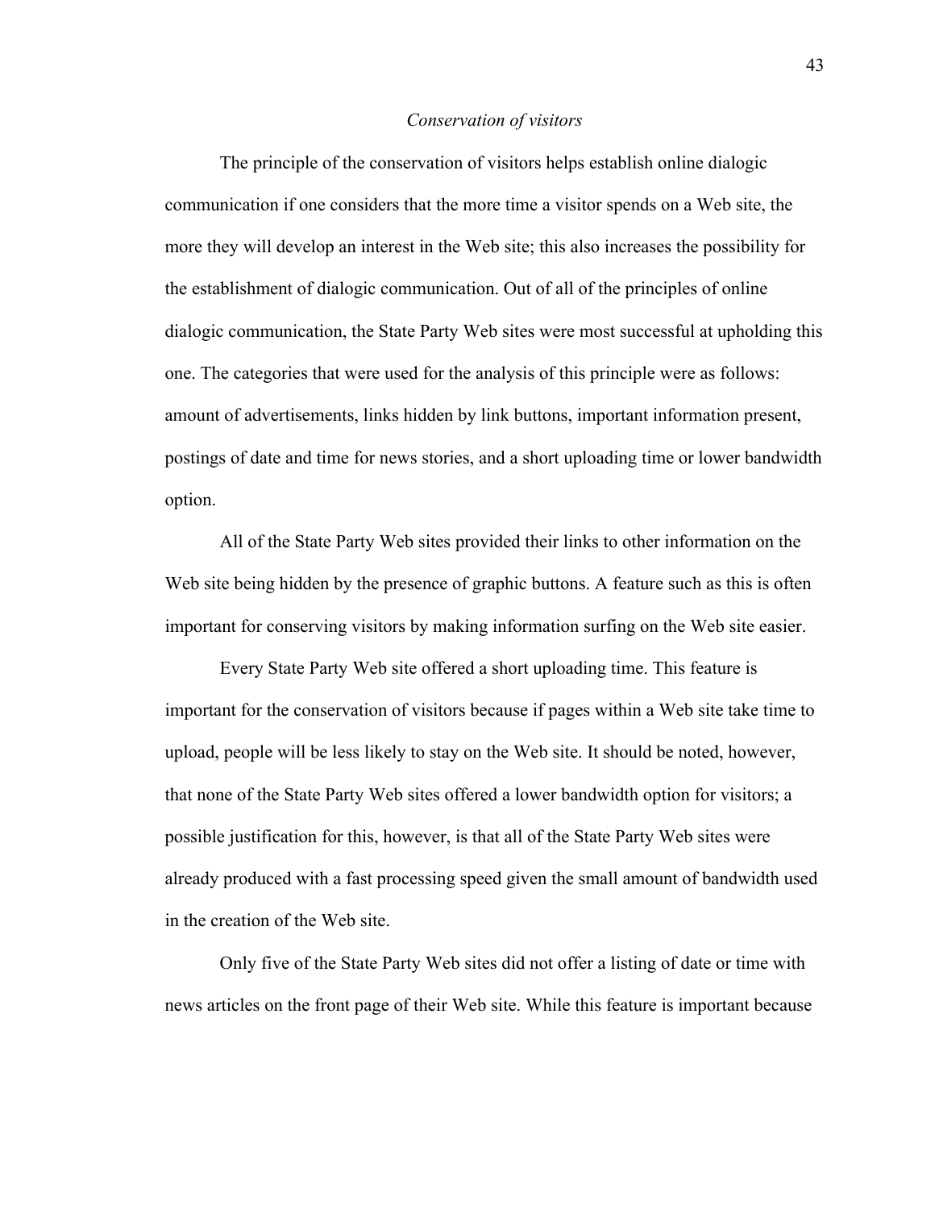*Conservation of visitors*

The principle of the conservation of visitors helps establish online dialogic communication if one considers that the more time a visitor spends on a Web site, the more they will develop an interest in the Web site; this also increases the possibility for the establishment of dialogic communication. Out of all of the principles of online dialogic communication, the State Party Web sites were most successful at upholding this one. The categories that were used for the analysis of this principle were as follows: amount of advertisements, links hidden by link buttons, important information present, postings of date and time for news stories, and a short uploading time or lower bandwidth option.

All of the State Party Web sites provided their links to other information on the Web site being hidden by the presence of graphic buttons. A feature such as this is often important for conserving visitors by making information surfing on the Web site easier.

Every State Party Web site offered a short uploading time. This feature is important for the conservation of visitors because if pages within a Web site take time to upload, people will be less likely to stay on the Web site. It should be noted, however, that none of the State Party Web sites offered a lower bandwidth option for visitors; a possible justification for this, however, is that all of the State Party Web sites were already produced with a fast processing speed given the small amount of bandwidth used in the creation of the Web site.

Only five of the State Party Web sites did not offer a listing of date or time with news articles on the front page of their Web site. While this feature is important because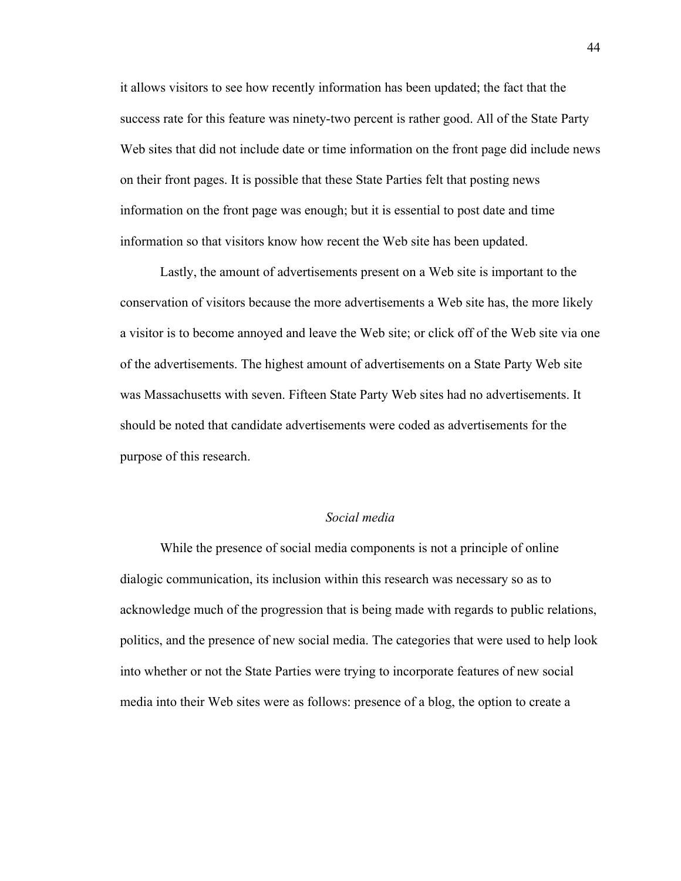it allows visitors to see how recently information has been updated; the fact that the success rate for this feature was ninety-two percent is rather good. All of the State Party Web sites that did not include date or time information on the front page did include news on their front pages. It is possible that these State Parties felt that posting news information on the front page was enough; but it is essential to post date and time information so that visitors know how recent the Web site has been updated.

Lastly, the amount of advertisements present on a Web site is important to the conservation of visitors because the more advertisements a Web site has, the more likely a visitor is to become annoyed and leave the Web site; or click off of the Web site via one of the advertisements. The highest amount of advertisements on a State Party Web site was Massachusetts with seven. Fifteen State Party Web sites had no advertisements. It should be noted that candidate advertisements were coded as advertisements for the purpose of this research.

### *Social media*

While the presence of social media components is not a principle of online dialogic communication, its inclusion within this research was necessary so as to acknowledge much of the progression that is being made with regards to public relations, politics, and the presence of new social media. The categories that were used to help look into whether or not the State Parties were trying to incorporate features of new social media into their Web sites were as follows: presence of a blog, the option to create a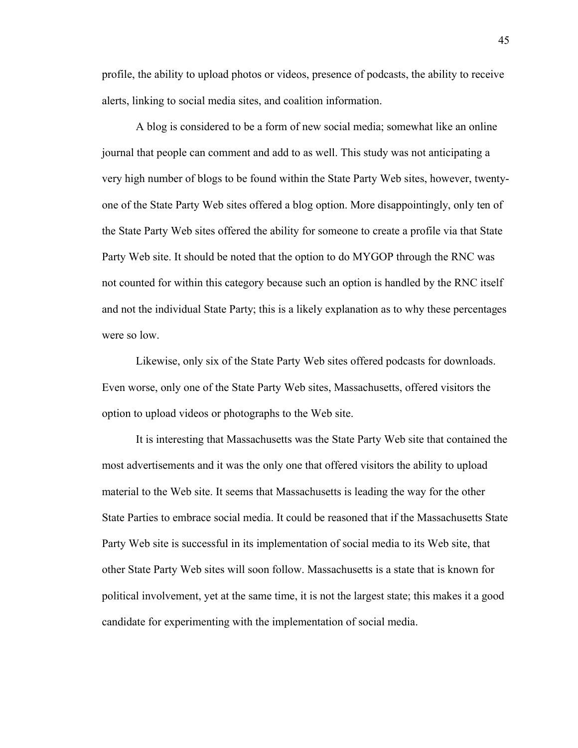profile, the ability to upload photos or videos, presence of podcasts, the ability to receive alerts, linking to social media sites, and coalition information.

A blog is considered to be a form of new social media; somewhat like an online journal that people can comment and add to as well. This study was not anticipating a very high number of blogs to be found within the State Party Web sites, however, twenty-one of the State Party Web sites offered a blog option. More disappointingly, only ten of the State Party Web sites offered the ability for someone to create a profile via that State Party Web site. It should be noted that the option to do MYGOP through the RNC was not counted for within this category because such an option is handled by the RNC itself and not the individual State Party; this is a likely explanation as to why these percentages were so low.

Likewise, only six of the State Party Web sites offered podcasts for downloads. Even worse, only one of the State Party Web sites, Massachusetts, offered visitors the option to upload videos or photographs to the Web site.

It is interesting that Massachusetts was the State Party Web site that contained the most advertisements and it was the only one that offered visitors the ability to upload material to the Web site. It seems that Massachusetts is leading the way for the other State Parties to embrace social media. It could be reasoned that if the Massachusetts State Party Web site is successful in its implementation of social media to its Web site, that other State Party Web sites will soon follow. Massachusetts is a state that is known for political involvement, yet at the same time, it is not the largest state; this makes it a good candidate for experimenting with the implementation of social media.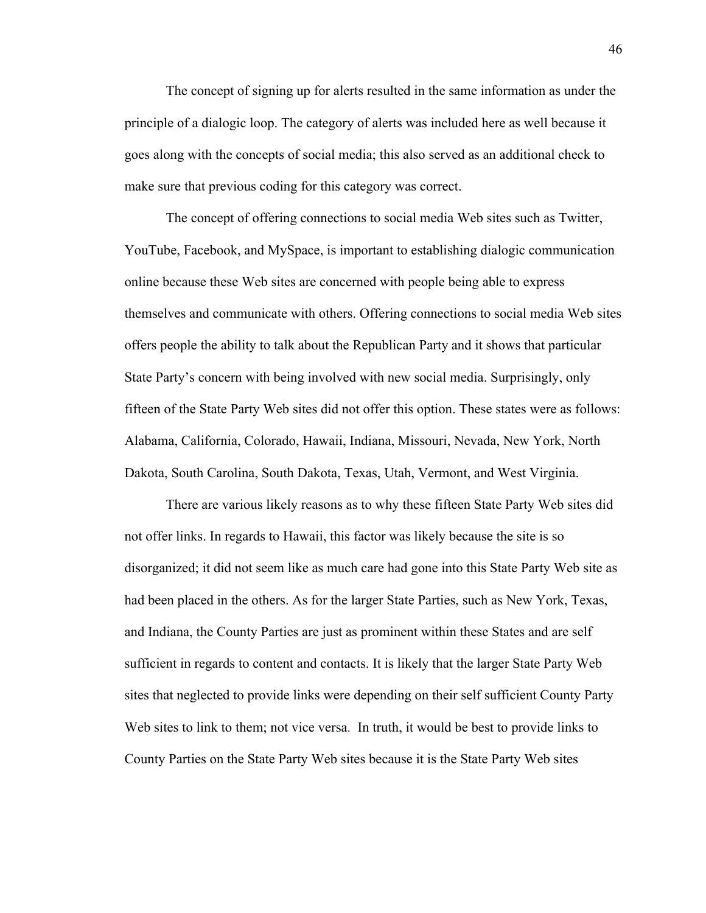The concept of signing up for alerts resulted in the same information as under the principle of a dialogic loop. The category of alerts was included here as well because it goes along with the concepts of social media; this also served as an additional check to make sure that previous coding for this category was correct.

The concept of offering connections to social media Web sites such as Twitter, YouTube, Facebook, and MySpace, is important to establishing dialogic communication online because these Web sites are concerned with people being able to express themselves and communicate with others. Offering connections to social media Web sites offers people the ability to talk about the Republican Party and it shows that particular State Party's concern with being involved with new social media. Surprisingly, only fifteen of the State Party Web sites did not offer this option. These states were as follows: Alabama, California, Colorado, Hawaii, Indiana, Missouri, Nevada, New York, North Dakota, South Carolina, South Dakota, Texas, Utah, Vermont, and West Virginia.

There are various likely reasons as to why these fifteen State Party Web sites did not offer links. In regards to Hawaii, this factor was likely because the site is so disorganized; it did not seem like as much care had gone into this State Party Web site as had been placed in the others. As for the larger State Parties, such as New York, Texas, and Indiana, the County Parties are just as prominent within these States and are self sufficient in regards to content and contacts. It is likely that the larger State Party Web sites that neglected to provide links were depending on their self sufficient County Party Web sites to link to them; not vice versa. In truth, it would be best to provide links to County Parties on the State Party Web sites because it is the State Party Web sites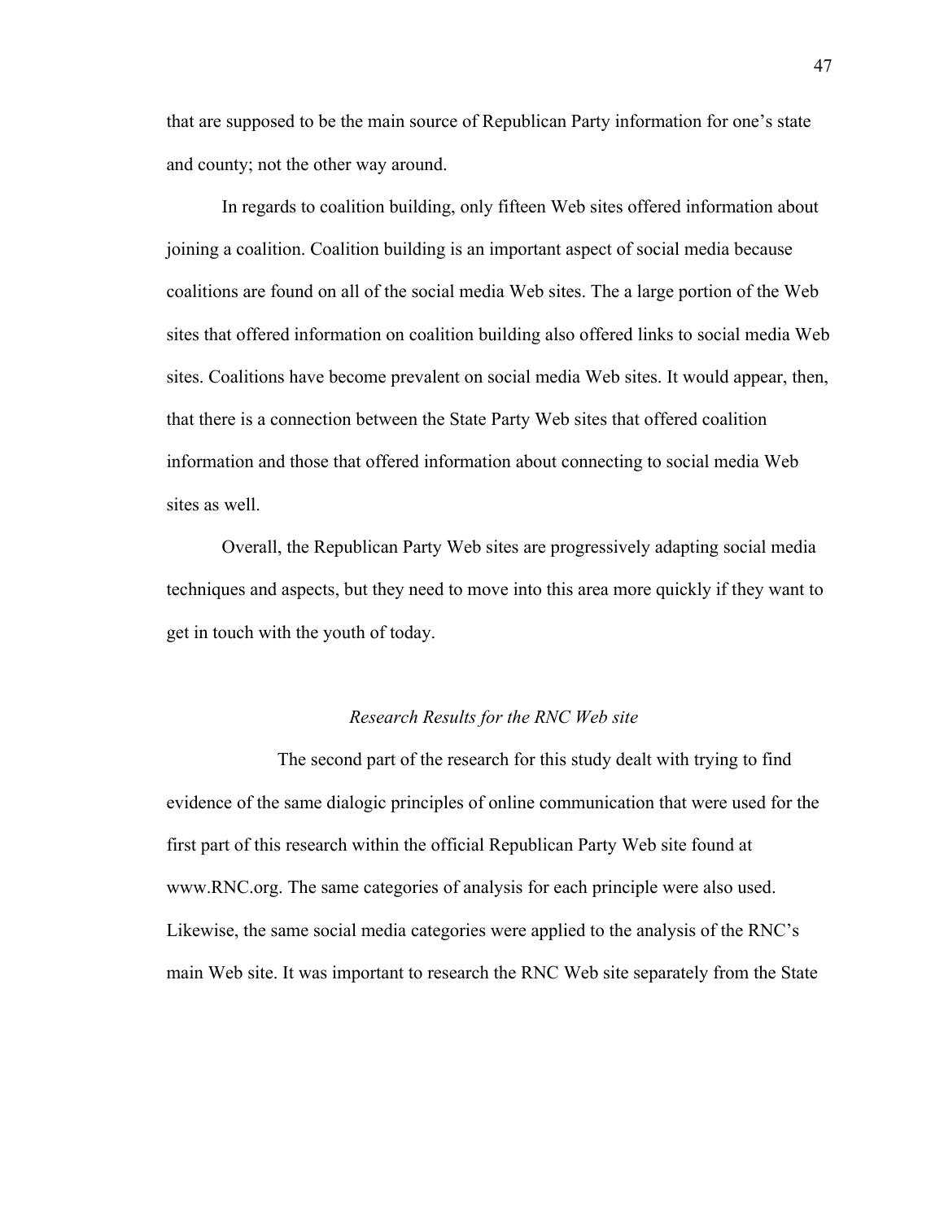that are supposed to be the main source of Republican Party information for one's state and county; not the other way around.

In regards to coalition building, only fifteen Web sites offered information about joining a coalition. Coalition building is an important aspect of social media because coalitions are found on all of the social media Web sites. The a large portion of the Web sites that offered information on coalition building also offered links to social media Web sites. Coalitions have become prevalent on social media Web sites. It would appear, then, that there is a connection between the State Party Web sites that offered coalition information and those that offered information about connecting to social media Web sites as well.

Overall, the Republican Party Web sites are progressively adapting social media techniques and aspects, but they need to move into this area more quickly if they want to get in touch with the youth of today.

### *Research Results for the RNC Web site*

The second part of the research for this study dealt with trying to find evidence of the same dialogic principles of online communication that were used for the first part of this research within the official Republican Party Web site found at www.RNC.org. The same categories of analysis for each principle were also used. Likewise, the same social media categories were applied to the analysis of the RNC's main Web site. It was important to research the RNC Web site separately from the State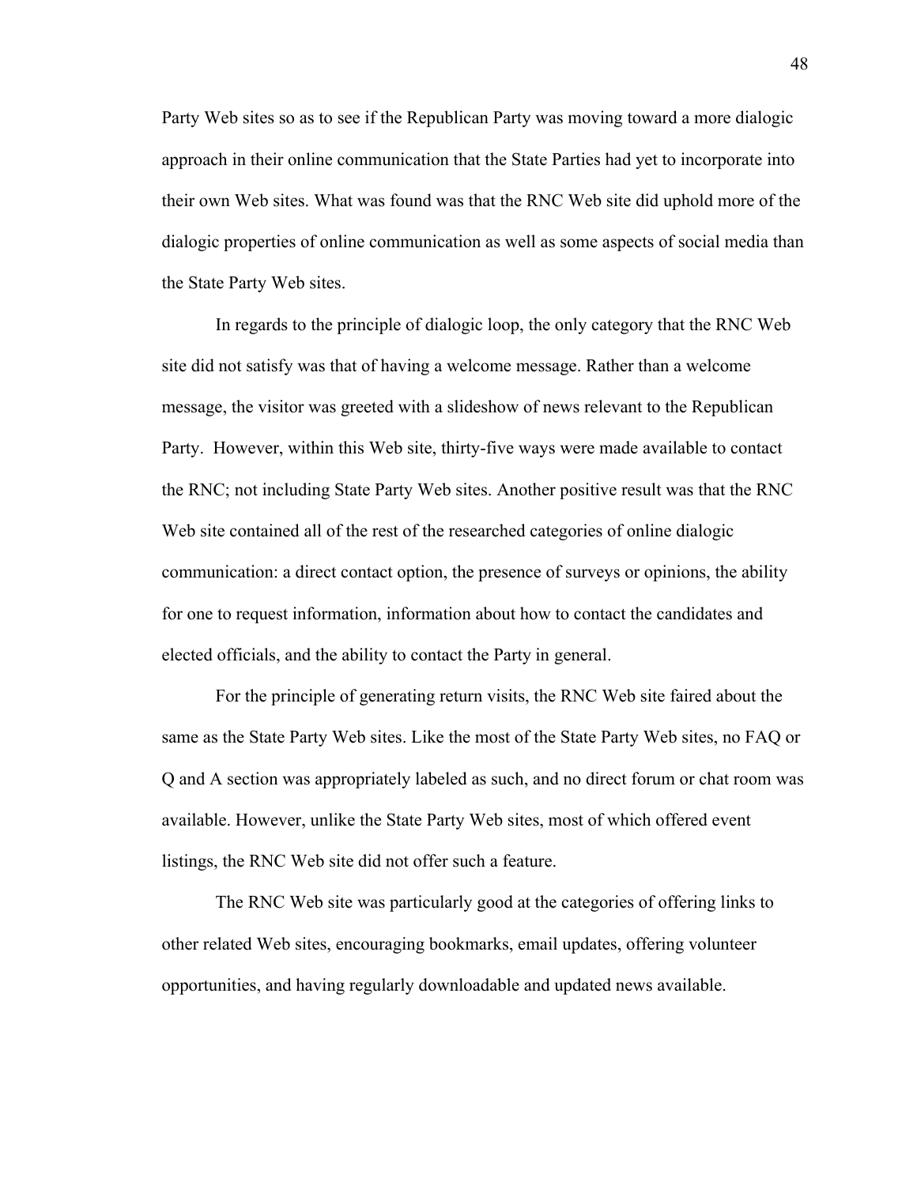Party Web sites so as to see if the Republican Party was moving toward a more dialogic approach in their online communication that the State Parties had yet to incorporate into their own Web sites. What was found was that the RNC Web site did uphold more of the dialogic properties of online communication as well as some aspects of social media than the State Party Web sites.

In regards to the principle of dialogic loop, the only category that the RNC Web site did not satisfy was that of having a welcome message. Rather than a welcome message, the visitor was greeted with a slideshow of news relevant to the Republican Party. However, within this Web site, thirty-five ways were made available to contact the RNC; not including State Party Web sites. Another positive result was that the RNC Web site contained all of the rest of the researched categories of online dialogic communication: a direct contact option, the presence of surveys or opinions, the ability for one to request information, information about how to contact the candidates and elected officials, and the ability to contact the Party in general.

For the principle of generating return visits, the RNC Web site faired about the same as the State Party Web sites. Like the most of the State Party Web sites, no FAQ or Q and A section was appropriately labeled as such, and no direct forum or chat room was available. However, unlike the State Party Web sites, most of which offered event listings, the RNC Web site did not offer such a feature.

The RNC Web site was particularly good at the categories of offering links to other related Web sites, encouraging bookmarks, email updates, offering volunteer opportunities, and having regularly downloadable and updated news available.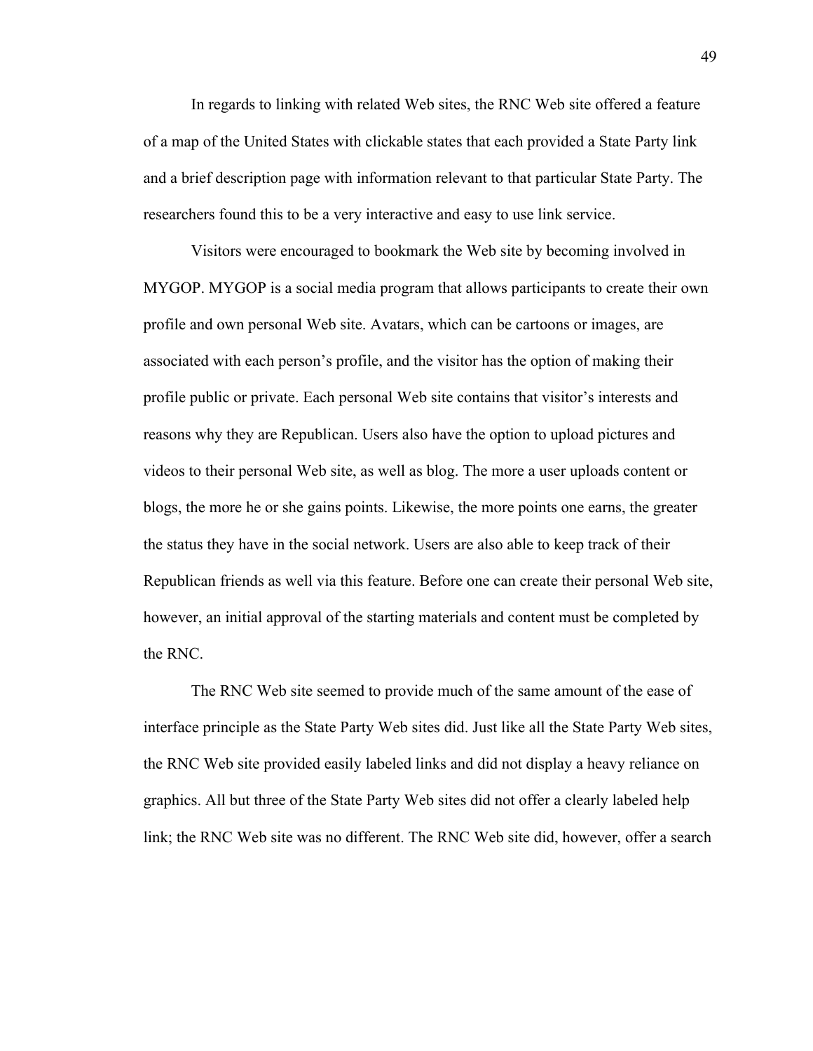In regards to linking with related Web sites, the RNC Web site offered a feature of a map of the United States with clickable states that each provided a State Party link and a brief description page with information relevant to that particular State Party. The researchers found this to be a very interactive and easy to use link service.

Visitors were encouraged to bookmark the Web site by becoming involved in MYGOP. MYGOP is a social media program that allows participants to create their own profile and own personal Web site. Avatars, which can be cartoons or images, are associated with each person's profile, and the visitor has the option of making their profile public or private. Each personal Web site contains that visitor's interests and reasons why they are Republican. Users also have the option to upload pictures and videos to their personal Web site, as well as blog. The more a user uploads content or blogs, the more he or she gains points. Likewise, the more points one earns, the greater the status they have in the social network. Users are also able to keep track of their Republican friends as well via this feature. Before one can create their personal Web site, however, an initial approval of the starting materials and content must be completed by the RNC.

The RNC Web site seemed to provide much of the same amount of the ease of interface principle as the State Party Web sites did. Just like all the State Party Web sites, the RNC Web site provided easily labeled links and did not display a heavy reliance on graphics. All but three of the State Party Web sites did not offer a clearly labeled help link; the RNC Web site was no different. The RNC Web site did, however, offer a search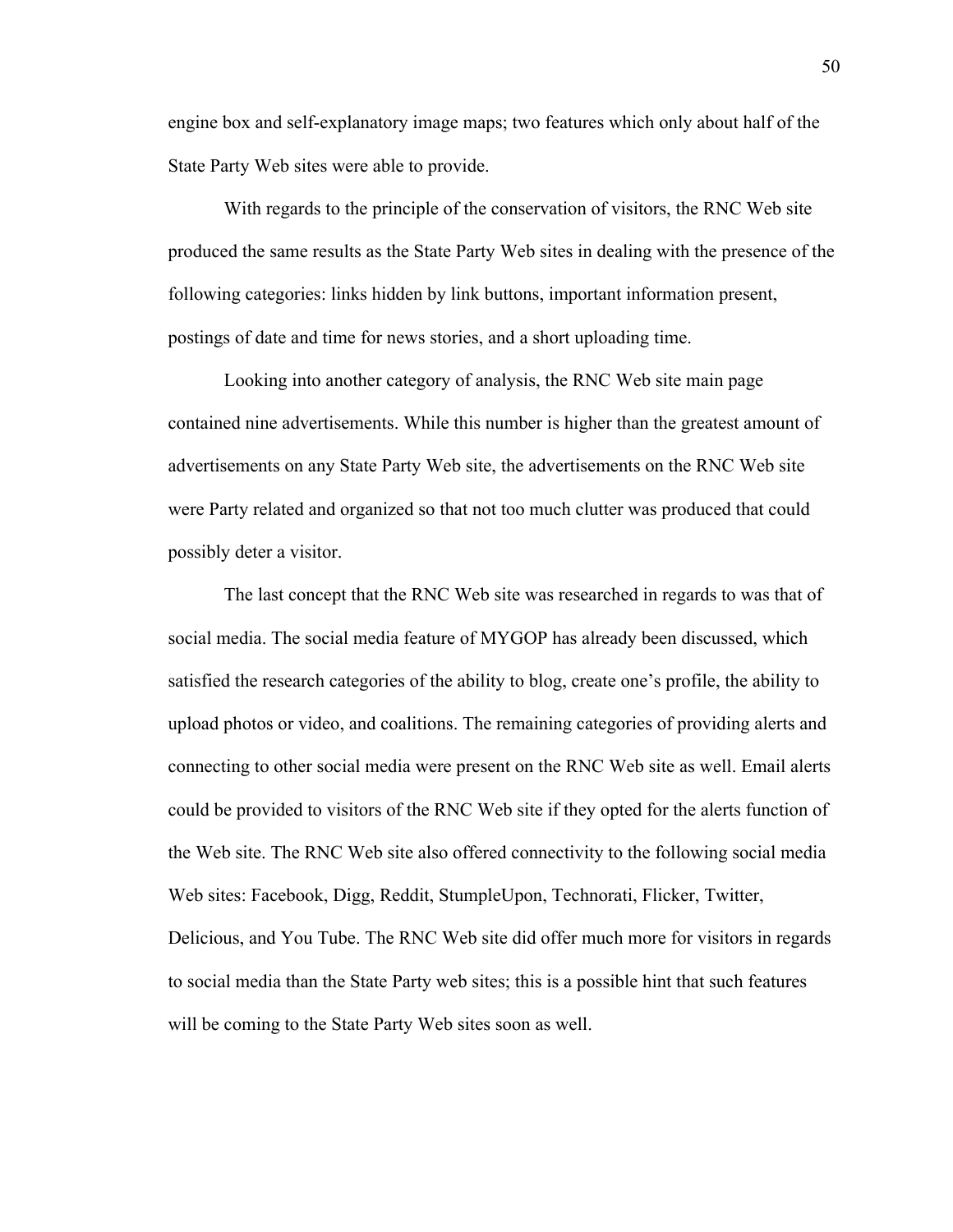engine box and self-explanatory image maps; two features which only about half of the State Party Web sites were able to provide.

With regards to the principle of the conservation of visitors, the RNC Web site produced the same results as the State Party Web sites in dealing with the presence of the following categories: links hidden by link buttons, important information present, postings of date and time for news stories, and a short uploading time.

Looking into another category of analysis, the RNC Web site main page contained nine advertisements. While this number is higher than the greatest amount of advertisements on any State Party Web site, the advertisements on the RNC Web site were Party related and organized so that not too much clutter was produced that could possibly deter a visitor.

The last concept that the RNC Web site was researched in regards to was that of social media. The social media feature of MYGOP has already been discussed, which satisfied the research categories of the ability to blog, create one's profile, the ability to upload photos or video, and coalitions. The remaining categories of providing alerts and connecting to other social media were present on the RNC Web site as well. Email alerts could be provided to visitors of the RNC Web site if they opted for the alerts function of the Web site. The RNC Web site also offered connectivity to the following social media Web sites: Facebook, Digg, Reddit, StumpleUpon, Technorati, Flicker, Twitter, Delicious, and You Tube. The RNC Web site did offer much more for visitors in regards to social media than the State Party web sites; this is a possible hint that such features will be coming to the State Party Web sites soon as well.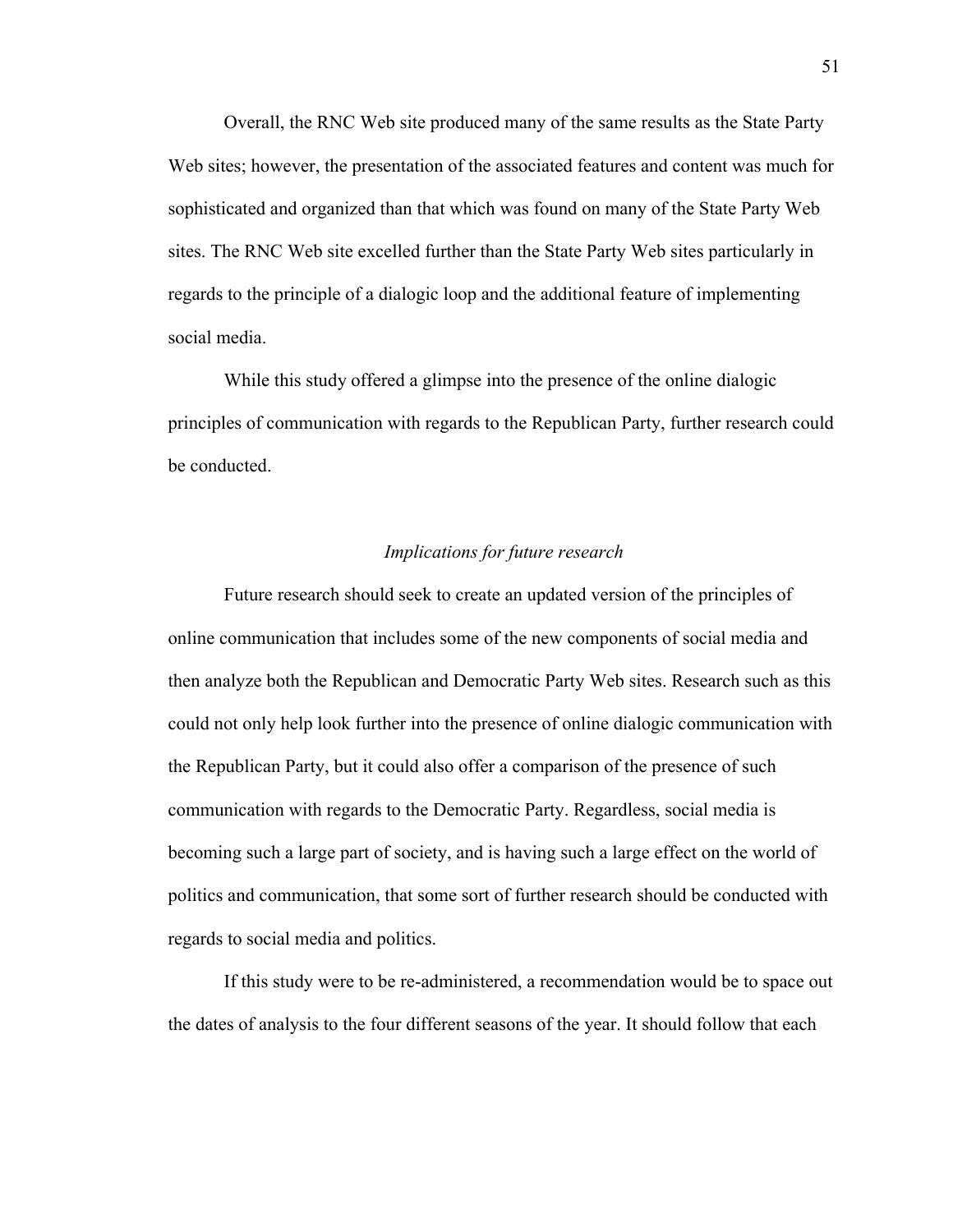Overall, the RNC Web site produced many of the same results as the State Party Web sites; however, the presentation of the associated features and content was much for sophisticated and organized than that which was found on many of the State Party Web sites. The RNC Web site excelled further than the State Party Web sites particularly in regards to the principle of a dialogic loop and the additional feature of implementing social media.

While this study offered a glimpse into the presence of the online dialogic principles of communication with regards to the Republican Party, further research could be conducted.

### *Implications for future research*

Future research should seek to create an updated version of the principles of online communication that includes some of the new components of social media and then analyze both the Republican and Democratic Party Web sites. Research such as this could not only help look further into the presence of online dialogic communication with the Republican Party, but it could also offer a comparison of the presence of such communication with regards to the Democratic Party. Regardless, social media is becoming such a large part of society, and is having such a large effect on the world of politics and communication, that some sort of further research should be conducted with regards to social media and politics.

If this study were to be re-administered, a recommendation would be to space out the dates of analysis to the four different seasons of the year. It should follow that each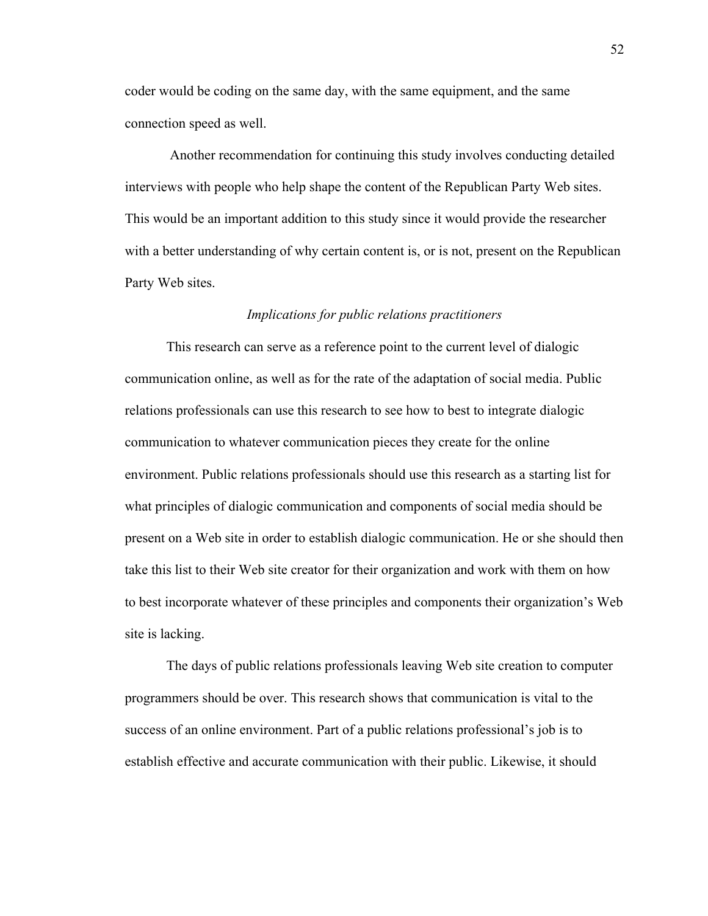coder would be coding on the same day, with the same equipment, and the same connection speed as well.

Another recommendation for continuing this study involves conducting detailed interviews with people who help shape the content of the Republican Party Web sites. This would be an important addition to this study since it would provide the researcher with a better understanding of why certain content is, or is not, present on the Republican Party Web sites.

### *Implications for public relations practitioners*

This research can serve as a reference point to the current level of dialogic communication online, as well as for the rate of the adaptation of social media. Public relations professionals can use this research to see how to best to integrate dialogic communication to whatever communication pieces they create for the online environment. Public relations professionals should use this research as a starting list for what principles of dialogic communication and components of social media should be present on a Web site in order to establish dialogic communication. He or she should then take this list to their Web site creator for their organization and work with them on how to best incorporate whatever of these principles and components their organization's Web site is lacking.

The days of public relations professionals leaving Web site creation to computer programmers should be over. This research shows that communication is vital to the success of an online environment. Part of a public relations professional's job is to establish effective and accurate communication with their public. Likewise, it should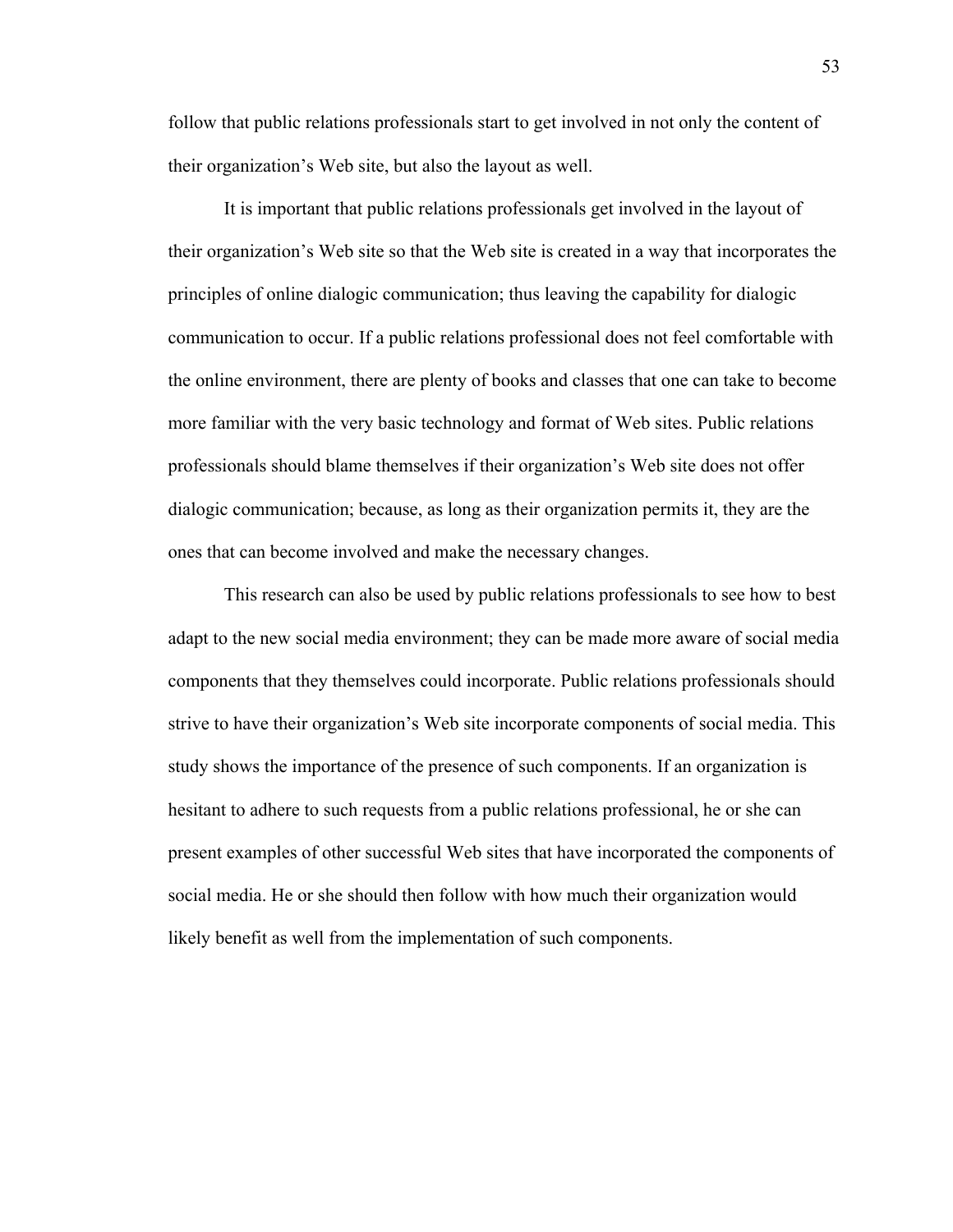follow that public relations professionals start to get involved in not only the content of their organization's Web site, but also the layout as well.

It is important that public relations professionals get involved in the layout of their organization's Web site so that the Web site is created in a way that incorporates the principles of online dialogic communication; thus leaving the capability for dialogic communication to occur. If a public relations professional does not feel comfortable with the online environment, there are plenty of books and classes that one can take to become more familiar with the very basic technology and format of Web sites. Public relations professionals should blame themselves if their organization's Web site does not offer dialogic communication; because, as long as their organization permits it, they are the ones that can become involved and make the necessary changes.

This research can also be used by public relations professionals to see how to best adapt to the new social media environment; they can be made more aware of social media components that they themselves could incorporate. Public relations professionals should strive to have their organization's Web site incorporate components of social media. This study shows the importance of the presence of such components. If an organization is hesitant to adhere to such requests from a public relations professional, he or she can present examples of other successful Web sites that have incorporated the components of social media. He or she should then follow with how much their organization would likely benefit as well from the implementation of such components.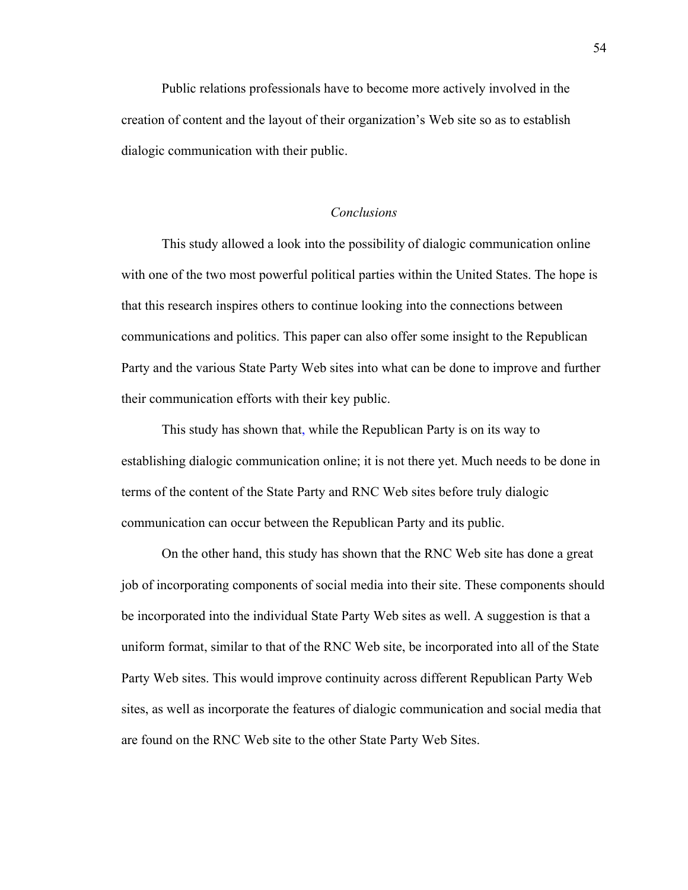Public relations professionals have to become more actively involved in the creation of content and the layout of their organization's Web site so as to establish dialogic communication with their public.

## *Conclusions*

This study allowed a look into the possibility of dialogic communication online with one of the two most powerful political parties within the United States. The hope is that this research inspires others to continue looking into the connections between communications and politics. This paper can also offer some insight to the Republican Party and the various State Party Web sites into what can be done to improve and further their communication efforts with their key public.

This study has shown that, while the Republican Party is on its way to establishing dialogic communication online; it is not there yet. Much needs to be done in terms of the content of the State Party and RNC Web sites before truly dialogic communication can occur between the Republican Party and its public.

On the other hand, this study has shown that the RNC Web site has done a great job of incorporating components of social media into their site. These components should be incorporated into the individual State Party Web sites as well. A suggestion is that a uniform format, similar to that of the RNC Web site, be incorporated into all of the State Party Web sites. This would improve continuity across different Republican Party Web sites, as well as incorporate the features of dialogic communication and social media that are found on the RNC Web site to the other State Party Web Sites.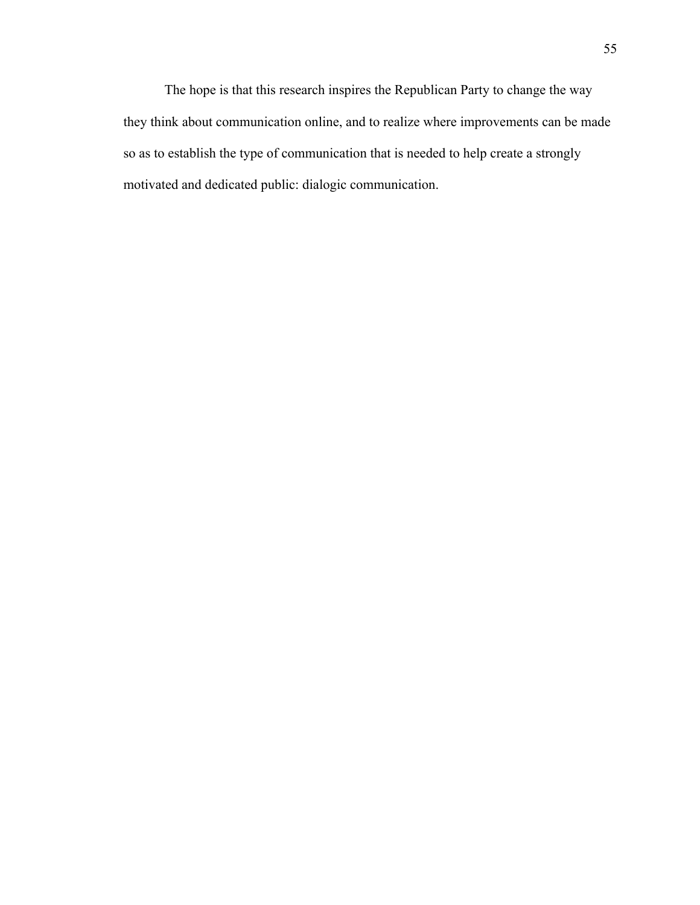The hope is that this research inspires the Republican Party to change the way they think about communication online, and to realize where improvements can be made so as to establish the type of communication that is needed to help create a strongly motivated and dedicated public: dialogic communication.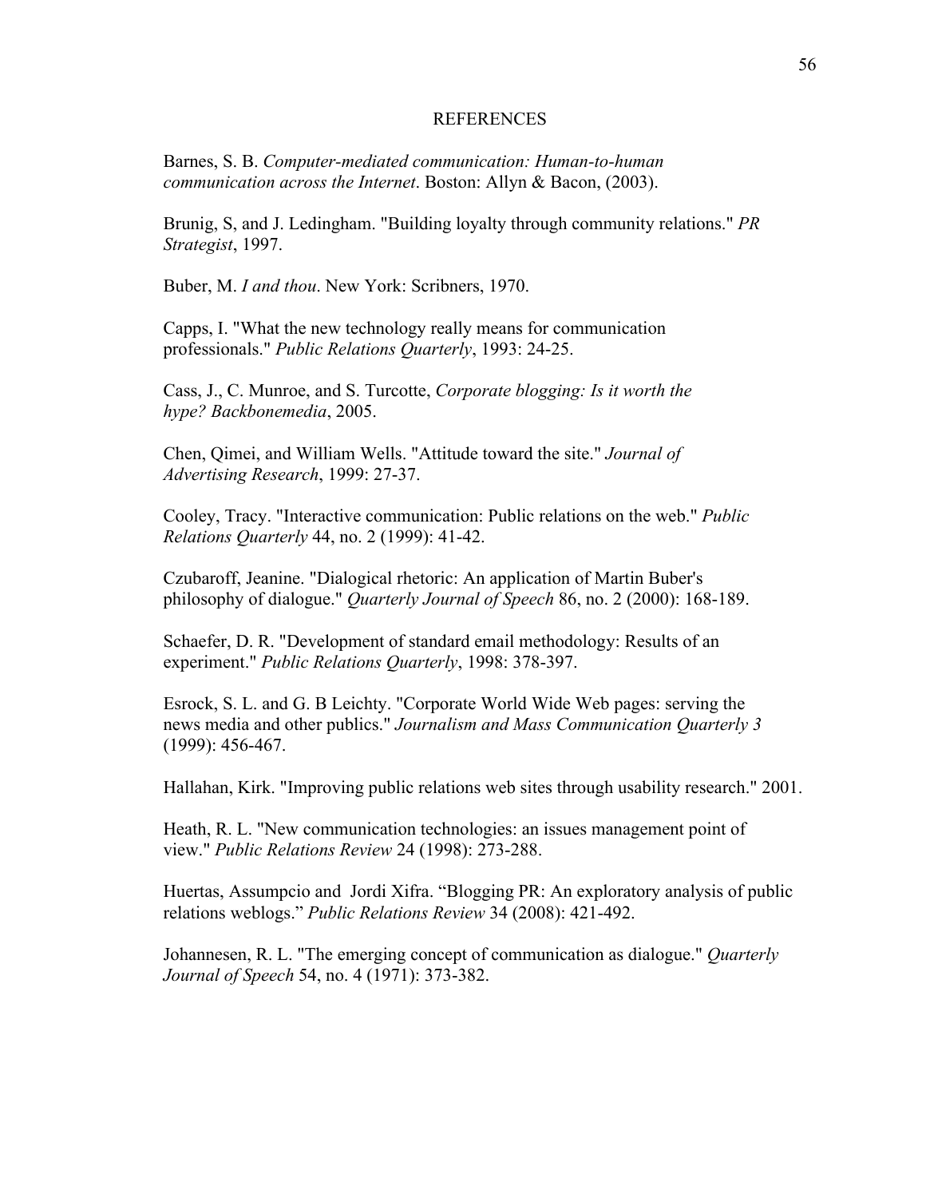# REFERENCES

Barnes, S. B. *Computer-mediated communication: Human-to-human communication across the Internet*. Boston: Allyn & Bacon, (2003).

Brunig, S, and J. Ledingham. "Building loyalty through community relations." *PR Strategist*, 1997.

Buber, M. *I and thou*. New York: Scribners, 1970.

Capps, I. "What the new technology really means for communication professionals." *Public Relations Quarterly*, 1993: 24-25.

Cass, J., C. Munroe, and S. Turcotte, *Corporate blogging: Is it worth the hype? Backbonemedia*, 2005.

Chen, Qimei, and William Wells. "Attitude toward the site." *Journal of Advertising Research*, 1999: 27-37.

Cooley, Tracy. "Interactive communication: Public relations on the web." *Public Relations Quarterly* 44, no. 2 (1999): 41-42.

Czubaroff, Jeanine. "Dialogical rhetoric: An application of Martin Buber's philosophy of dialogue." *Quarterly Journal of Speech* 86, no. 2 (2000): 168-189.

Schaefer, D. R. "Development of standard email methodology: Results of an experiment." *Public Relations Quarterly*, 1998: 378-397.

Esrock, S. L. and G. B Leichty. "Corporate World Wide Web pages: serving the news media and other publics." *Journalism and Mass Communication Quarterly 3* (1999): 456-467.

Hallahan, Kirk. "Improving public relations web sites through usability research." 2001.

Heath, R. L. "New communication technologies: an issues management point of view." *Public Relations Review* 24 (1998): 273-288.

Huertas, Assumpcio and Jordi Xifra. "Blogging PR: An exploratory analysis of public relations weblogs." *Public Relations Review* 34 (2008): 421-492.

Johannesen, R. L. "The emerging concept of communication as dialogue." *Quarterly Journal of Speech* 54, no. 4 (1971): 373-382.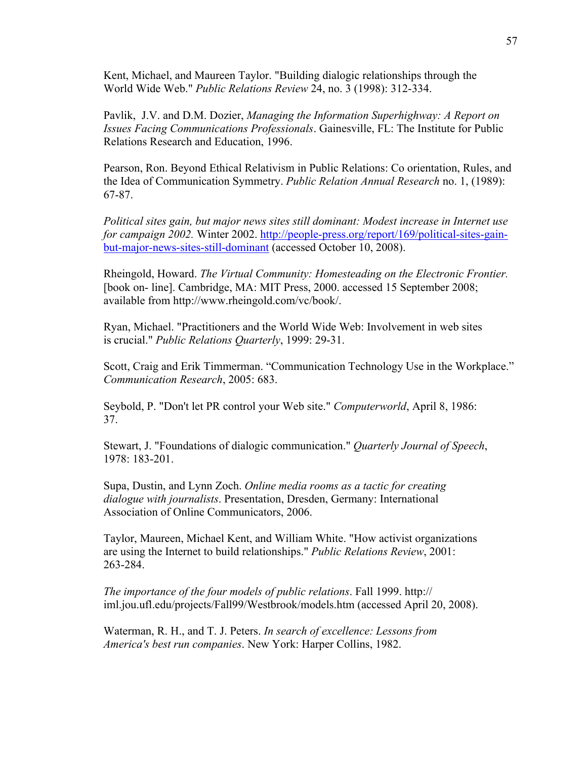Kent, Michael, and Maureen Taylor. "Building dialogic relationships through the World Wide Web." *Public Relations Review* 24, no. 3 (1998): 312-334.

Pavlik, J.V. and D.M. Dozier, *Managing the Information Superhighway: A Report on Issues Facing Communications Professionals*. Gainesville, FL: The Institute for Public Relations Research and Education, 1996.

Pearson, Ron. Beyond Ethical Relativism in Public Relations: Co orientation, Rules, and the Idea of Communication Symmetry. *Public Relation Annual Research* no. 1, (1989): 67-87.

*Political sites gain, but major news sites still dominant: Modest increase in Internet use for campaign 2002.* Winter 2002. http://people-press.org/report/169/political-sites-gain-but-major-news-sites-still-dominant (accessed October 10, 2008).

Rheingold, Howard. *The Virtual Community: Homesteading on the Electronic Frontier.* [book on- line]. Cambridge, MA: MIT Press, 2000. accessed 15 September 2008; available from http://www.rheingold.com/vc/book/.

Ryan, Michael. "Practitioners and the World Wide Web: Involvement in web sites is crucial." *Public Relations Quarterly*, 1999: 29-31.

Scott, Craig and Erik Timmerman. "Communication Technology Use in the Workplace." *Communication Research*, 2005: 683.

Seybold, P. "Don't let PR control your Web site." *Computerworld*, April 8, 1986: 37.

Stewart, J. "Foundations of dialogic communication." *Quarterly Journal of Speech*, 1978: 183-201.

Supa, Dustin, and Lynn Zoch. *Online media rooms as a tactic for creating dialogue with journalists*. Presentation, Dresden, Germany: International Association of Online Communicators, 2006.

Taylor, Maureen, Michael Kent, and William White. "How activist organizations are using the Internet to build relationships." *Public Relations Review*, 2001: 263-284.

*The importance of the four models of public relations*. Fall 1999. http://iml.jou.ufl.edu/projects/Fall99/Westbrook/models.htm (accessed April 20, 2008).

Waterman, R. H., and T. J. Peters. *In search of excellence: Lessons from America's best run companies*. New York: Harper Collins, 1982.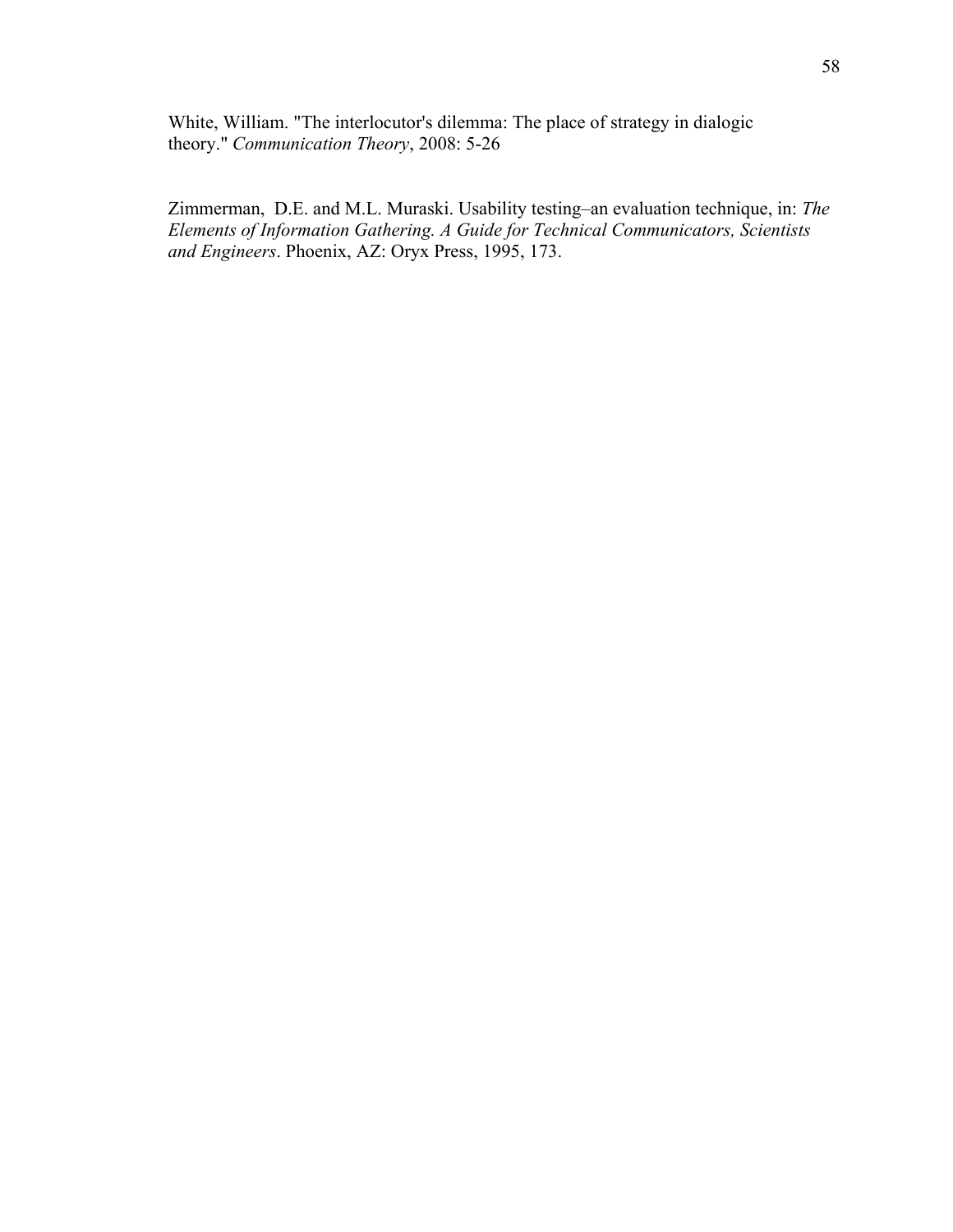White, William. "The interlocutor's dilemma: The place of strategy in dialogic theory." *Communication Theory*, 2008: 5-26

Zimmerman, D.E. and M.L. Muraski. Usability testing–an evaluation technique, in: *The Elements of Information Gathering. A Guide for Technical Communicators, Scientists and Engineers*. Phoenix, AZ: Oryx Press, 1995, 173.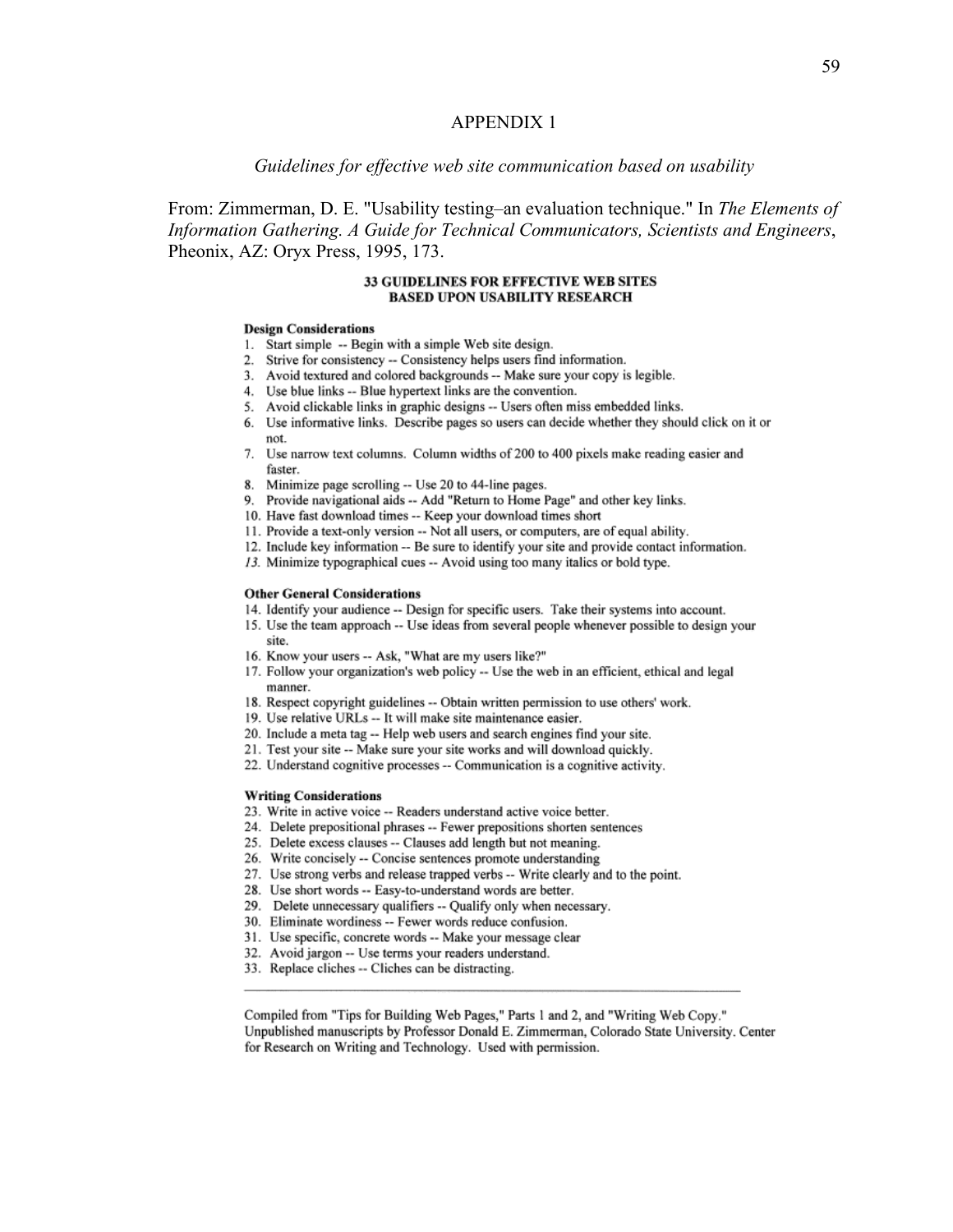# APPENDIX 1

*Guidelines for effective web site communication based on usability*

From: Zimmerman, D. E. "Usability testing–an evaluation technique." In *The Elements of Information Gathering. A Guide for Technical Communicators, Scientists and Engineers*, Pheonix, AZ: Oryx Press, 1995, 173.

## 33 GUIDELINES FOR EFFECTIVE WEB SITES BASED UPON USABILITY RESEARCH

**Design Considerations**

1. Start simple -- Begin with a simple Web site design.
2. Strive for consistency -- Consistency helps users find information.
3. Avoid textured and colored backgrounds -- Make sure your copy is legible.
4. Use blue links -- Blue hypertext links are the convention.
5. Avoid clickable links in graphic designs -- Users often miss embedded links.
6. Use informative links. Describe pages so users can decide whether they should click on it or not.
7. Use narrow text columns. Column widths of 200 to 400 pixels make reading easier and faster.
8. Minimize page scrolling -- Use 20 to 44-line pages.
9. Provide navigational aids -- Add "Return to Home Page" and other key links.
10. Have fast download times -- Keep your download times short
11. Provide a text-only version -- Not all users, or computers, are of equal ability.
12. Include key information -- Be sure to identify your site and provide contact information.
13. Minimize typographical cues -- Avoid using too many italics or bold type.

**Other General Considerations**

14. Identify your audience -- Design for specific users. Take their systems into account.
15. Use the team approach -- Use ideas from several people whenever possible to design your site.
16. Know your users -- Ask, "What are my users like?"
17. Follow your organization's web policy -- Use the web in an efficient, ethical and legal manner.
18. Respect copyright guidelines -- Obtain written permission to use others' work.
19. Use relative URLs -- It will make site maintenance easier.
20. Include a meta tag -- Help web users and search engines find your site.
21. Test your site -- Make sure your site works and will download quickly.
22. Understand cognitive processes -- Communication is a cognitive activity.

**Writing Considerations**

23. Write in active voice -- Readers understand active voice better.
24. Delete prepositional phrases -- Fewer prepositions shorten sentences
25. Delete excess clauses -- Clauses add length but not meaning.
26. Write concisely -- Concise sentences promote understanding
27. Use strong verbs and release trapped verbs -- Write clearly and to the point.
28. Use short words -- Easy-to-understand words are better.
29. Delete unnecessary qualifiers -- Qualify only when necessary.
30. Eliminate wordiness -- Fewer words reduce confusion.
31. Use specific, concrete words -- Make your message clear
32. Avoid jargon -- Use terms your readers understand.
33. Replace cliches -- Cliches can be distracting.

---

Compiled from "Tips for Building Web Pages," Parts 1 and 2, and "Writing Web Copy." Unpublished manuscripts by Professor Donald E. Zimmerman, Colorado State University. Center for Research on Writing and Technology. Used with permission.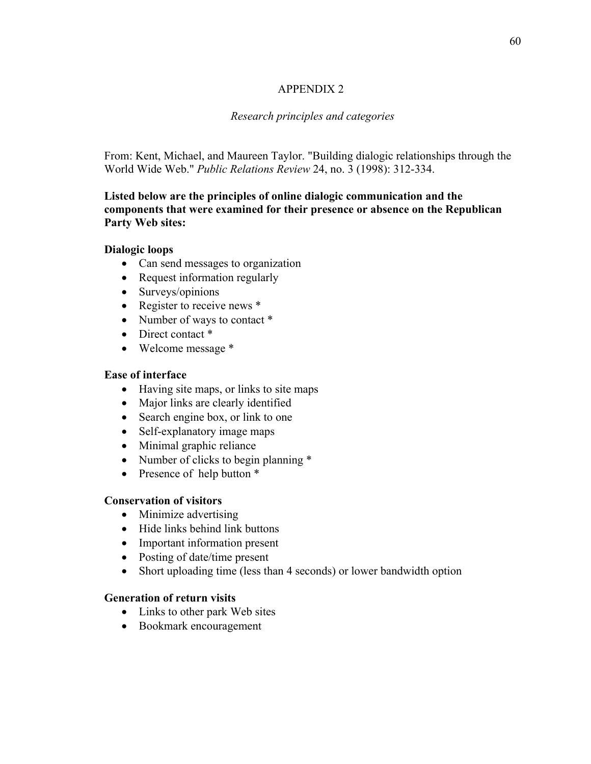# APPENDIX 2

*Research principles and categories*

From: Kent, Michael, and Maureen Taylor. "Building dialogic relationships through the World Wide Web." *Public Relations Review* 24, no. 3 (1998): 312-334.

**Listed below are the principles of online dialogic communication and the components that were examined for their presence or absence on the Republican Party Web sites:**

**Dialogic loops**

- Can send messages to organization
- Request information regularly
- Surveys/opinions
- Register to receive news *
- Number of ways to contact *
- Direct contact *
- Welcome message *

**Ease of interface**

- Having site maps, or links to site maps
- Major links are clearly identified
- Search engine box, or link to one
- Self-explanatory image maps
- Minimal graphic reliance
- Number of clicks to begin planning *
- Presence of help button *

**Conservation of visitors**

- Minimize advertising
- Hide links behind link buttons
- Important information present
- Posting of date/time present
- Short uploading time (less than 4 seconds) or lower bandwidth option

**Generation of return visits**

- Links to other park Web sites
- Bookmark encouragement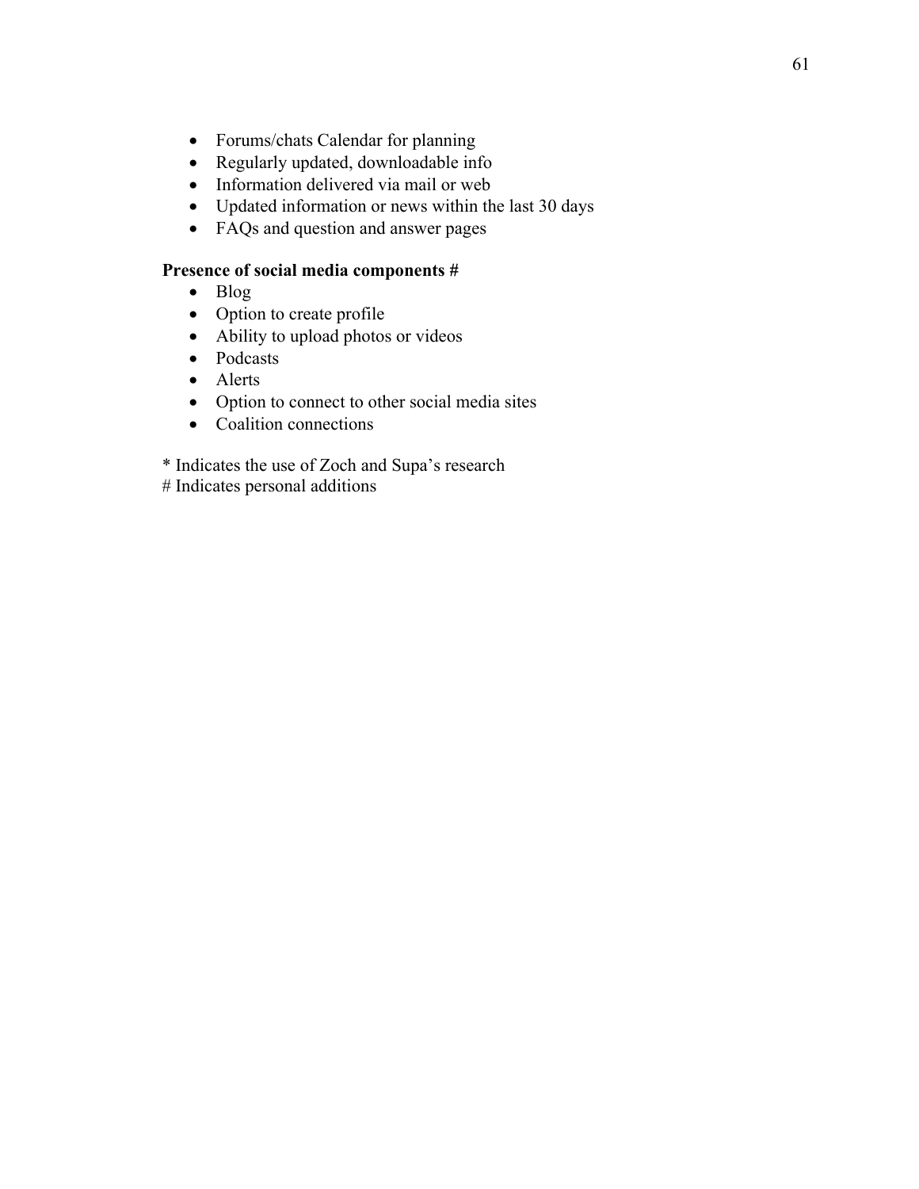- Forums/chats Calendar for planning
- Regularly updated, downloadable info
- Information delivered via mail or web
- Updated information or news within the last 30 days
- FAQs and question and answer pages

**Presence of social media components #**

- Blog
- Option to create profile
- Ability to upload photos or videos
- Podcasts
- Alerts
- Option to connect to other social media sites
- Coalition connections

* Indicates the use of Zoch and Supa's research

# Indicates personal additions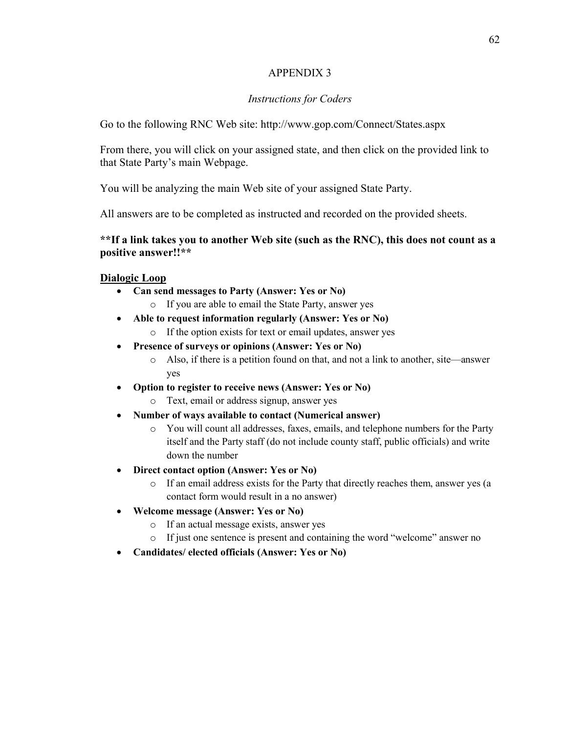# APPENDIX 3

*Instructions for Coders*

Go to the following RNC Web site: http://www.gop.com/Connect/States.aspx

From there, you will click on your assigned state, and then click on the provided link to that State Party's main Webpage.

You will be analyzing the main Web site of your assigned State Party.

All answers are to be completed as instructed and recorded on the provided sheets.

**\*\*If a link takes you to another Web site (such as the RNC), this does not count as a positive answer!!\*\***

**<u>Dialogic Loop</u>**

- **Can send messages to Party (Answer: Yes or No)**
  - If you are able to email the State Party, answer yes
- **Able to request information regularly (Answer: Yes or No)**
  - If the option exists for text or email updates, answer yes
- **Presence of surveys or opinions (Answer: Yes or No)**
  - Also, if there is a petition found on that, and not a link to another, site—answer yes
- **Option to register to receive news (Answer: Yes or No)**
  - Text, email or address signup, answer yes
- **Number of ways available to contact (Numerical answer)**
  - You will count all addresses, faxes, emails, and telephone numbers for the Party itself and the Party staff (do not include county staff, public officials) and write down the number
- **Direct contact option (Answer: Yes or No)**
  - If an email address exists for the Party that directly reaches them, answer yes (a contact form would result in a no answer)
- **Welcome message (Answer: Yes or No)**
  - If an actual message exists, answer yes
  - If just one sentence is present and containing the word "welcome" answer no
- **Candidates/ elected officials (Answer: Yes or No)**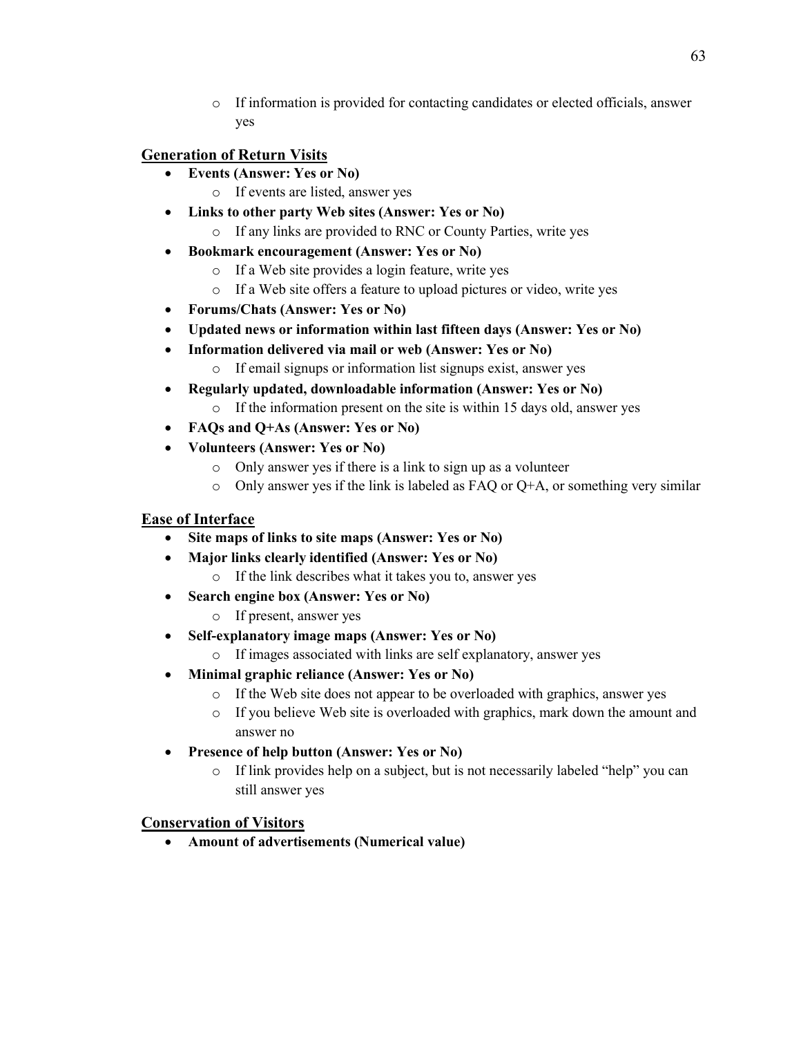- If information is provided for contacting candidates or elected officials, answer yes

## Generation of Return Visits

- **Events (Answer: Yes or No)**
  - If events are listed, answer yes
- **Links to other party Web sites (Answer: Yes or No)**
  - If any links are provided to RNC or County Parties, write yes
- **Bookmark encouragement (Answer: Yes or No)**
  - If a Web site provides a login feature, write yes
  - If a Web site offers a feature to upload pictures or video, write yes
- **Forums/Chats (Answer: Yes or No)**
- **Updated news or information within last fifteen days (Answer: Yes or No)**
- **Information delivered via mail or web (Answer: Yes or No)**
  - If email signups or information list signups exist, answer yes
- **Regularly updated, downloadable information (Answer: Yes or No)**
  - If the information present on the site is within 15 days old, answer yes
- **FAQs and Q+As (Answer: Yes or No)**
- **Volunteers (Answer: Yes or No)**
  - Only answer yes if there is a link to sign up as a volunteer
  - Only answer yes if the link is labeled as FAQ or Q+A, or something very similar

## Ease of Interface

- **Site maps of links to site maps (Answer: Yes or No)**
- **Major links clearly identified (Answer: Yes or No)**
  - If the link describes what it takes you to, answer yes
- **Search engine box (Answer: Yes or No)**
  - If present, answer yes
- **Self-explanatory image maps (Answer: Yes or No)**
  - If images associated with links are self explanatory, answer yes
- **Minimal graphic reliance (Answer: Yes or No)**
  - If the Web site does not appear to be overloaded with graphics, answer yes
  - If you believe Web site is overloaded with graphics, mark down the amount and answer no
- **Presence of help button (Answer: Yes or No)**
  - If link provides help on a subject, but is not necessarily labeled "help" you can still answer yes

## Conservation of Visitors

- **Amount of advertisements (Numerical value)**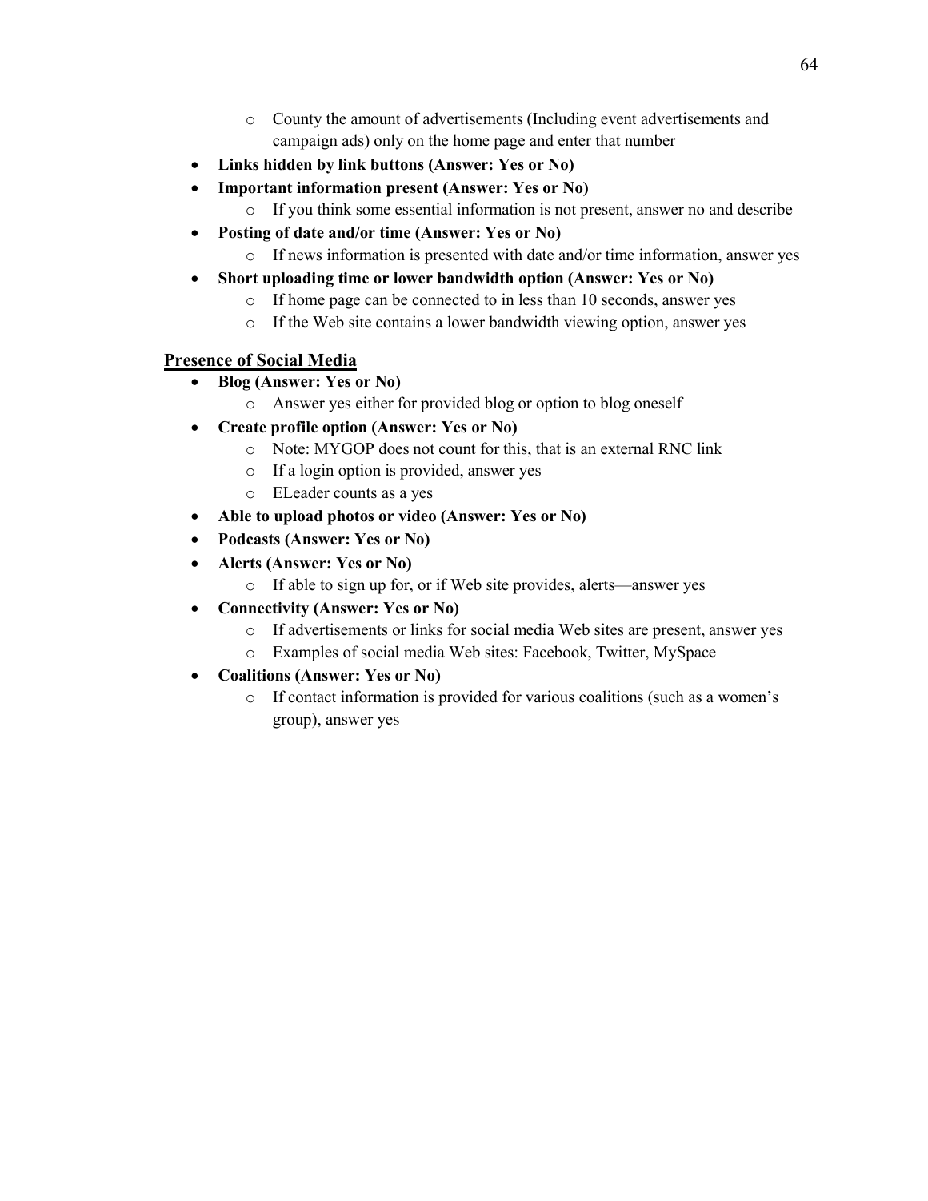- County the amount of advertisements (Including event advertisements and campaign ads) only on the home page and enter that number
- **Links hidden by link buttons (Answer: Yes or No)**
- **Important information present (Answer: Yes or No)**
  - If you think some essential information is not present, answer no and describe
- **Posting of date and/or time (Answer: Yes or No)**
  - If news information is presented with date and/or time information, answer yes
- **Short uploading time or lower bandwidth option (Answer: Yes or No)**
  - If home page can be connected to in less than 10 seconds, answer yes
  - If the Web site contains a lower bandwidth viewing option, answer yes

## Presence of Social Media

- **Blog (Answer: Yes or No)**
  - Answer yes either for provided blog or option to blog oneself
- **Create profile option (Answer: Yes or No)**
  - Note: MYGOP does not count for this, that is an external RNC link
  - If a login option is provided, answer yes
  - ELeader counts as a yes
- **Able to upload photos or video (Answer: Yes or No)**
- **Podcasts (Answer: Yes or No)**
- **Alerts (Answer: Yes or No)**
  - If able to sign up for, or if Web site provides, alerts—answer yes
- **Connectivity (Answer: Yes or No)**
  - If advertisements or links for social media Web sites are present, answer yes
  - Examples of social media Web sites: Facebook, Twitter, MySpace
- **Coalitions (Answer: Yes or No)**
  - If contact information is provided for various coalitions (such as a women's group), answer yes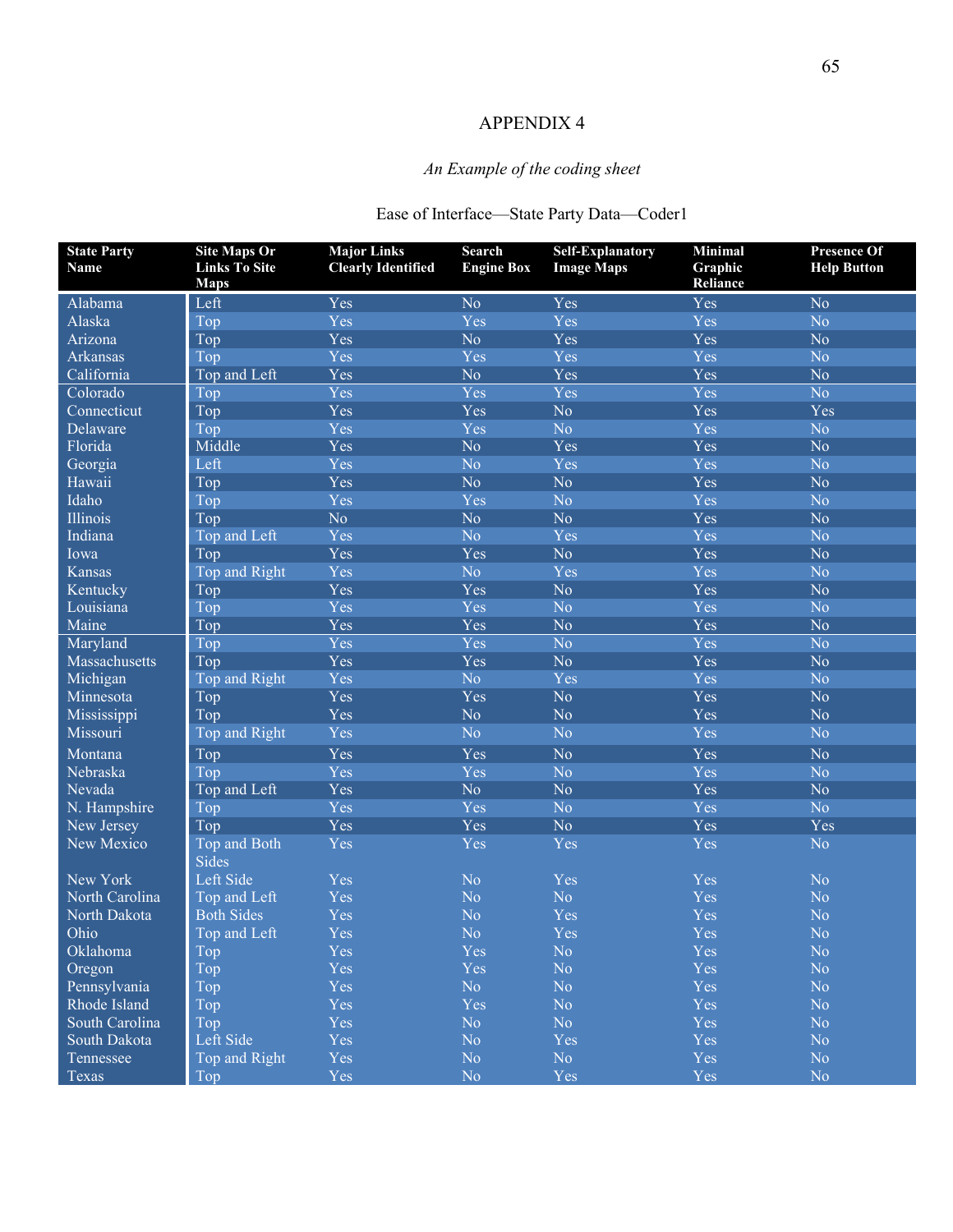# APPENDIX 4

*An Example of the coding sheet*

Ease of Interface—State Party Data—Coder1

| State Party Name | Site Maps Or Links To Site Maps | Major Links Clearly Identified | Search Engine Box | Self-Explanatory Image Maps | Minimal Graphic Reliance | Presence Of Help Button |
|---|---|---|---|---|---|---|
| Alabama | Left | Yes | No | Yes | Yes | No |
| Alaska | Top | Yes | Yes | Yes | Yes | No |
| Arizona | Top | Yes | No | Yes | Yes | No |
| Arkansas | Top | Yes | Yes | Yes | Yes | No |
| California | Top and Left | Yes | No | Yes | Yes | No |
| Colorado | Top | Yes | Yes | Yes | Yes | No |
| Connecticut | Top | Yes | Yes | No | Yes | Yes |
| Delaware | Top | Yes | Yes | No | Yes | No |
| Florida | Middle | Yes | No | Yes | Yes | No |
| Georgia | Left | Yes | No | Yes | Yes | No |
| Hawaii | Top | Yes | No | No | Yes | No |
| Idaho | Top | Yes | Yes | No | Yes | No |
| Illinois | Top | No | No | No | Yes | No |
| Indiana | Top and Left | Yes | No | Yes | Yes | No |
| Iowa | Top | Yes | Yes | No | Yes | No |
| Kansas | Top and Right | Yes | No | Yes | Yes | No |
| Kentucky | Top | Yes | Yes | No | Yes | No |
| Louisiana | Top | Yes | Yes | No | Yes | No |
| Maine | Top | Yes | Yes | No | Yes | No |
| Maryland | Top | Yes | Yes | No | Yes | No |
| Massachusetts | Top | Yes | Yes | No | Yes | No |
| Michigan | Top and Right | Yes | No | Yes | Yes | No |
| Minnesota | Top | Yes | Yes | No | Yes | No |
| Mississippi | Top | Yes | No | No | Yes | No |
| Missouri | Top and Right | Yes | No | No | Yes | No |
| Montana | Top | Yes | Yes | No | Yes | No |
| Nebraska | Top | Yes | Yes | No | Yes | No |
| Nevada | Top and Left | Yes | No | No | Yes | No |
| N. Hampshire | Top | Yes | Yes | No | Yes | No |
| New Jersey | Top | Yes | Yes | No | Yes | Yes |
| New Mexico | Top and Both Sides | Yes | Yes | Yes | Yes | No |
| New York | Left Side | Yes | No | Yes | Yes | No |
| North Carolina | Top and Left | Yes | No | No | Yes | No |
| North Dakota | Both Sides | Yes | No | Yes | Yes | No |
| Ohio | Top and Left | Yes | No | Yes | Yes | No |
| Oklahoma | Top | Yes | Yes | No | Yes | No |
| Oregon | Top | Yes | Yes | No | Yes | No |
| Pennsylvania | Top | Yes | No | No | Yes | No |
| Rhode Island | Top | Yes | Yes | No | Yes | No |
| South Carolina | Top | Yes | No | No | Yes | No |
| South Dakota | Left Side | Yes | No | Yes | Yes | No |
| Tennessee | Top and Right | Yes | No | No | Yes | No |
| Texas | Top | Yes | No | Yes | Yes | No |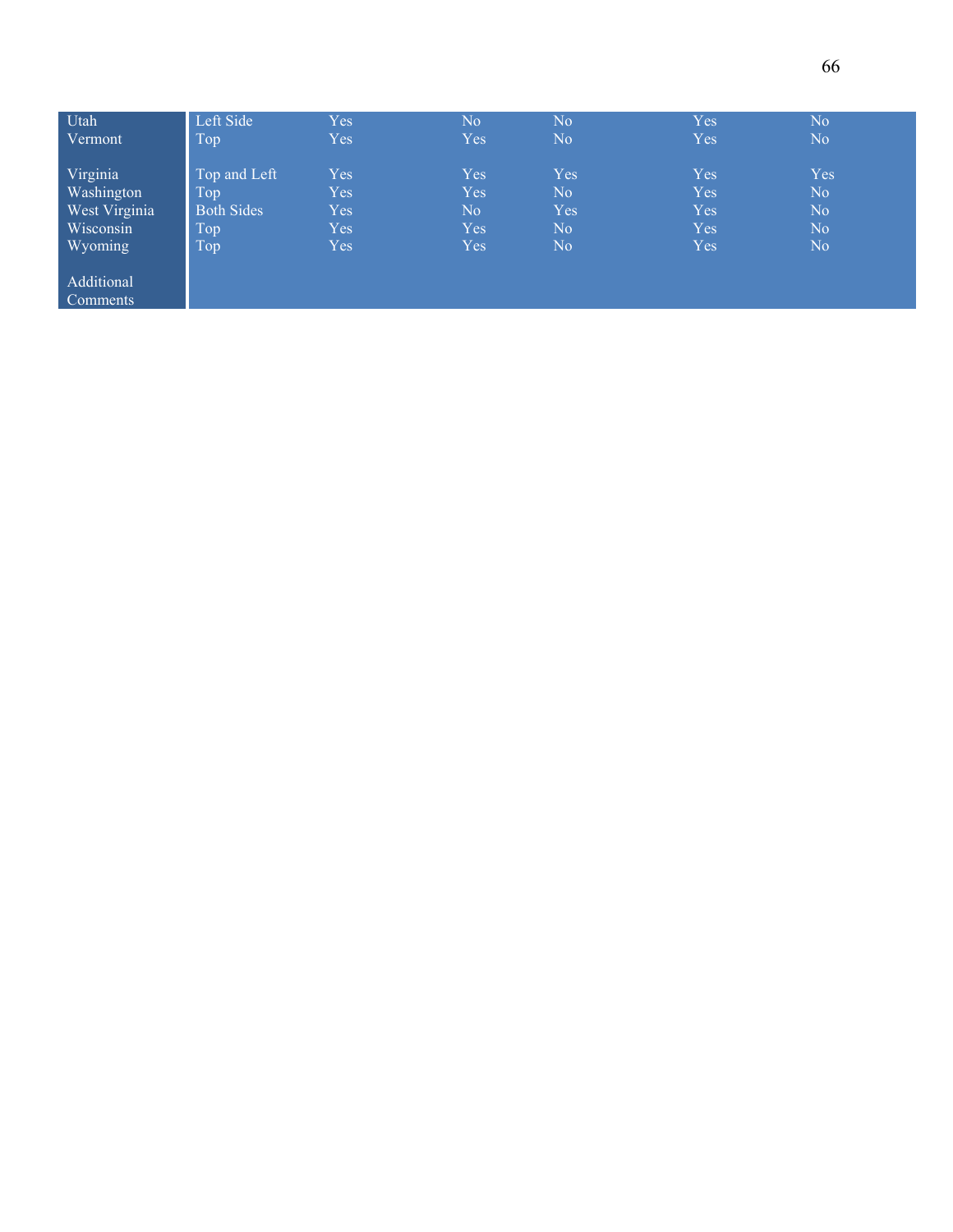| | | | | | | |
|---|---|---|---|---|---|---|
| Utah | Left Side | Yes | No | No | Yes | No |
| Vermont | Top | Yes | Yes | No | Yes | No |
| Virginia | Top and Left | Yes | Yes | Yes | Yes | Yes |
| Washington | Top | Yes | Yes | No | Yes | No |
| West Virginia | Both Sides | Yes | No | Yes | Yes | No |
| Wisconsin | Top | Yes | Yes | No | Yes | No |
| Wyoming | Top | Yes | Yes | No | Yes | No |
| Additional Comments | | | | | | |